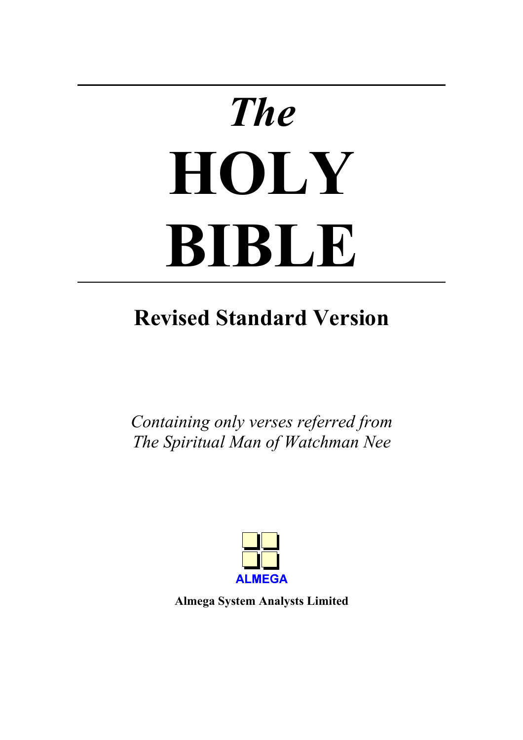# *The* HOLY BIBLE

## Revised Standard Version

*Containing only verses referred from The Spiritual Man of Watchman Nee*

ALMEGA

**Almega System Analysts Limited**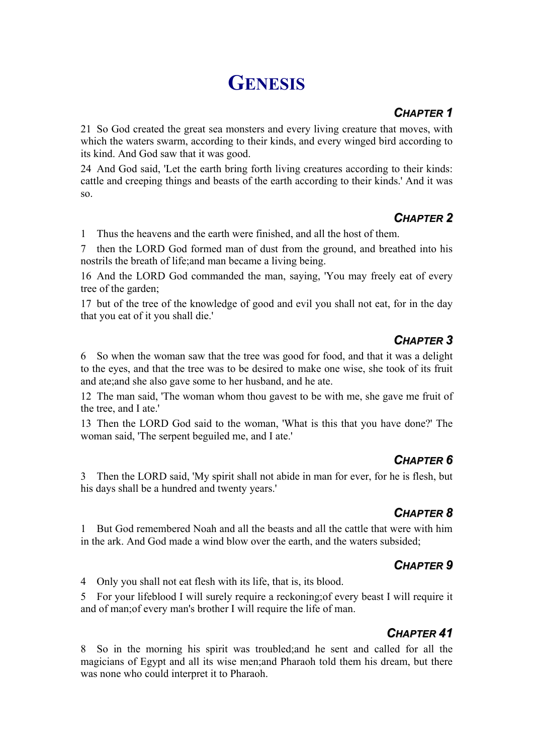# GENESIS

## CHAPTER 1

21 So God created the great sea monsters and every living creature that moves, with which the waters swarm, according to their kinds, and every winged bird according to its kind. And God saw that it was good.

24 And God said, 'Let the earth bring forth living creatures according to their kinds: cattle and creeping things and beasts of the earth according to their kinds.' And it was so.

## CHAPTER 2

1 Thus the heavens and the earth were finished, and all the host of them.

7 then the LORD God formed man of dust from the ground, and breathed into his nostrils the breath of life;and man became a living being.

16 And the LORD God commanded the man, saying, 'You may freely eat of every tree of the garden;

17 but of the tree of the knowledge of good and evil you shall not eat, for in the day that you eat of it you shall die.'

## CHAPTER 3

6 So when the woman saw that the tree was good for food, and that it was a delight to the eyes, and that the tree was to be desired to make one wise, she took of its fruit and ate;and she also gave some to her husband, and he ate.

12 The man said, 'The woman whom thou gavest to be with me, she gave me fruit of the tree, and I ate.'

13 Then the LORD God said to the woman, 'What is this that you have done?' The woman said, 'The serpent beguiled me, and I ate.'

## CHAPTER 6

3 Then the LORD said, 'My spirit shall not abide in man for ever, for he is flesh, but his days shall be a hundred and twenty years.'

## CHAPTER 8

1 But God remembered Noah and all the beasts and all the cattle that were with him in the ark. And God made a wind blow over the earth, and the waters subsided;

## CHAPTER 9

4 Only you shall not eat flesh with its life, that is, its blood.

5 For your lifeblood I will surely require a reckoning;of every beast I will require it and of man;of every man's brother I will require the life of man.

## CHAPTER 41

8 So in the morning his spirit was troubled;and he sent and called for all the magicians of Egypt and all its wise men;and Pharaoh told them his dream, but there was none who could interpret it to Pharaoh.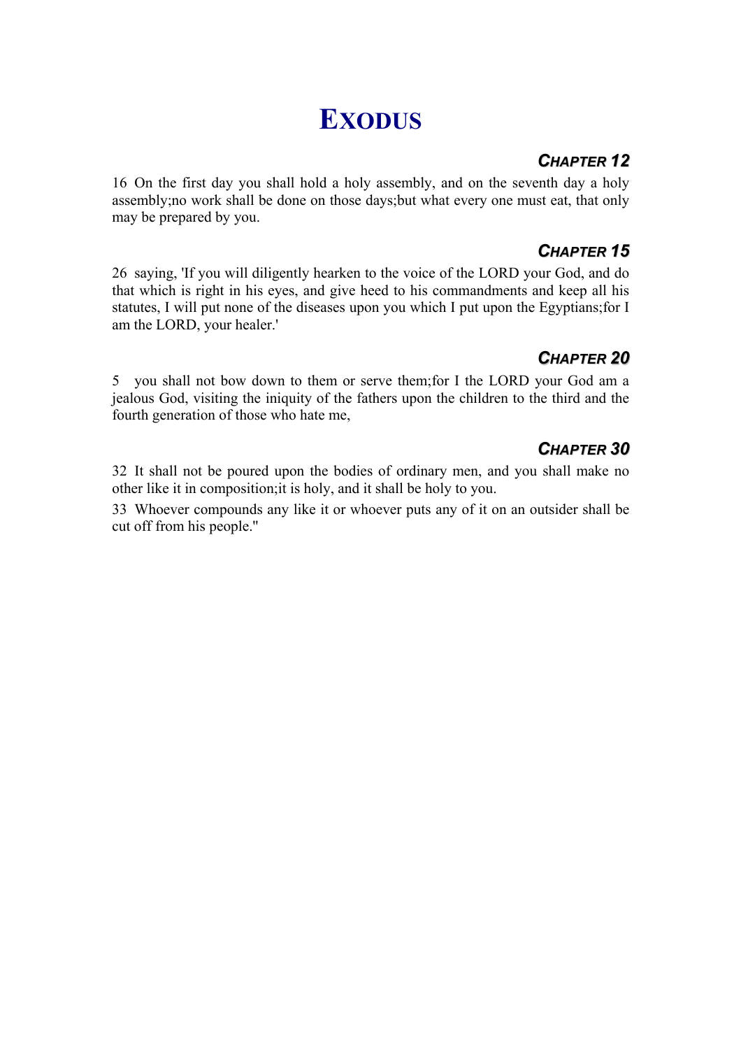# Exodus

### *Chapter 12*

16 On the first day you shall hold a holy assembly, and on the seventh day a holy assembly;no work shall be done on those days;but what every one must eat, that only may be prepared by you.

### *Chapter 15*

26 saying, 'If you will diligently hearken to the voice of the LORD your God, and do that which is right in his eyes, and give heed to his commandments and keep all his statutes, I will put none of the diseases upon you which I put upon the Egyptians;for I am the LORD, your healer.'

### *Chapter 20*

5 you shall not bow down to them or serve them;for I the LORD your God am a jealous God, visiting the iniquity of the fathers upon the children to the third and the fourth generation of those who hate me,

### *Chapter 30*

32 It shall not be poured upon the bodies of ordinary men, and you shall make no other like it in composition;it is holy, and it shall be holy to you.

33 Whoever compounds any like it or whoever puts any of it on an outsider shall be cut off from his people."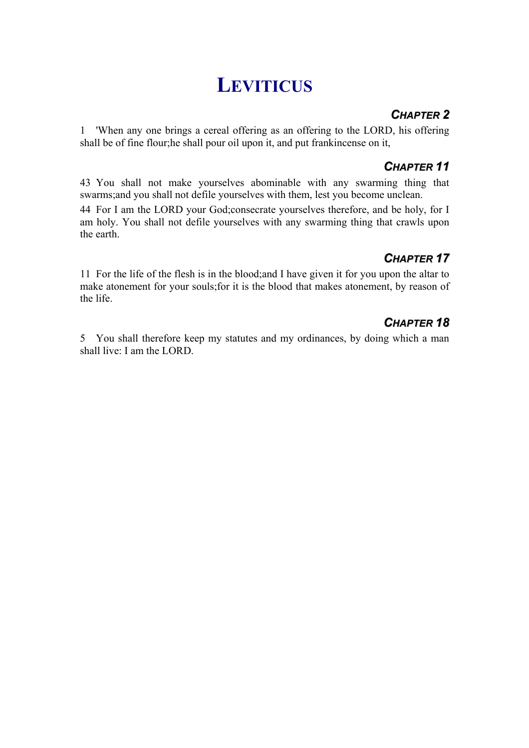# Leviticus

## Chapter 2

1 'When any one brings a cereal offering as an offering to the LORD, his offering shall be of fine flour;he shall pour oil upon it, and put frankincense on it,

## Chapter 11

43 You shall not make yourselves abominable with any swarming thing that swarms;and you shall not defile yourselves with them, lest you become unclean.

44 For I am the LORD your God;consecrate yourselves therefore, and be holy, for I am holy. You shall not defile yourselves with any swarming thing that crawls upon the earth.

## Chapter 17

11 For the life of the flesh is in the blood;and I have given it for you upon the altar to make atonement for your souls;for it is the blood that makes atonement, by reason of the life.

## Chapter 18

5 You shall therefore keep my statutes and my ordinances, by doing which a man shall live: I am the LORD.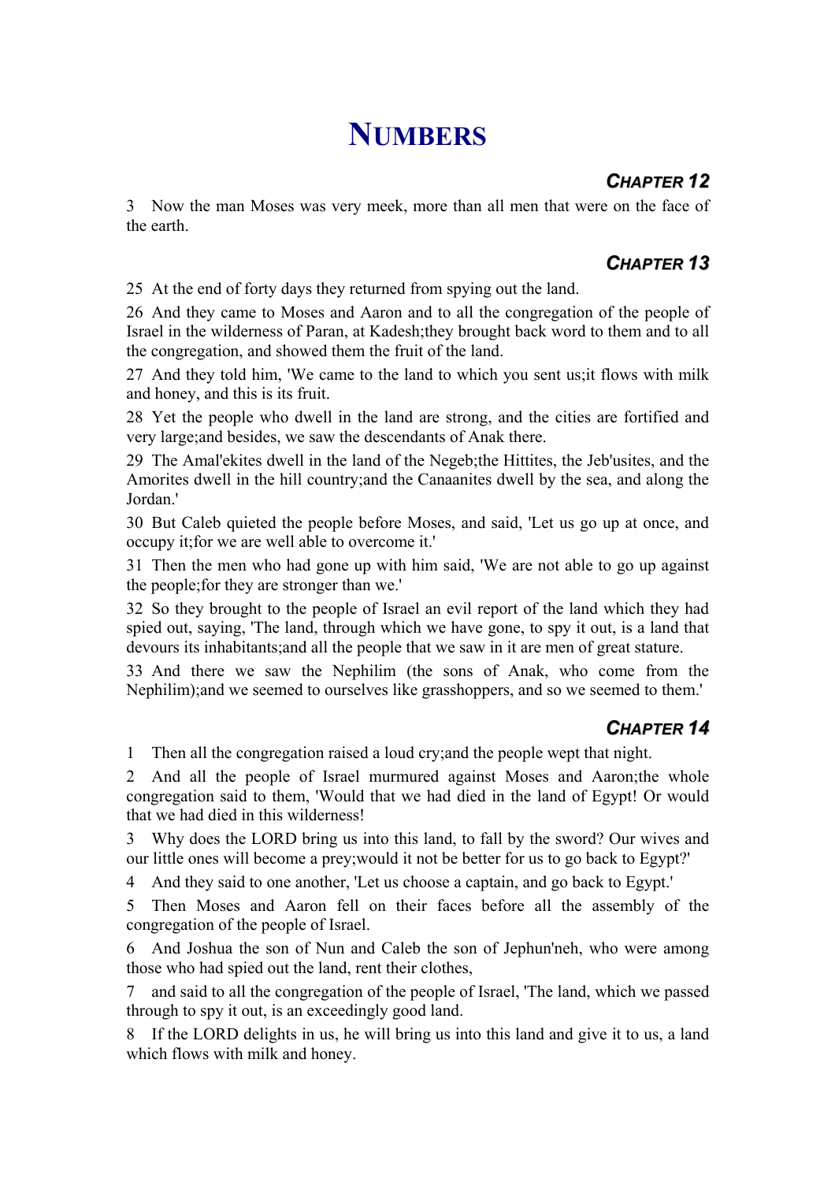# Numbers

## Chapter 12

3 Now the man Moses was very meek, more than all men that were on the face of the earth.

## Chapter 13

25 At the end of forty days they returned from spying out the land.

26 And they came to Moses and Aaron and to all the congregation of the people of Israel in the wilderness of Paran, at Kadesh;they brought back word to them and to all the congregation, and showed them the fruit of the land.

27 And they told him, 'We came to the land to which you sent us;it flows with milk and honey, and this is its fruit.

28 Yet the people who dwell in the land are strong, and the cities are fortified and very large;and besides, we saw the descendants of Anak there.

29 The Amal'ekites dwell in the land of the Negeb;the Hittites, the Jeb'usites, and the Amorites dwell in the hill country;and the Canaanites dwell by the sea, and along the Jordan.'

30 But Caleb quieted the people before Moses, and said, 'Let us go up at once, and occupy it;for we are well able to overcome it.'

31 Then the men who had gone up with him said, 'We are not able to go up against the people;for they are stronger than we.'

32 So they brought to the people of Israel an evil report of the land which they had spied out, saying, 'The land, through which we have gone, to spy it out, is a land that devours its inhabitants;and all the people that we saw in it are men of great stature.

33 And there we saw the Nephilim (the sons of Anak, who come from the Nephilim);and we seemed to ourselves like grasshoppers, and so we seemed to them.'

## Chapter 14

1 Then all the congregation raised a loud cry;and the people wept that night.

2 And all the people of Israel murmured against Moses and Aaron;the whole congregation said to them, 'Would that we had died in the land of Egypt! Or would that we had died in this wilderness!

3 Why does the LORD bring us into this land, to fall by the sword? Our wives and our little ones will become a prey;would it not be better for us to go back to Egypt?'

4 And they said to one another, 'Let us choose a captain, and go back to Egypt.'

5 Then Moses and Aaron fell on their faces before all the assembly of the congregation of the people of Israel.

6 And Joshua the son of Nun and Caleb the son of Jephun'neh, who were among those who had spied out the land, rent their clothes,

7 and said to all the congregation of the people of Israel, 'The land, which we passed through to spy it out, is an exceedingly good land.

8 If the LORD delights in us, he will bring us into this land and give it to us, a land which flows with milk and honey.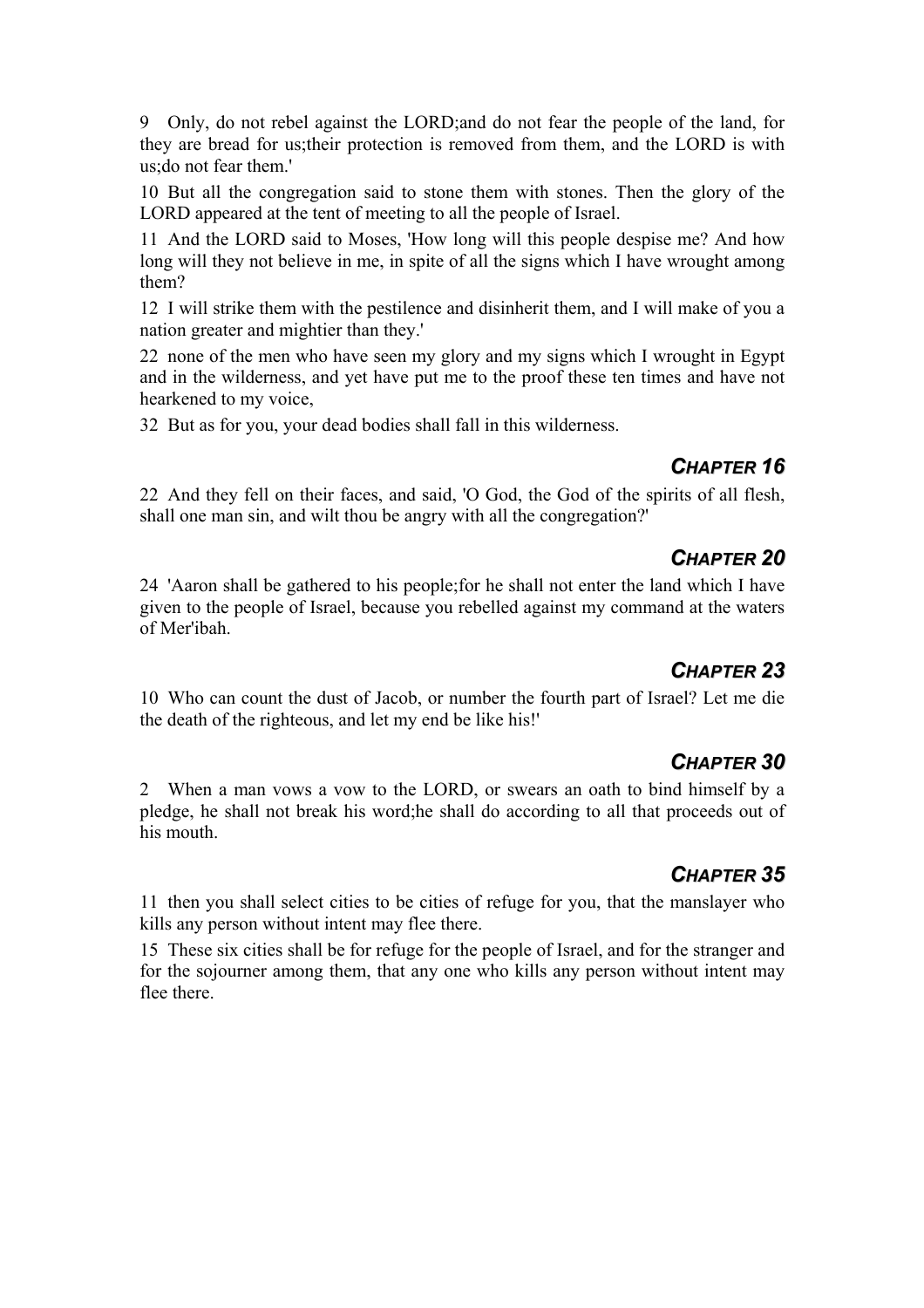9 Only, do not rebel against the LORD;and do not fear the people of the land, for they are bread for us;their protection is removed from them, and the LORD is with us;do not fear them.'

10 But all the congregation said to stone them with stones. Then the glory of the LORD appeared at the tent of meeting to all the people of Israel.

11 And the LORD said to Moses, 'How long will this people despise me? And how long will they not believe in me, in spite of all the signs which I have wrought among them?

12 I will strike them with the pestilence and disinherit them, and I will make of you a nation greater and mightier than they.'

22 none of the men who have seen my glory and my signs which I wrought in Egypt and in the wilderness, and yet have put me to the proof these ten times and have not hearkened to my voice,

32 But as for you, your dead bodies shall fall in this wilderness.

## *CHAPTER 16*

22 And they fell on their faces, and said, 'O God, the God of the spirits of all flesh, shall one man sin, and wilt thou be angry with all the congregation?'

## *CHAPTER 20*

24 'Aaron shall be gathered to his people;for he shall not enter the land which I have given to the people of Israel, because you rebelled against my command at the waters of Mer'ibah.

## *CHAPTER 23*

10 Who can count the dust of Jacob, or number the fourth part of Israel? Let me die the death of the righteous, and let my end be like his!'

## *CHAPTER 30*

2 When a man vows a vow to the LORD, or swears an oath to bind himself by a pledge, he shall not break his word;he shall do according to all that proceeds out of his mouth.

## *CHAPTER 35*

11 then you shall select cities to be cities of refuge for you, that the manslayer who kills any person without intent may flee there.

15 These six cities shall be for refuge for the people of Israel, and for the stranger and for the sojourner among them, that any one who kills any person without intent may flee there.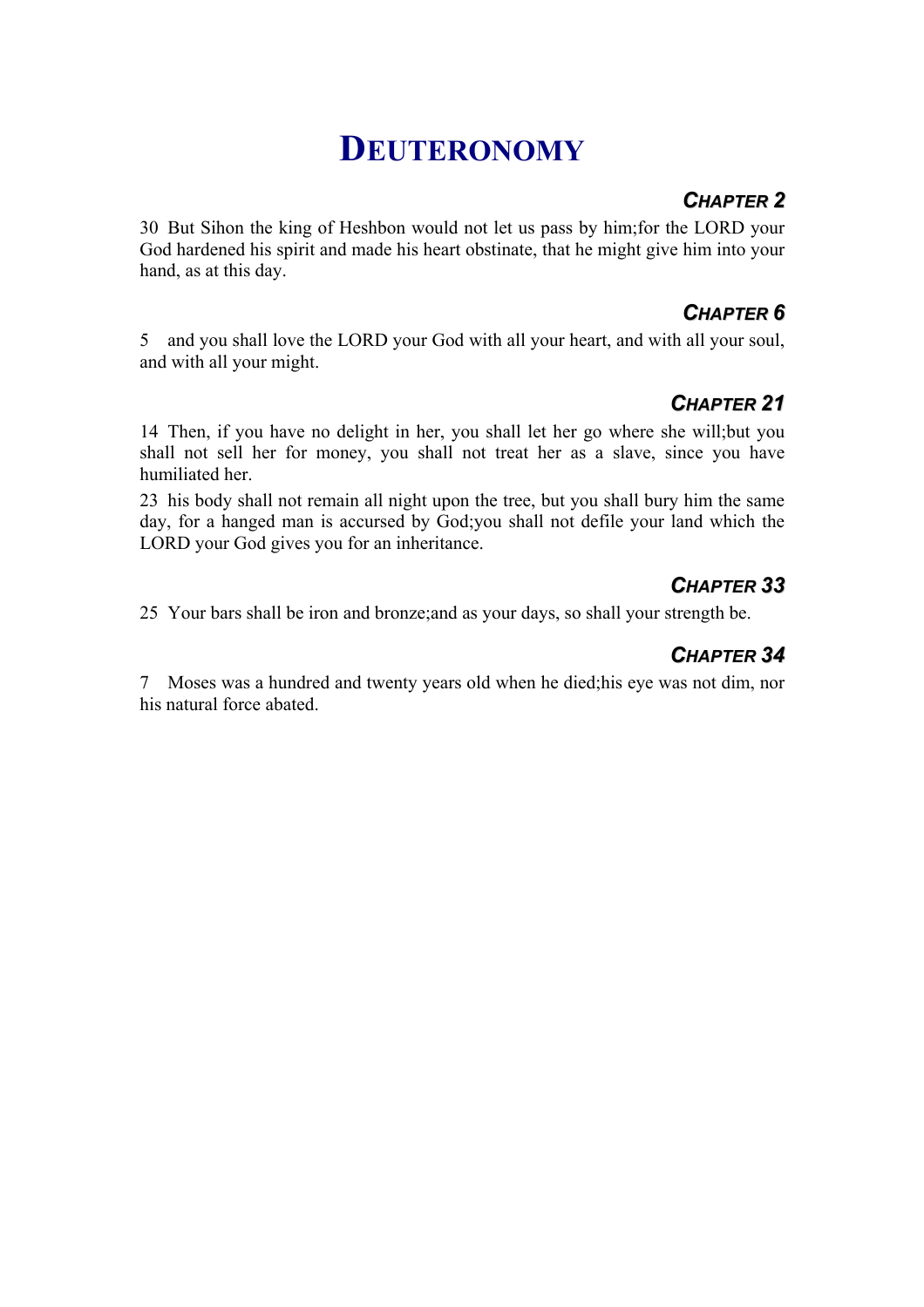# DEUTERONOMY

### *CHAPTER 2*

30 But Sihon the king of Heshbon would not let us pass by him;for the LORD your God hardened his spirit and made his heart obstinate, that he might give him into your hand, as at this day.

### *CHAPTER 6*

5 and you shall love the LORD your God with all your heart, and with all your soul, and with all your might.

### *CHAPTER 21*

14 Then, if you have no delight in her, you shall let her go where she will;but you shall not sell her for money, you shall not treat her as a slave, since you have humiliated her.

23 his body shall not remain all night upon the tree, but you shall bury him the same day, for a hanged man is accursed by God;you shall not defile your land which the LORD your God gives you for an inheritance.

### *CHAPTER 33*

25 Your bars shall be iron and bronze;and as your days, so shall your strength be.

### *CHAPTER 34*

7 Moses was a hundred and twenty years old when he died;his eye was not dim, nor his natural force abated.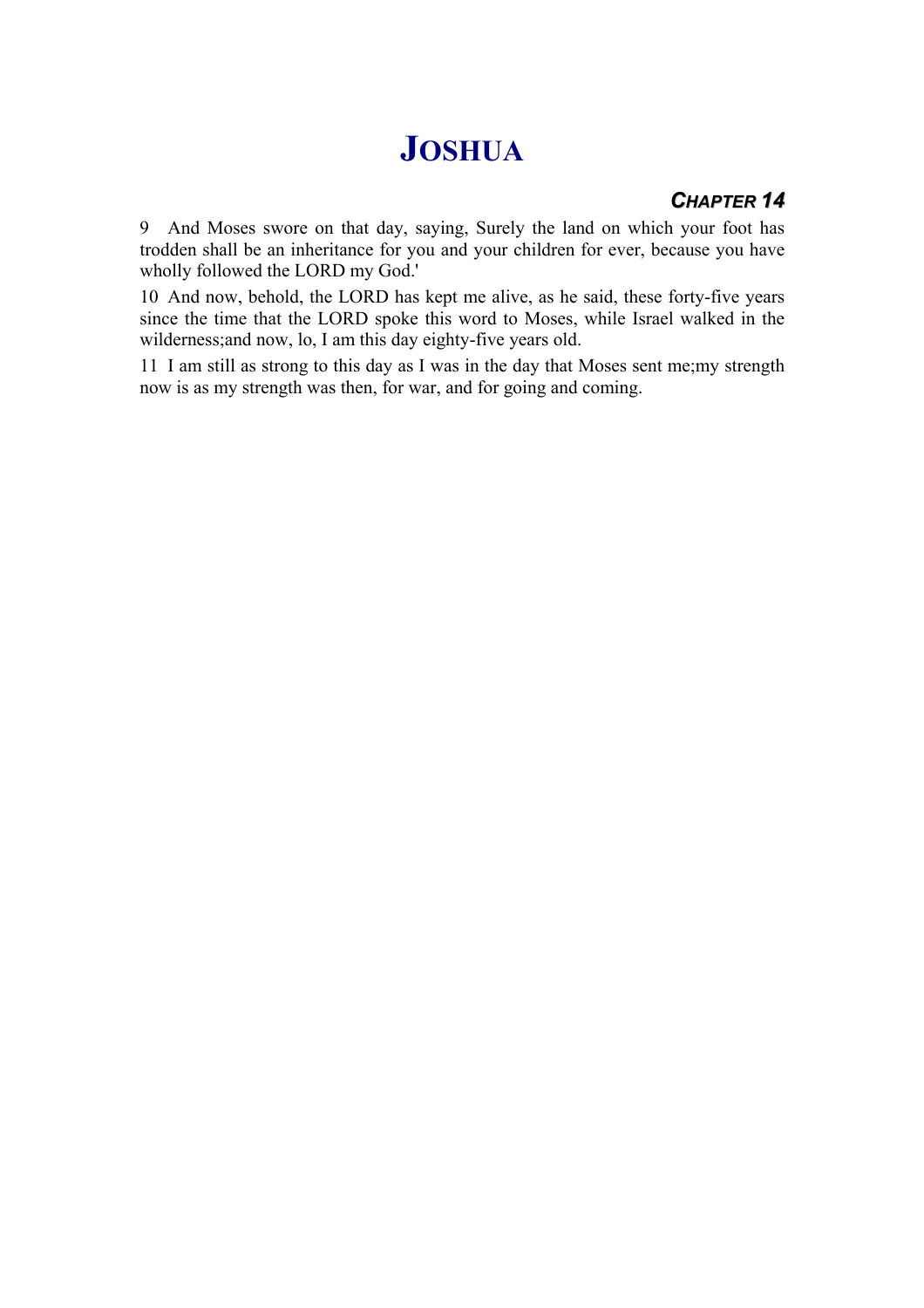# JOSHUA

### *CHAPTER 14*

9 And Moses swore on that day, saying, Surely the land on which your foot has trodden shall be an inheritance for you and your children for ever, because you have wholly followed the LORD my God.'

10 And now, behold, the LORD has kept me alive, as he said, these forty-five years since the time that the LORD spoke this word to Moses, while Israel walked in the wilderness;and now, lo, I am this day eighty-five years old.

11 I am still as strong to this day as I was in the day that Moses sent me;my strength now is as my strength was then, for war, and for going and coming.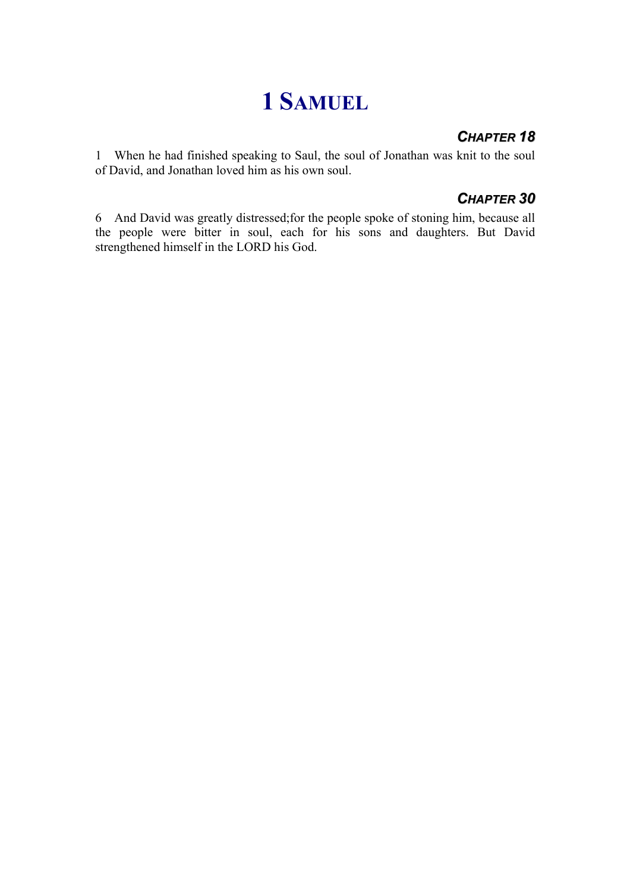# 1 Samuel

## *Chapter 18*

1 When he had finished speaking to Saul, the soul of Jonathan was knit to the soul of David, and Jonathan loved him as his own soul.

## *Chapter 30*

6 And David was greatly distressed;for the people spoke of stoning him, because all the people were bitter in soul, each for his sons and daughters. But David strengthened himself in the LORD his God.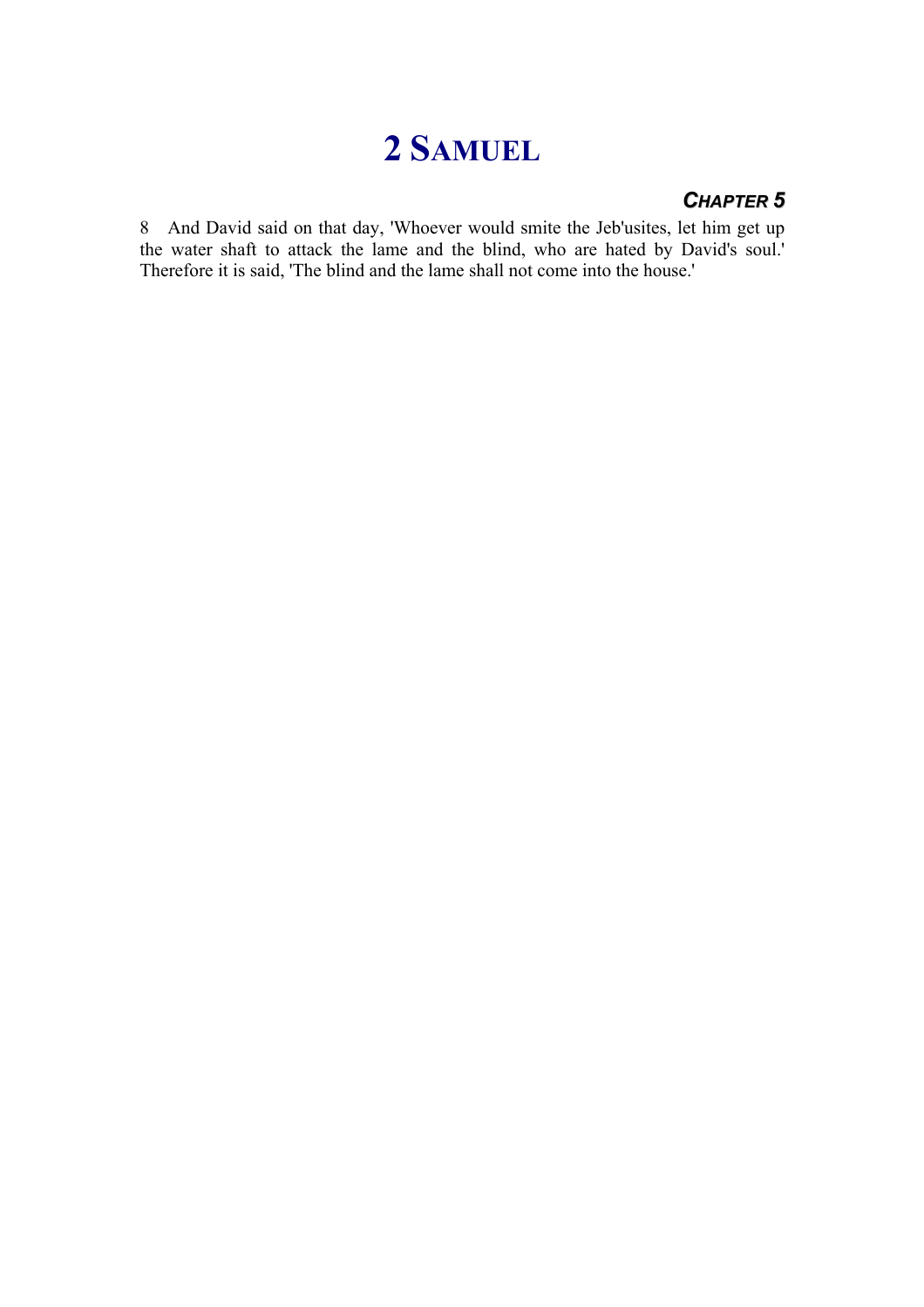# 2 Samuel

### *Chapter 5*

8 And David said on that day, 'Whoever would smite the Jeb'usites, let him get up the water shaft to attack the lame and the blind, who are hated by David's soul.' Therefore it is said, 'The blind and the lame shall not come into the house.'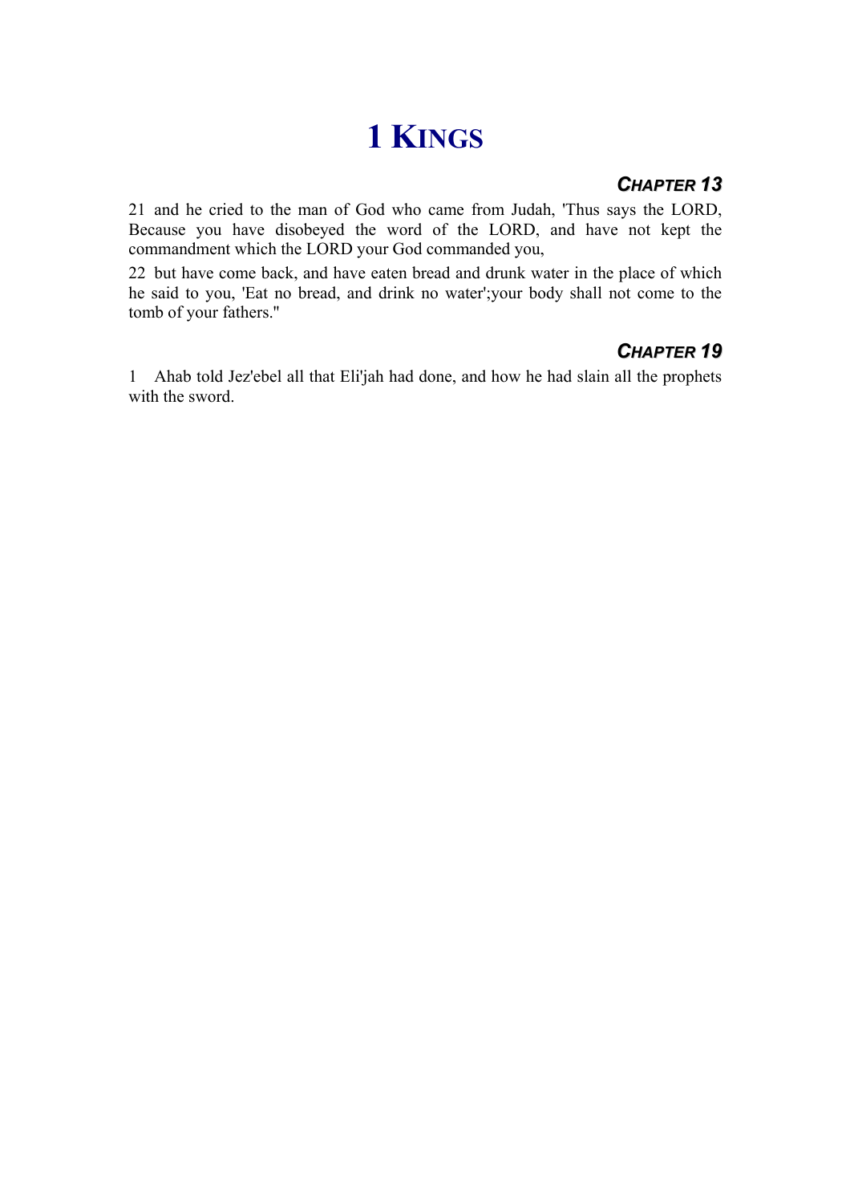# 1 Kings

### *Chapter 13*

21 and he cried to the man of God who came from Judah, 'Thus says the LORD, Because you have disobeyed the word of the LORD, and have not kept the commandment which the LORD your God commanded you,

22 but have come back, and have eaten bread and drunk water in the place of which he said to you, 'Eat no bread, and drink no water';your body shall not come to the tomb of your fathers."

### *Chapter 19*

1 Ahab told Jez'ebel all that Eli'jah had done, and how he had slain all the prophets with the sword.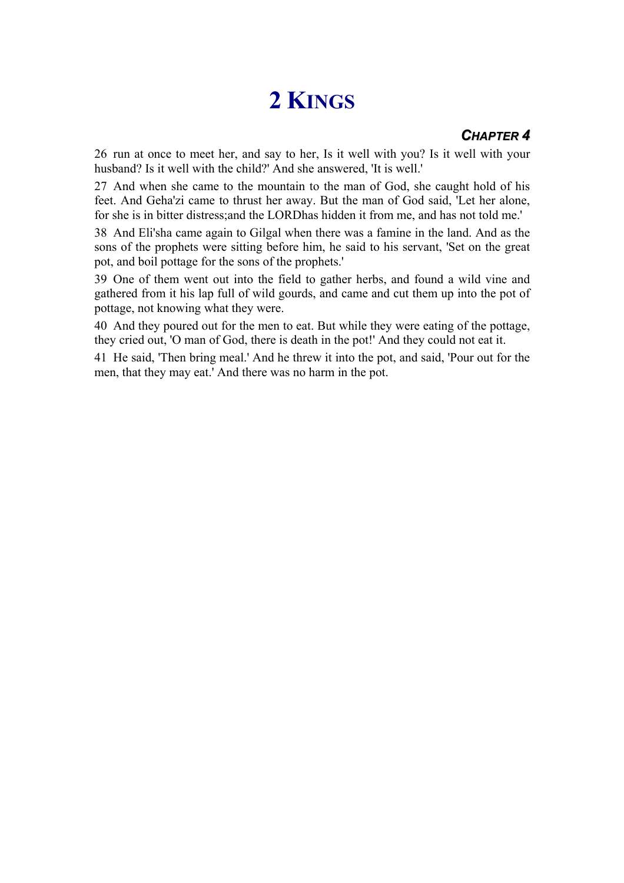# 2 KINGS

### *CHAPTER 4*

26 run at once to meet her, and say to her, Is it well with you? Is it well with your husband? Is it well with the child?' And she answered, 'It is well.'

27 And when she came to the mountain to the man of God, she caught hold of his feet. And Geha'zi came to thrust her away. But the man of God said, 'Let her alone, for she is in bitter distress;and the LORDhas hidden it from me, and has not told me.'

38 And Eli'sha came again to Gilgal when there was a famine in the land. And as the sons of the prophets were sitting before him, he said to his servant, 'Set on the great pot, and boil pottage for the sons of the prophets.'

39 One of them went out into the field to gather herbs, and found a wild vine and gathered from it his lap full of wild gourds, and came and cut them up into the pot of pottage, not knowing what they were.

40 And they poured out for the men to eat. But while they were eating of the pottage, they cried out, 'O man of God, there is death in the pot!' And they could not eat it.

41 He said, 'Then bring meal.' And he threw it into the pot, and said, 'Pour out for the men, that they may eat.' And there was no harm in the pot.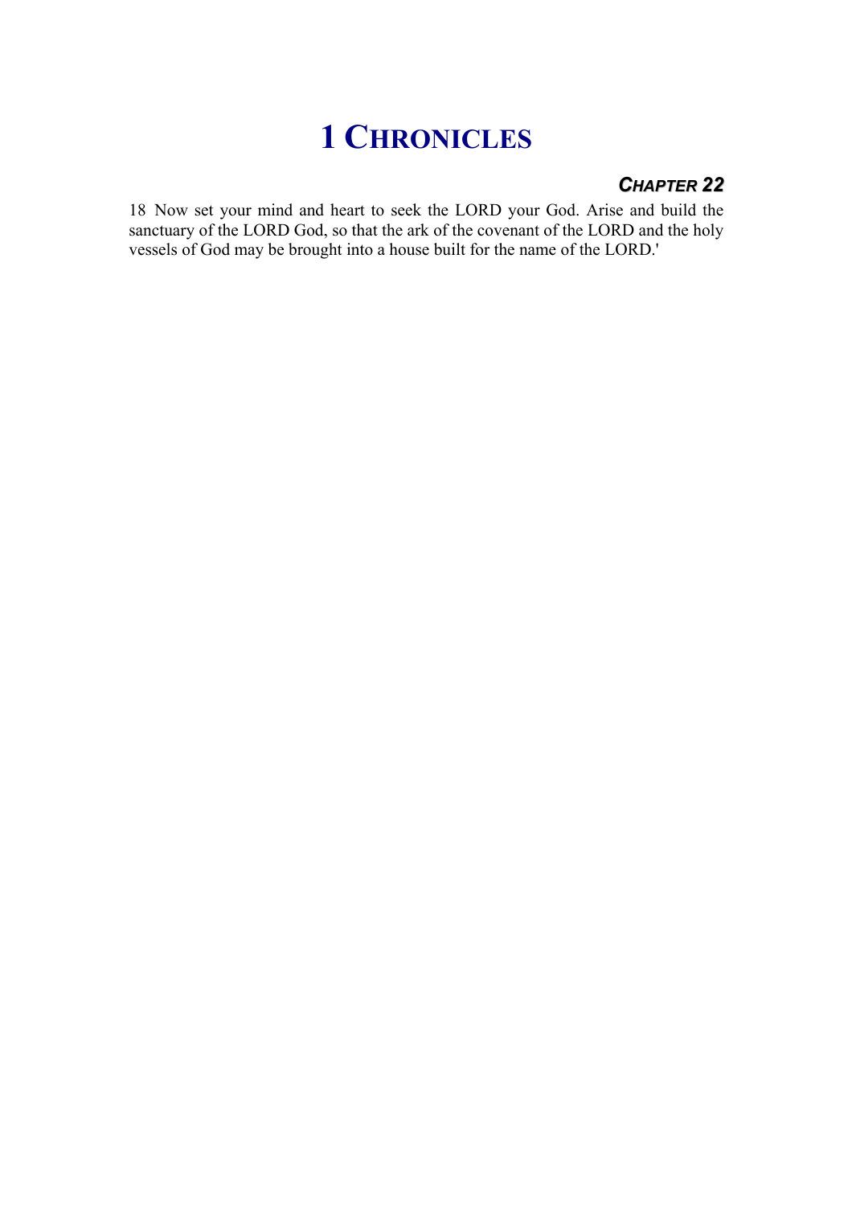# 1 Chronicles

## *Chapter 22*

18 Now set your mind and heart to seek the LORD your God. Arise and build the sanctuary of the LORD God, so that the ark of the covenant of the LORD and the holy vessels of God may be brought into a house built for the name of the LORD.'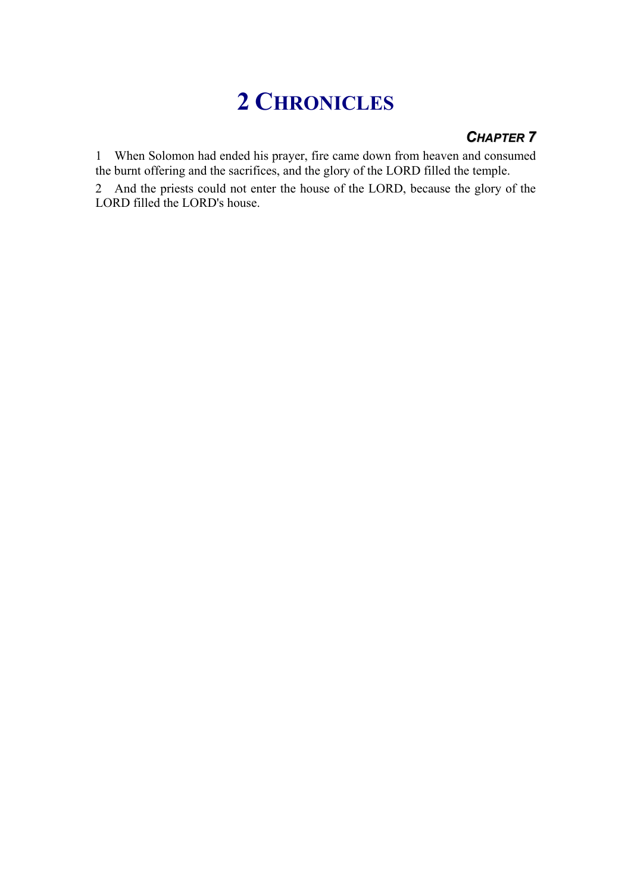# 2 Chronicles

### *Chapter 7*

1 When Solomon had ended his prayer, fire came down from heaven and consumed the burnt offering and the sacrifices, and the glory of the LORD filled the temple.

2 And the priests could not enter the house of the LORD, because the glory of the LORD filled the LORD's house.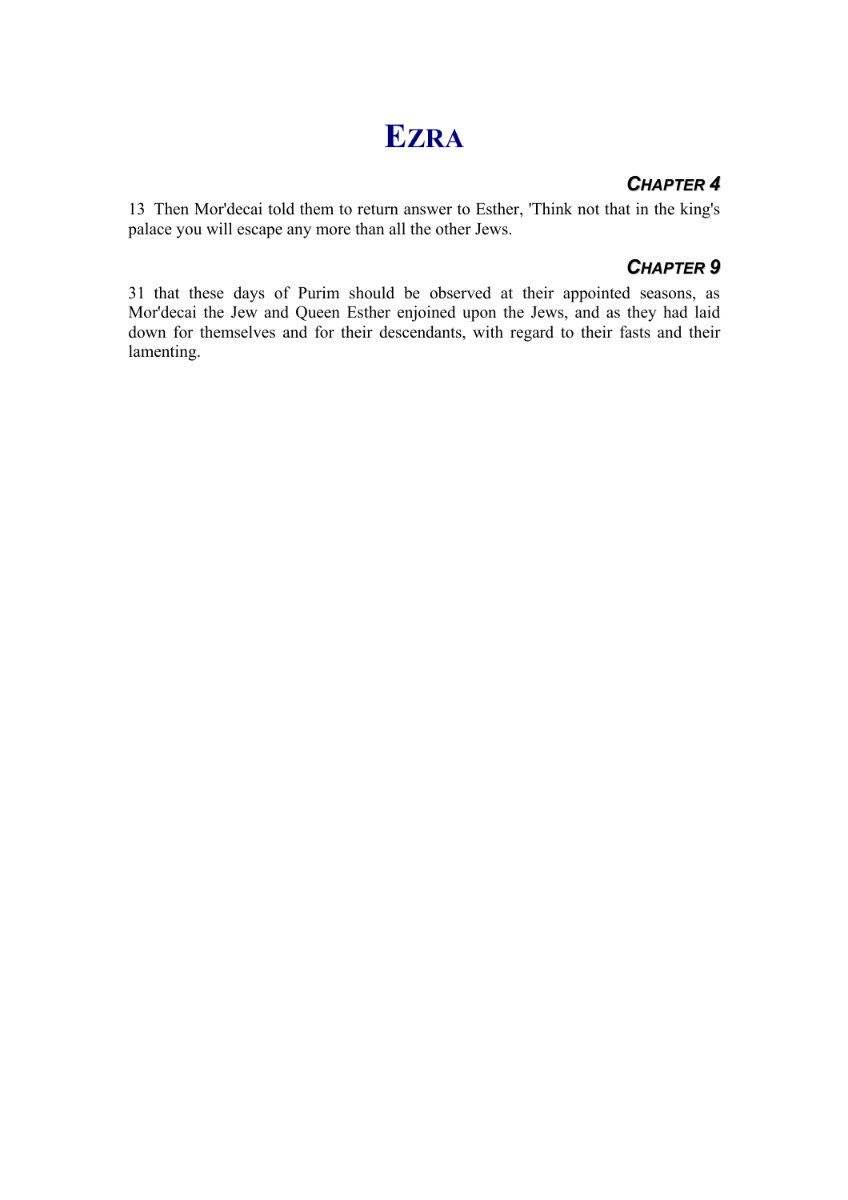# Ezra

### *Chapter 4*

13 Then Mor'decai told them to return answer to Esther, 'Think not that in the king's palace you will escape any more than all the other Jews.

### *Chapter 9*

31 that these days of Purim should be observed at their appointed seasons, as Mor'decai the Jew and Queen Esther enjoined upon the Jews, and as they had laid down for themselves and for their descendants, with regard to their fasts and their lamenting.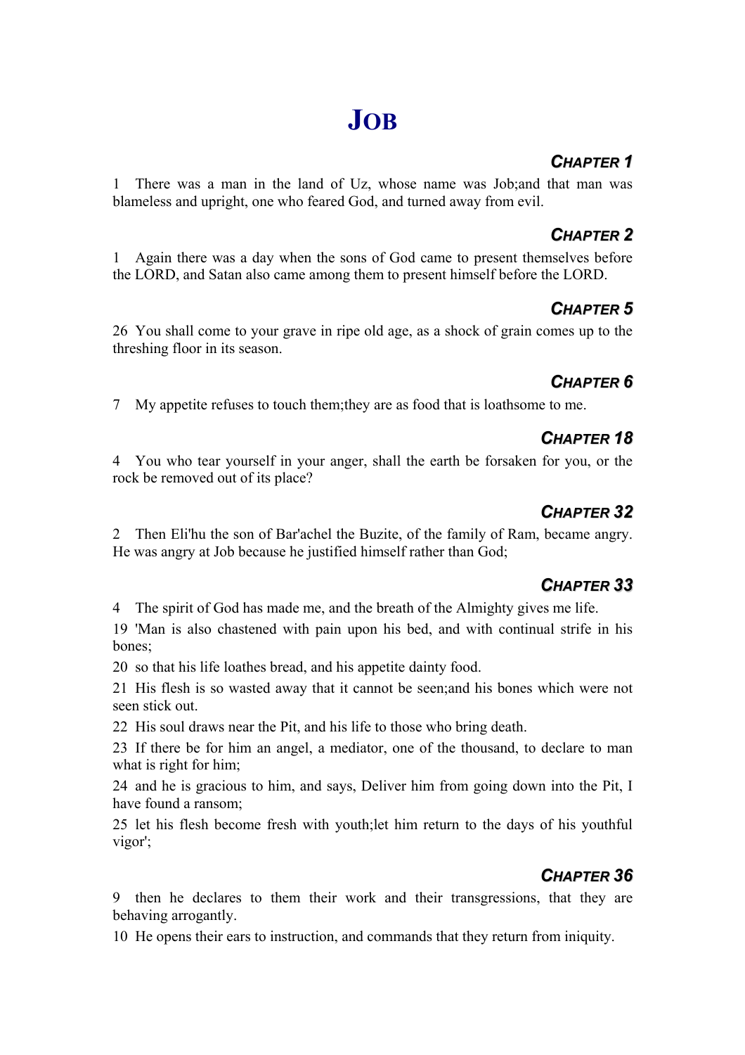# JOB

## CHAPTER 1

1 There was a man in the land of Uz, whose name was Job;and that man was blameless and upright, one who feared God, and turned away from evil.

## CHAPTER 2

1 Again there was a day when the sons of God came to present themselves before the LORD, and Satan also came among them to present himself before the LORD.

## CHAPTER 5

26 You shall come to your grave in ripe old age, as a shock of grain comes up to the threshing floor in its season.

## CHAPTER 6

7 My appetite refuses to touch them;they are as food that is loathsome to me.

## CHAPTER 18

4 You who tear yourself in your anger, shall the earth be forsaken for you, or the rock be removed out of its place?

## CHAPTER 32

2 Then Eli'hu the son of Bar'achel the Buzite, of the family of Ram, became angry. He was angry at Job because he justified himself rather than God;

## CHAPTER 33

4 The spirit of God has made me, and the breath of the Almighty gives me life.

19 'Man is also chastened with pain upon his bed, and with continual strife in his bones;

20 so that his life loathes bread, and his appetite dainty food.

21 His flesh is so wasted away that it cannot be seen;and his bones which were not seen stick out.

22 His soul draws near the Pit, and his life to those who bring death.

23 If there be for him an angel, a mediator, one of the thousand, to declare to man what is right for him;

24 and he is gracious to him, and says, Deliver him from going down into the Pit, I have found a ransom;

25 let his flesh become fresh with youth;let him return to the days of his youthful vigor';

## CHAPTER 36

9 then he declares to them their work and their transgressions, that they are behaving arrogantly.

10 He opens their ears to instruction, and commands that they return from iniquity.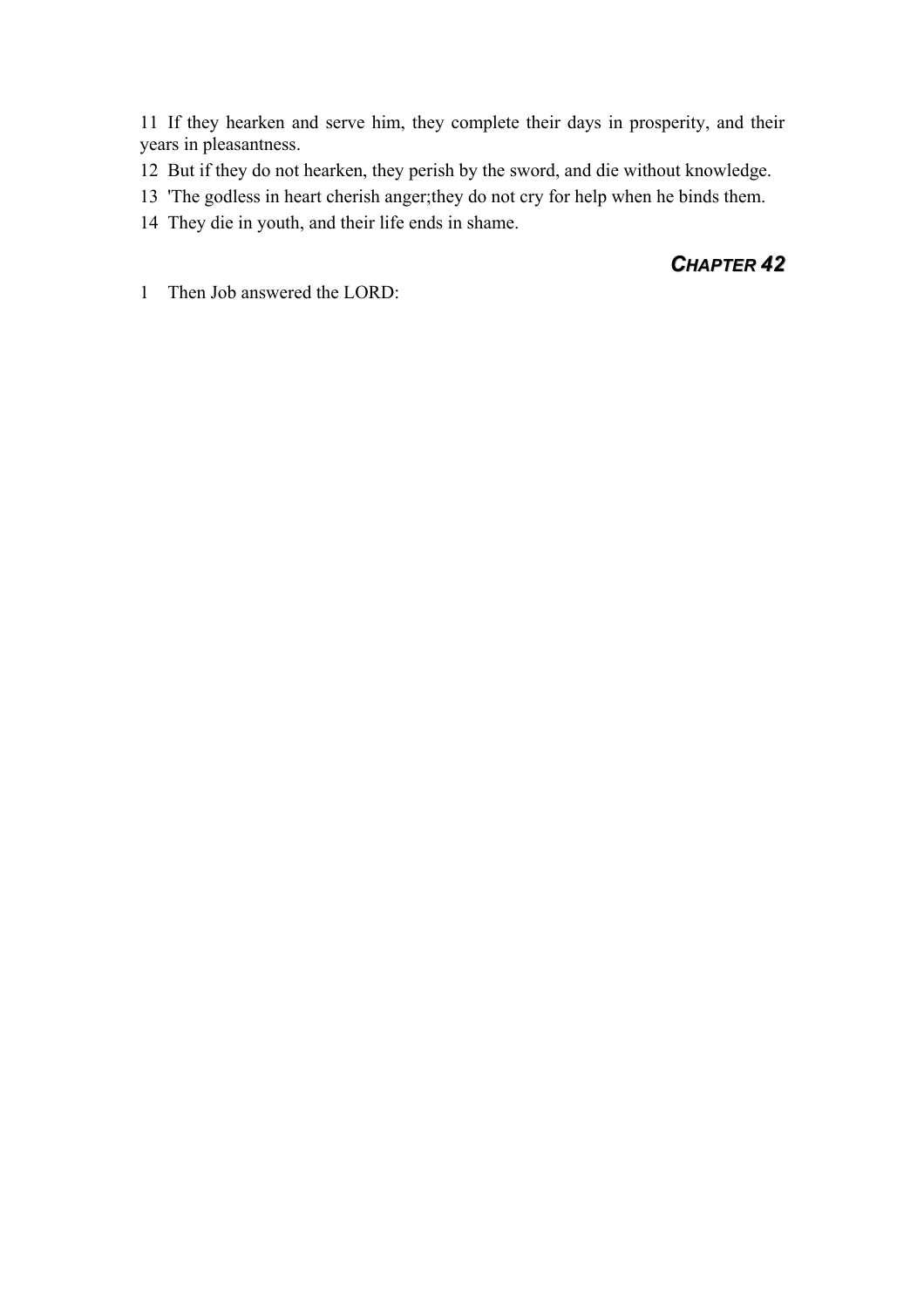11 If they hearken and serve him, they complete their days in prosperity, and their years in pleasantness.

12 But if they do not hearken, they perish by the sword, and die without knowledge.

13 'The godless in heart cherish anger;they do not cry for help when he binds them.

14 They die in youth, and their life ends in shame.

## *CHAPTER 42*

1 Then Job answered the LORD: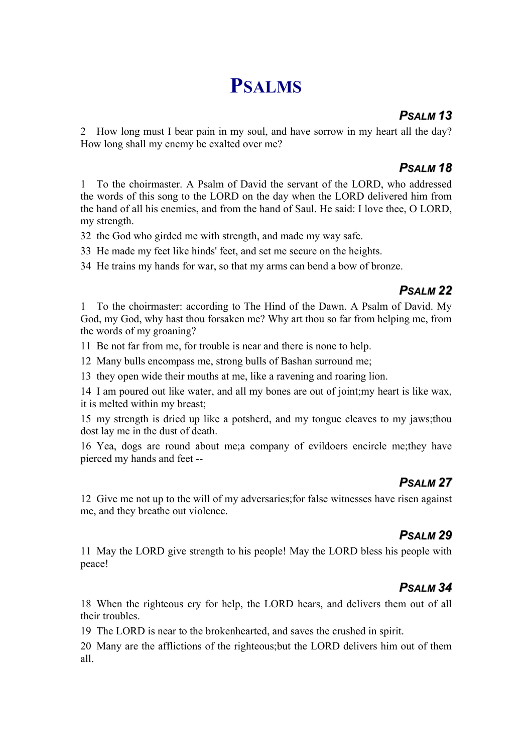# PSALMS

## PSALM 13

2 How long must I bear pain in my soul, and have sorrow in my heart all the day? How long shall my enemy be exalted over me?

## PSALM 18

1 To the choirmaster. A Psalm of David the servant of the LORD, who addressed the words of this song to the LORD on the day when the LORD delivered him from the hand of all his enemies, and from the hand of Saul. He said: I love thee, O LORD, my strength.

32 the God who girded me with strength, and made my way safe.

33 He made my feet like hinds' feet, and set me secure on the heights.

34 He trains my hands for war, so that my arms can bend a bow of bronze.

## PSALM 22

1 To the choirmaster: according to The Hind of the Dawn. A Psalm of David. My God, my God, why hast thou forsaken me? Why art thou so far from helping me, from the words of my groaning?

11 Be not far from me, for trouble is near and there is none to help.

12 Many bulls encompass me, strong bulls of Bashan surround me;

13 they open wide their mouths at me, like a ravening and roaring lion.

14 I am poured out like water, and all my bones are out of joint;my heart is like wax, it is melted within my breast;

15 my strength is dried up like a potsherd, and my tongue cleaves to my jaws;thou dost lay me in the dust of death.

16 Yea, dogs are round about me;a company of evildoers encircle me;they have pierced my hands and feet --

## PSALM 27

12 Give me not up to the will of my adversaries;for false witnesses have risen against me, and they breathe out violence.

## PSALM 29

11 May the LORD give strength to his people! May the LORD bless his people with peace!

## PSALM 34

18 When the righteous cry for help, the LORD hears, and delivers them out of all their troubles.

19 The LORD is near to the brokenhearted, and saves the crushed in spirit.

20 Many are the afflictions of the righteous;but the LORD delivers him out of them all.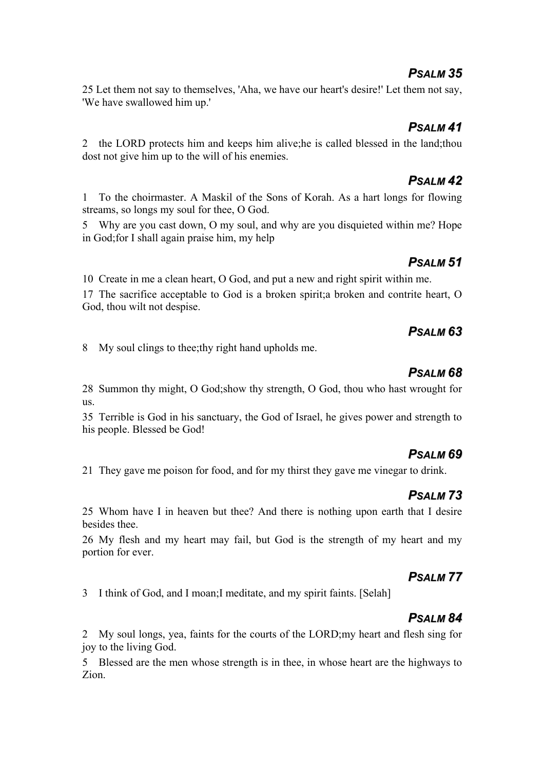## *PSALM 35*

25 Let them not say to themselves, 'Aha, we have our heart's desire!' Let them not say, 'We have swallowed him up.'

## *PSALM 41*

2 the LORD protects him and keeps him alive;he is called blessed in the land;thou dost not give him up to the will of his enemies.

## *PSALM 42*

1 To the choirmaster. A Maskil of the Sons of Korah. As a hart longs for flowing streams, so longs my soul for thee, O God.

5 Why are you cast down, O my soul, and why are you disquieted within me? Hope in God;for I shall again praise him, my help

## *PSALM 51*

10 Create in me a clean heart, O God, and put a new and right spirit within me.

17 The sacrifice acceptable to God is a broken spirit;a broken and contrite heart, O God, thou wilt not despise.

## *PSALM 63*

8 My soul clings to thee;thy right hand upholds me.

## *PSALM 68*

28 Summon thy might, O God;show thy strength, O God, thou who hast wrought for us.

35 Terrible is God in his sanctuary, the God of Israel, he gives power and strength to his people. Blessed be God!

## *PSALM 69*

21 They gave me poison for food, and for my thirst they gave me vinegar to drink.

## *PSALM 73*

25 Whom have I in heaven but thee? And there is nothing upon earth that I desire besides thee.

26 My flesh and my heart may fail, but God is the strength of my heart and my portion for ever.

## *PSALM 77*

3 I think of God, and I moan;I meditate, and my spirit faints. [Selah]

## *PSALM 84*

2 My soul longs, yea, faints for the courts of the LORD;my heart and flesh sing for joy to the living God.

5 Blessed are the men whose strength is in thee, in whose heart are the highways to Zion.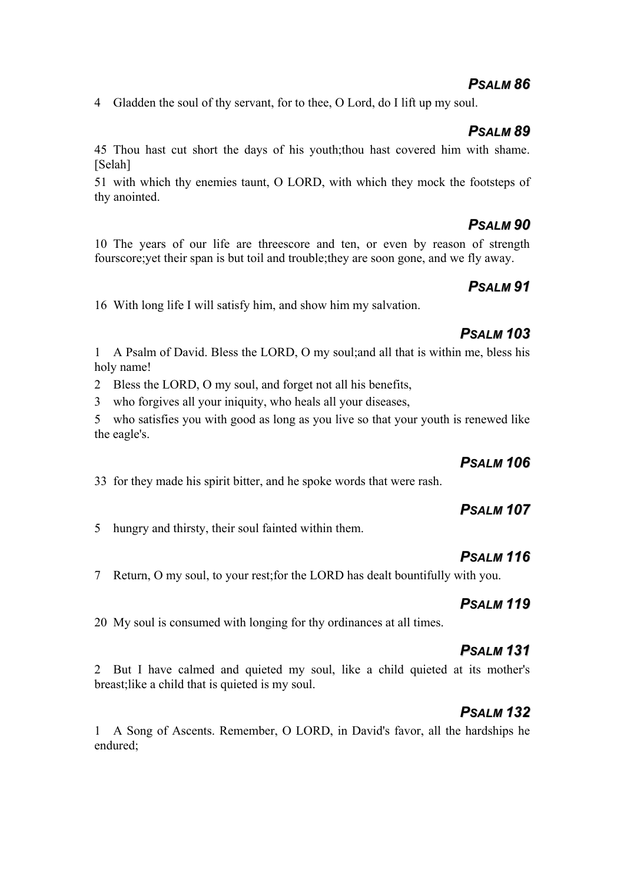### *PSALM 86*

4 Gladden the soul of thy servant, for to thee, O Lord, do I lift up my soul.

### *PSALM 89*

45 Thou hast cut short the days of his youth;thou hast covered him with shame. [Selah]

51 with which thy enemies taunt, O LORD, with which they mock the footsteps of thy anointed.

### *PSALM 90*

10 The years of our life are threescore and ten, or even by reason of strength fourscore;yet their span is but toil and trouble;they are soon gone, and we fly away.

### *PSALM 91*

16 With long life I will satisfy him, and show him my salvation.

### *PSALM 103*

1 A Psalm of David. Bless the LORD, O my soul;and all that is within me, bless his holy name!

2 Bless the LORD, O my soul, and forget not all his benefits,

3 who forgives all your iniquity, who heals all your diseases,

5 who satisfies you with good as long as you live so that your youth is renewed like the eagle's.

### *PSALM 106*

33 for they made his spirit bitter, and he spoke words that were rash.

### *PSALM 107*

5 hungry and thirsty, their soul fainted within them.

### *PSALM 116*

7 Return, O my soul, to your rest;for the LORD has dealt bountifully with you.

### *PSALM 119*

20 My soul is consumed with longing for thy ordinances at all times.

### *PSALM 131*

2 But I have calmed and quieted my soul, like a child quieted at its mother's breast;like a child that is quieted is my soul.

### *PSALM 132*

1 A Song of Ascents. Remember, O LORD, in David's favor, all the hardships he endured;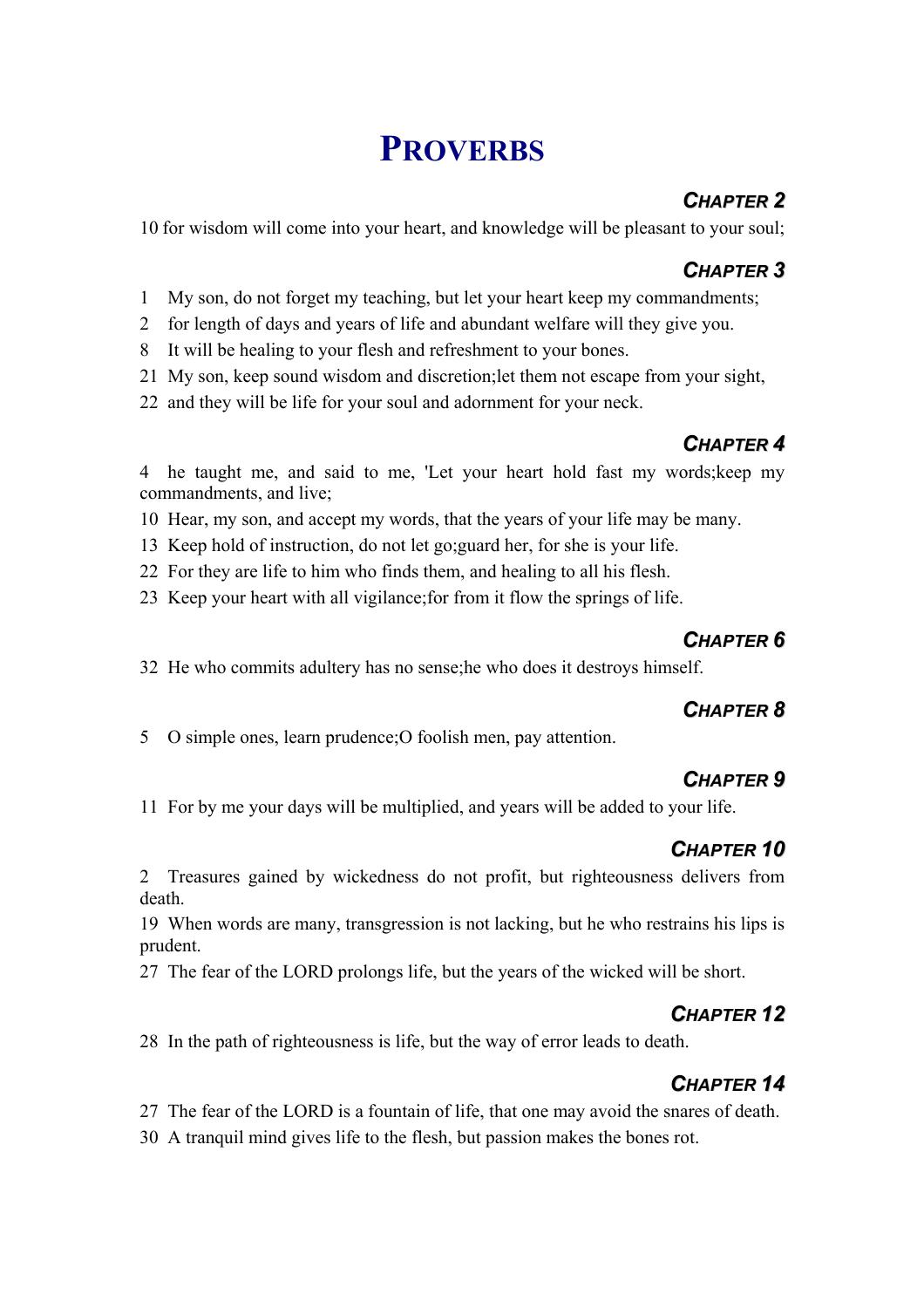# Proverbs

## Chapter 2

10 for wisdom will come into your heart, and knowledge will be pleasant to your soul;

## Chapter 3

1 My son, do not forget my teaching, but let your heart keep my commandments;
2 for length of days and years of life and abundant welfare will they give you.
8 It will be healing to your flesh and refreshment to your bones.
21 My son, keep sound wisdom and discretion;let them not escape from your sight,
22 and they will be life for your soul and adornment for your neck.

## Chapter 4

4 he taught me, and said to me, 'Let your heart hold fast my words;keep my commandments, and live;
10 Hear, my son, and accept my words, that the years of your life may be many.
13 Keep hold of instruction, do not let go;guard her, for she is your life.
22 For they are life to him who finds them, and healing to all his flesh.
23 Keep your heart with all vigilance;for from it flow the springs of life.

## Chapter 6

32 He who commits adultery has no sense;he who does it destroys himself.

## Chapter 8

5 O simple ones, learn prudence;O foolish men, pay attention.

## Chapter 9

11 For by me your days will be multiplied, and years will be added to your life.

## Chapter 10

2 Treasures gained by wickedness do not profit, but righteousness delivers from death.
19 When words are many, transgression is not lacking, but he who restrains his lips is prudent.
27 The fear of the LORD prolongs life, but the years of the wicked will be short.

## Chapter 12

28 In the path of righteousness is life, but the way of error leads to death.

## Chapter 14

27 The fear of the LORD is a fountain of life, that one may avoid the snares of death.
30 A tranquil mind gives life to the flesh, but passion makes the bones rot.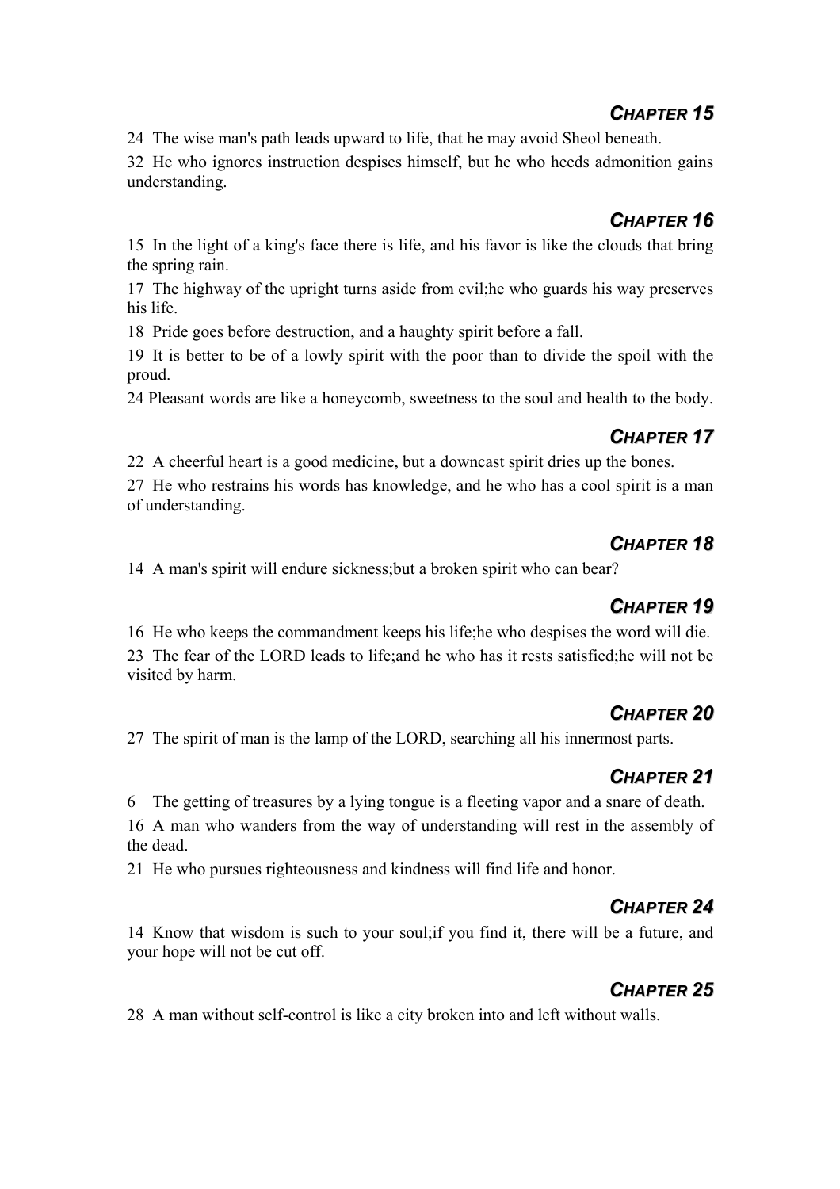## CHAPTER 15

24 The wise man's path leads upward to life, that he may avoid Sheol beneath.

32 He who ignores instruction despises himself, but he who heeds admonition gains understanding.

## CHAPTER 16

15 In the light of a king's face there is life, and his favor is like the clouds that bring the spring rain.

17 The highway of the upright turns aside from evil;he who guards his way preserves his life.

18 Pride goes before destruction, and a haughty spirit before a fall.

19 It is better to be of a lowly spirit with the poor than to divide the spoil with the proud.

24 Pleasant words are like a honeycomb, sweetness to the soul and health to the body.

## CHAPTER 17

22 A cheerful heart is a good medicine, but a downcast spirit dries up the bones.

27 He who restrains his words has knowledge, and he who has a cool spirit is a man of understanding.

## CHAPTER 18

14 A man's spirit will endure sickness;but a broken spirit who can bear?

## CHAPTER 19

16 He who keeps the commandment keeps his life;he who despises the word will die.

23 The fear of the LORD leads to life;and he who has it rests satisfied;he will not be visited by harm.

## CHAPTER 20

27 The spirit of man is the lamp of the LORD, searching all his innermost parts.

## CHAPTER 21

6 The getting of treasures by a lying tongue is a fleeting vapor and a snare of death.

16 A man who wanders from the way of understanding will rest in the assembly of the dead.

21 He who pursues righteousness and kindness will find life and honor.

## CHAPTER 24

14 Know that wisdom is such to your soul;if you find it, there will be a future, and your hope will not be cut off.

## CHAPTER 25

28 A man without self-control is like a city broken into and left without walls.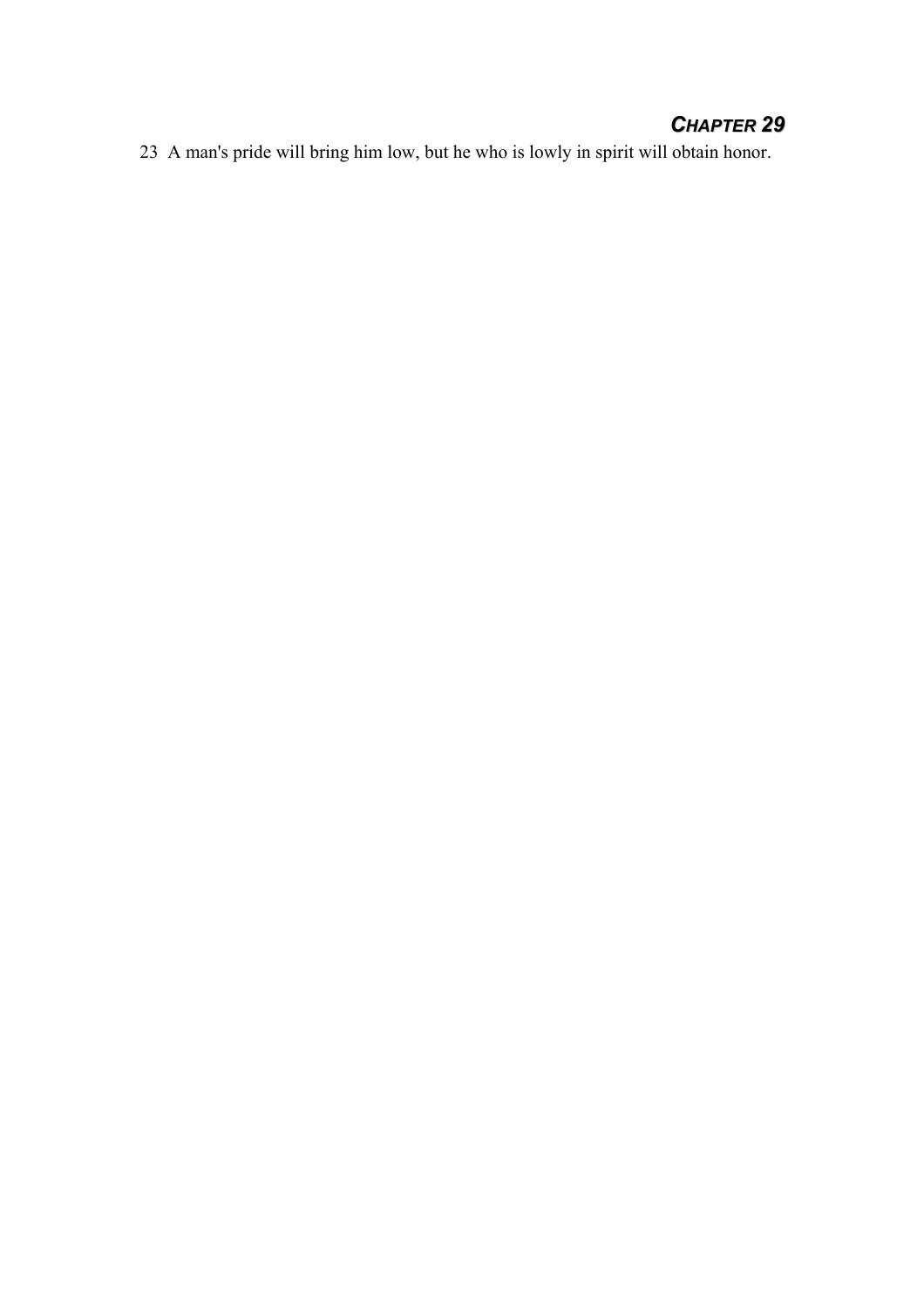## *CHAPTER 29*

23 A man's pride will bring him low, but he who is lowly in spirit will obtain honor.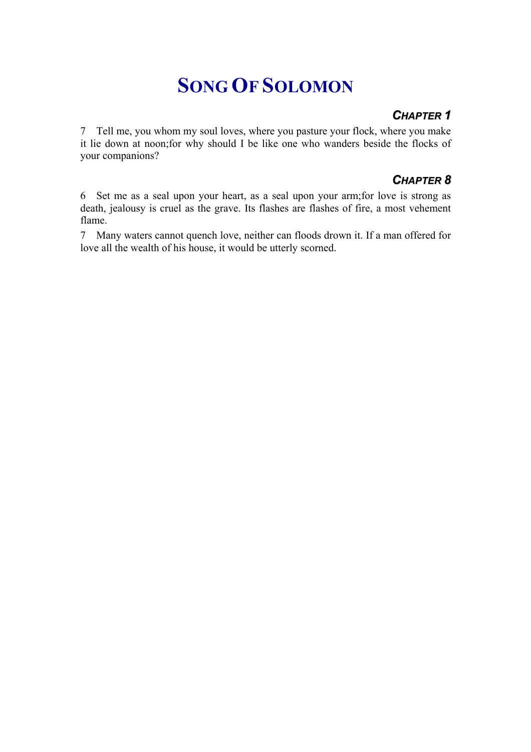# Song Of Solomon

### *Chapter 1*

7 Tell me, you whom my soul loves, where you pasture your flock, where you make it lie down at noon;for why should I be like one who wanders beside the flocks of your companions?

### *Chapter 8*

6 Set me as a seal upon your heart, as a seal upon your arm;for love is strong as death, jealousy is cruel as the grave. Its flashes are flashes of fire, a most vehement flame.

7 Many waters cannot quench love, neither can floods drown it. If a man offered for love all the wealth of his house, it would be utterly scorned.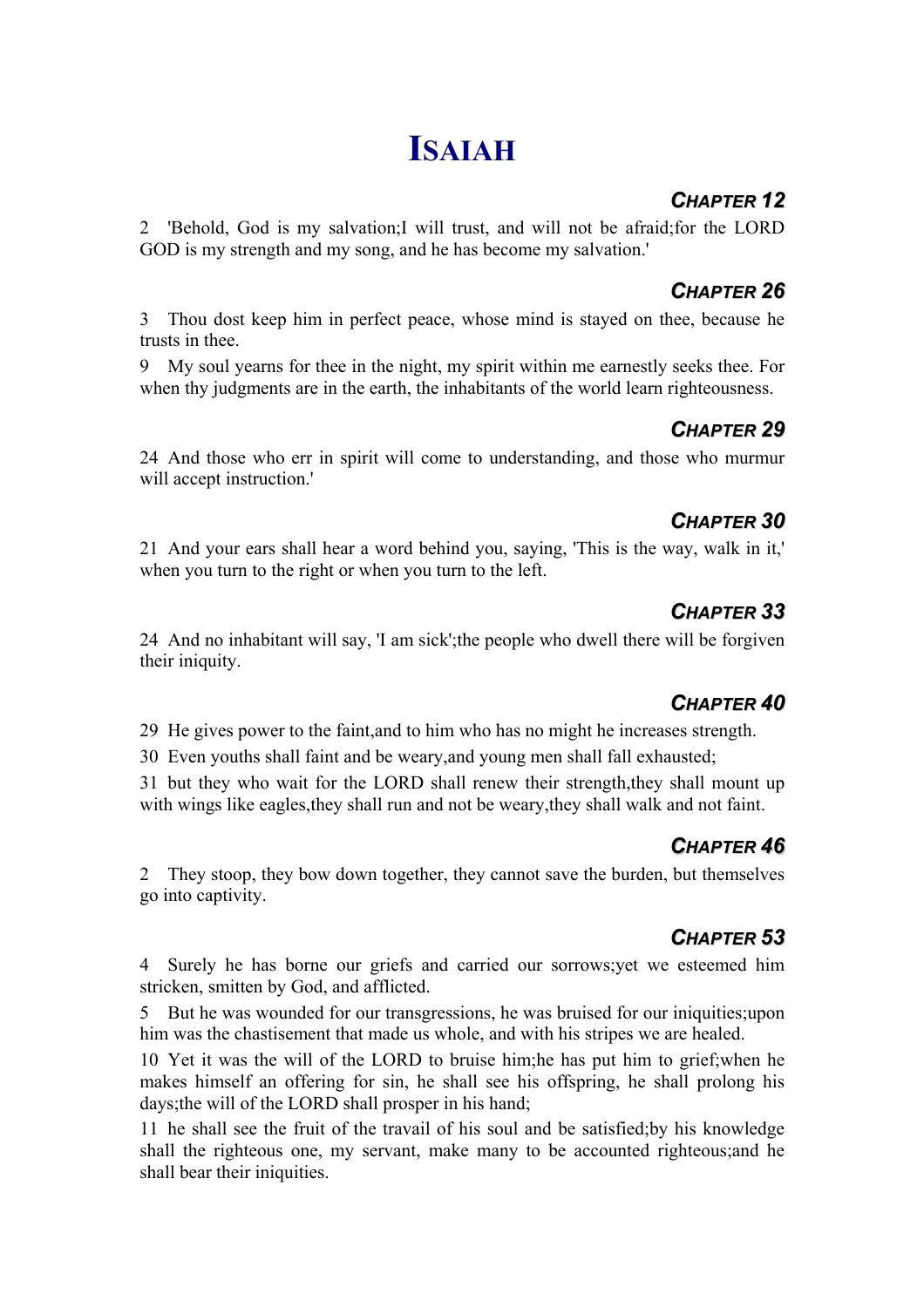# ISAIAH

### CHAPTER 12

2 'Behold, God is my salvation;I will trust, and will not be afraid;for the LORD GOD is my strength and my song, and he has become my salvation.'

### CHAPTER 26

3 Thou dost keep him in perfect peace, whose mind is stayed on thee, because he trusts in thee.

9 My soul yearns for thee in the night, my spirit within me earnestly seeks thee. For when thy judgments are in the earth, the inhabitants of the world learn righteousness.

### CHAPTER 29

24 And those who err in spirit will come to understanding, and those who murmur will accept instruction.'

### CHAPTER 30

21 And your ears shall hear a word behind you, saying, 'This is the way, walk in it,' when you turn to the right or when you turn to the left.

### CHAPTER 33

24 And no inhabitant will say, 'I am sick';the people who dwell there will be forgiven their iniquity.

### CHAPTER 40

29 He gives power to the faint,and to him who has no might he increases strength.

30 Even youths shall faint and be weary,and young men shall fall exhausted;

31 but they who wait for the LORD shall renew their strength,they shall mount up with wings like eagles,they shall run and not be weary,they shall walk and not faint.

### CHAPTER 46

2 They stoop, they bow down together, they cannot save the burden, but themselves go into captivity.

### CHAPTER 53

4 Surely he has borne our griefs and carried our sorrows;yet we esteemed him stricken, smitten by God, and afflicted.

5 But he was wounded for our transgressions, he was bruised for our iniquities;upon him was the chastisement that made us whole, and with his stripes we are healed.

10 Yet it was the will of the LORD to bruise him;he has put him to grief;when he makes himself an offering for sin, he shall see his offspring, he shall prolong his days;the will of the LORD shall prosper in his hand;

11 he shall see the fruit of the travail of his soul and be satisfied;by his knowledge shall the righteous one, my servant, make many to be accounted righteous;and he shall bear their iniquities.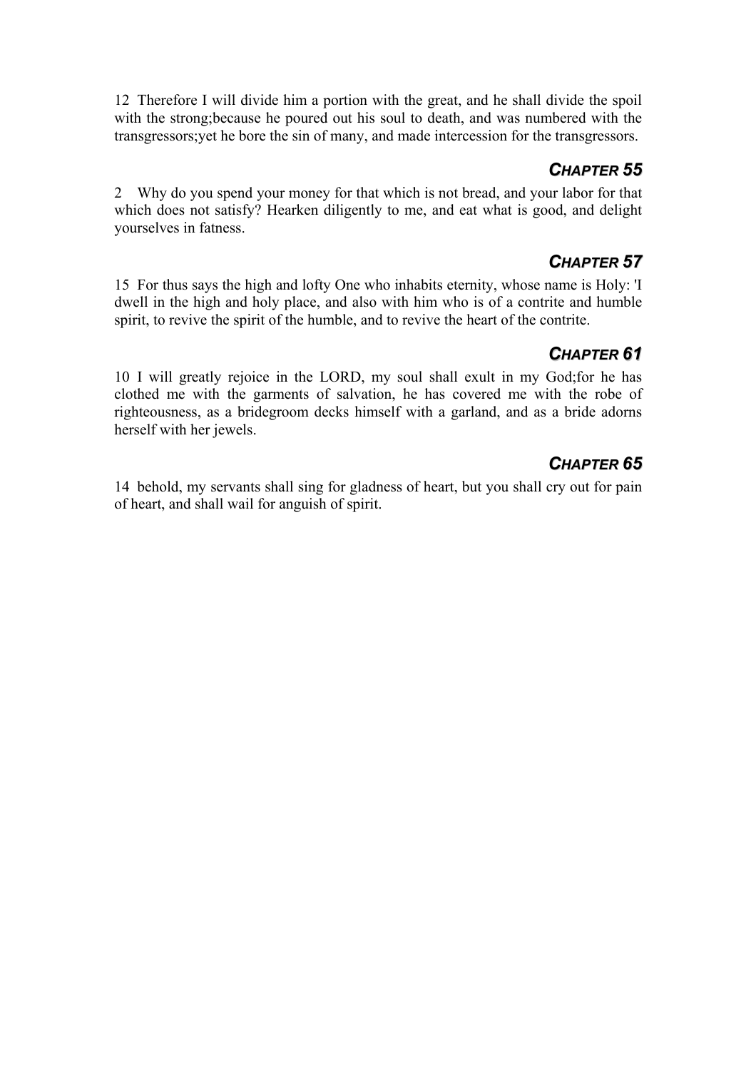12 Therefore I will divide him a portion with the great, and he shall divide the spoil with the strong;because he poured out his soul to death, and was numbered with the transgressors;yet he bore the sin of many, and made intercession for the transgressors.

## *CHAPTER 55*

2 Why do you spend your money for that which is not bread, and your labor for that which does not satisfy? Hearken diligently to me, and eat what is good, and delight yourselves in fatness.

## *CHAPTER 57*

15 For thus says the high and lofty One who inhabits eternity, whose name is Holy: 'I dwell in the high and holy place, and also with him who is of a contrite and humble spirit, to revive the spirit of the humble, and to revive the heart of the contrite.

## *CHAPTER 61*

10 I will greatly rejoice in the LORD, my soul shall exult in my God;for he has clothed me with the garments of salvation, he has covered me with the robe of righteousness, as a bridegroom decks himself with a garland, and as a bride adorns herself with her jewels.

## *CHAPTER 65*

14 behold, my servants shall sing for gladness of heart, but you shall cry out for pain of heart, and shall wail for anguish of spirit.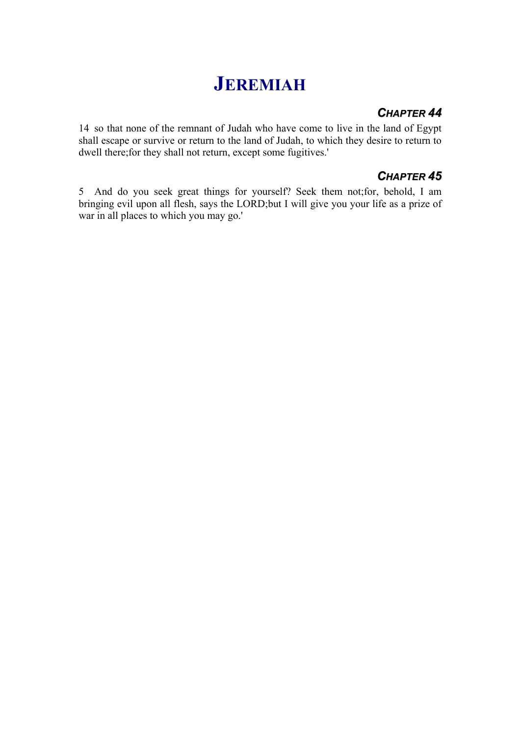# JEREMIAH

## *CHAPTER 44*

14 so that none of the remnant of Judah who have come to live in the land of Egypt shall escape or survive or return to the land of Judah, to which they desire to return to dwell there;for they shall not return, except some fugitives.'

## *CHAPTER 45*

5 And do you seek great things for yourself? Seek them not;for, behold, I am bringing evil upon all flesh, says the LORD;but I will give you your life as a prize of war in all places to which you may go.'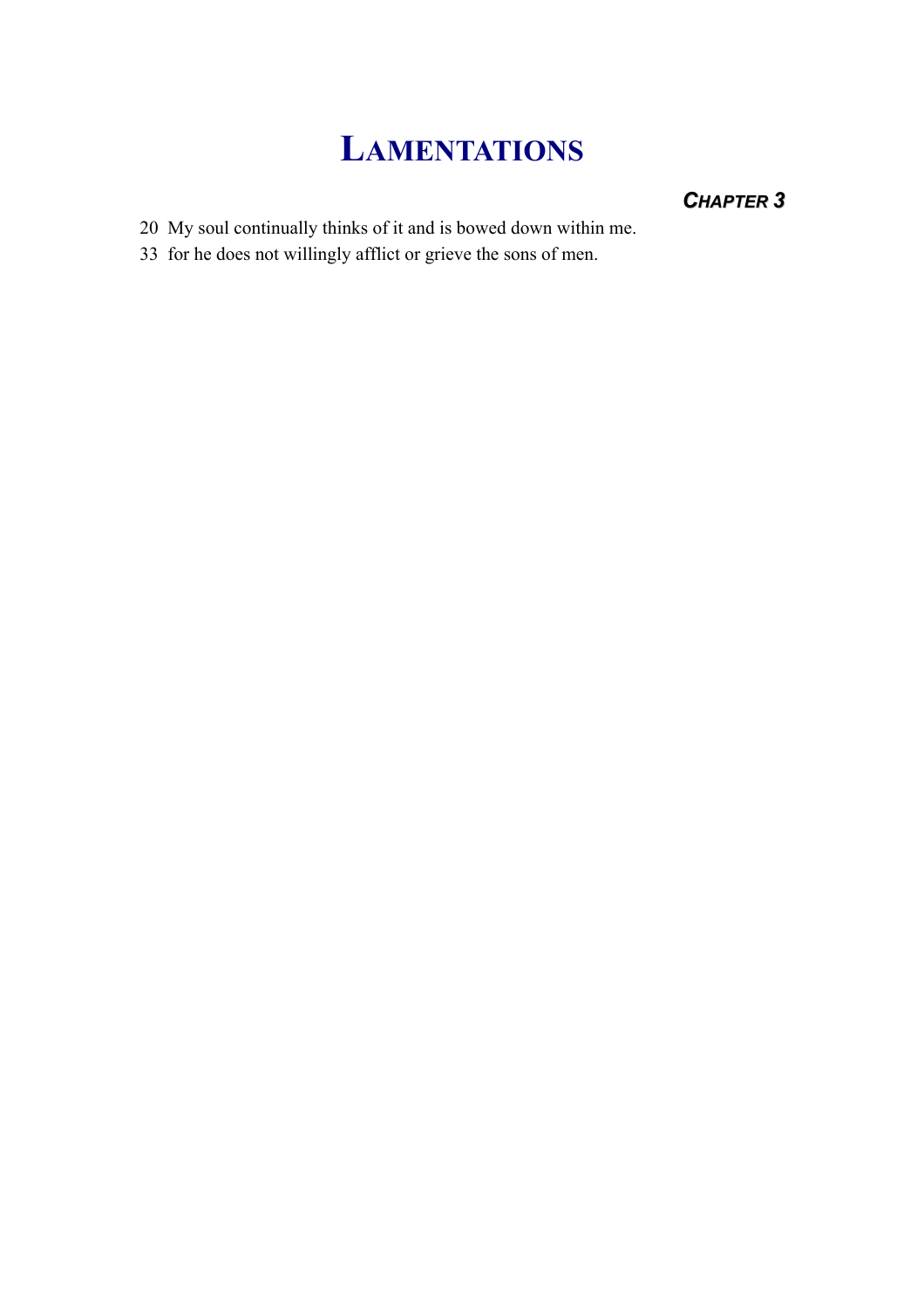# Lamentations

### *Chapter 3*

20 My soul continually thinks of it and is bowed down within me.

33 for he does not willingly afflict or grieve the sons of men.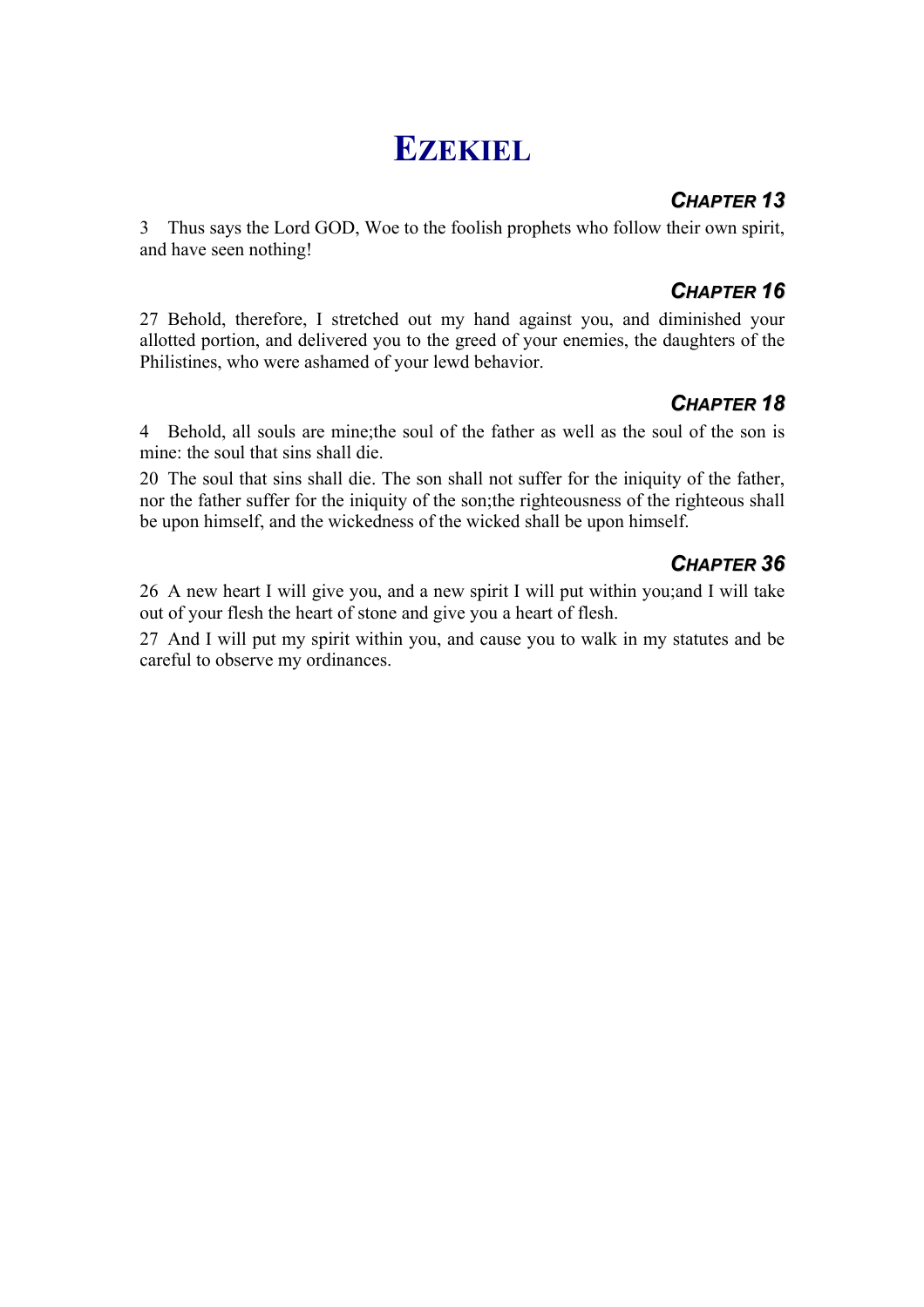# Ezekiel

## *Chapter 13*

3 Thus says the Lord GOD, Woe to the foolish prophets who follow their own spirit, and have seen nothing!

## *Chapter 16*

27 Behold, therefore, I stretched out my hand against you, and diminished your allotted portion, and delivered you to the greed of your enemies, the daughters of the Philistines, who were ashamed of your lewd behavior.

## *Chapter 18*

4 Behold, all souls are mine;the soul of the father as well as the soul of the son is mine: the soul that sins shall die.

20 The soul that sins shall die. The son shall not suffer for the iniquity of the father, nor the father suffer for the iniquity of the son;the righteousness of the righteous shall be upon himself, and the wickedness of the wicked shall be upon himself.

## *Chapter 36*

26 A new heart I will give you, and a new spirit I will put within you;and I will take out of your flesh the heart of stone and give you a heart of flesh.

27 And I will put my spirit within you, and cause you to walk in my statutes and be careful to observe my ordinances.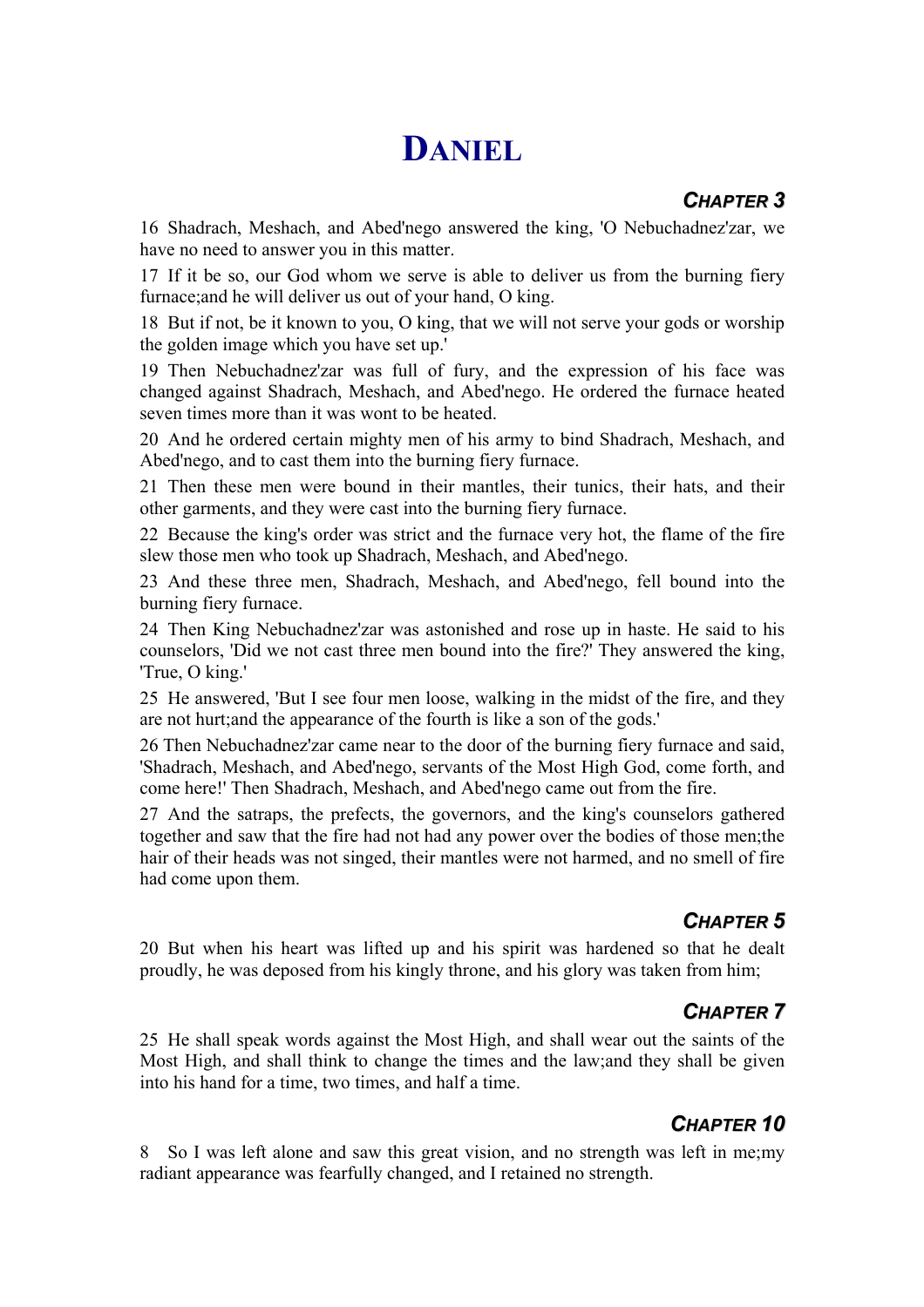# Daniel

## *Chapter 3*

16 Shadrach, Meshach, and Abed'nego answered the king, 'O Nebuchadnez'zar, we have no need to answer you in this matter.

17 If it be so, our God whom we serve is able to deliver us from the burning fiery furnace;and he will deliver us out of your hand, O king.

18 But if not, be it known to you, O king, that we will not serve your gods or worship the golden image which you have set up.'

19 Then Nebuchadnez'zar was full of fury, and the expression of his face was changed against Shadrach, Meshach, and Abed'nego. He ordered the furnace heated seven times more than it was wont to be heated.

20 And he ordered certain mighty men of his army to bind Shadrach, Meshach, and Abed'nego, and to cast them into the burning fiery furnace.

21 Then these men were bound in their mantles, their tunics, their hats, and their other garments, and they were cast into the burning fiery furnace.

22 Because the king's order was strict and the furnace very hot, the flame of the fire slew those men who took up Shadrach, Meshach, and Abed'nego.

23 And these three men, Shadrach, Meshach, and Abed'nego, fell bound into the burning fiery furnace.

24 Then King Nebuchadnez'zar was astonished and rose up in haste. He said to his counselors, 'Did we not cast three men bound into the fire?' They answered the king, 'True, O king.'

25 He answered, 'But I see four men loose, walking in the midst of the fire, and they are not hurt;and the appearance of the fourth is like a son of the gods.'

26 Then Nebuchadnez'zar came near to the door of the burning fiery furnace and said, 'Shadrach, Meshach, and Abed'nego, servants of the Most High God, come forth, and come here!' Then Shadrach, Meshach, and Abed'nego came out from the fire.

27 And the satraps, the prefects, the governors, and the king's counselors gathered together and saw that the fire had not had any power over the bodies of those men;the hair of their heads was not singed, their mantles were not harmed, and no smell of fire had come upon them.

## *Chapter 5*

20 But when his heart was lifted up and his spirit was hardened so that he dealt proudly, he was deposed from his kingly throne, and his glory was taken from him;

## *Chapter 7*

25 He shall speak words against the Most High, and shall wear out the saints of the Most High, and shall think to change the times and the law;and they shall be given into his hand for a time, two times, and half a time.

## *Chapter 10*

8 So I was left alone and saw this great vision, and no strength was left in me;my radiant appearance was fearfully changed, and I retained no strength.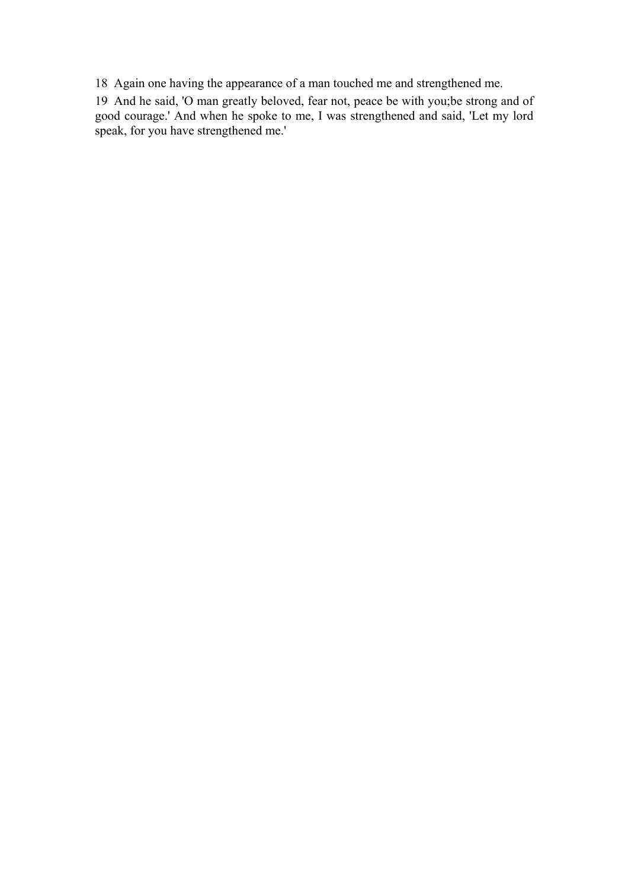18 Again one having the appearance of a man touched me and strengthened me.

19 And he said, 'O man greatly beloved, fear not, peace be with you;be strong and of good courage.' And when he spoke to me, I was strengthened and said, 'Let my lord speak, for you have strengthened me.'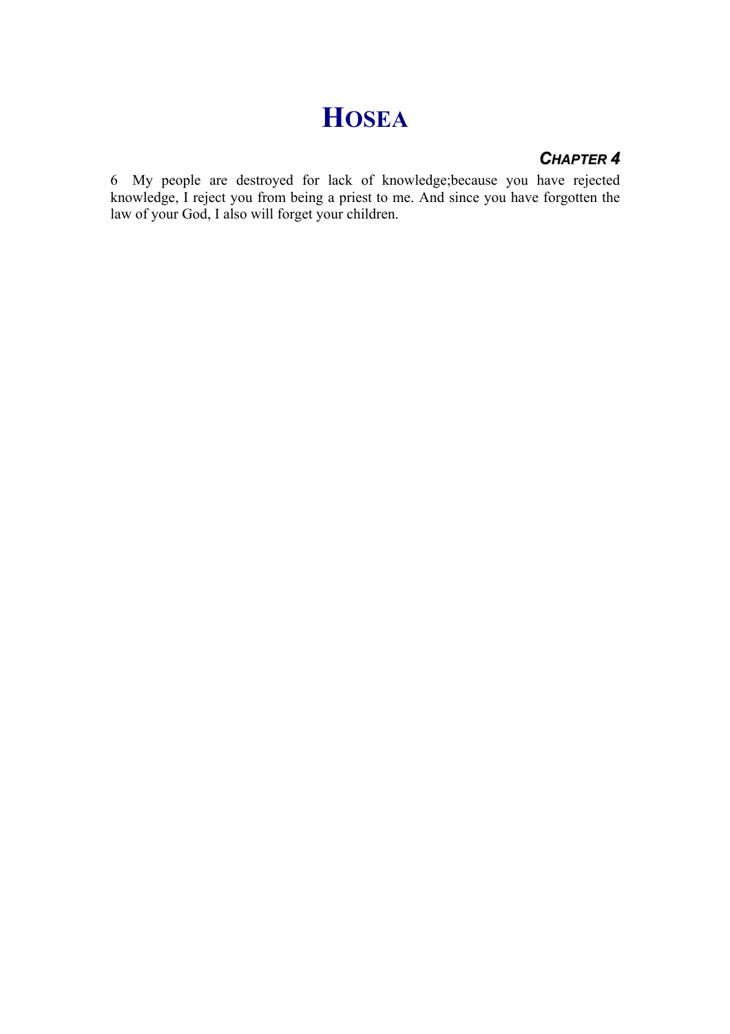# HOSEA

### *CHAPTER 4*

6 My people are destroyed for lack of knowledge;because you have rejected knowledge, I reject you from being a priest to me. And since you have forgotten the law of your God, I also will forget your children.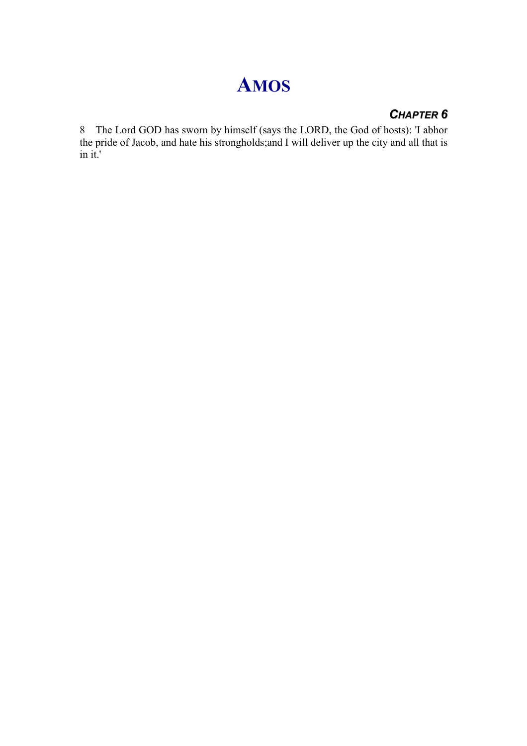# AMOS

### *CHAPTER 6*

8 The Lord GOD has sworn by himself (says the LORD, the God of hosts): 'I abhor the pride of Jacob, and hate his strongholds;and I will deliver up the city and all that is in it.'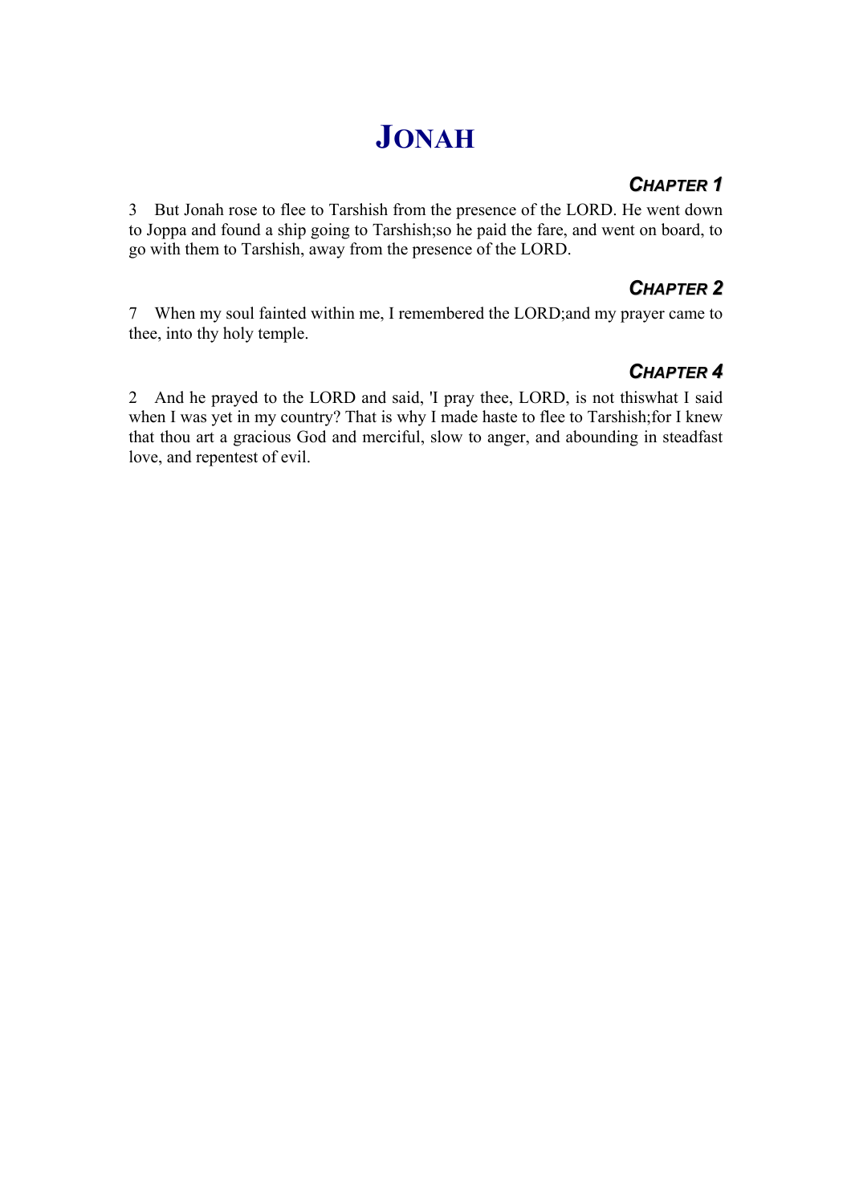# Jonah

### *Chapter 1*

3 But Jonah rose to flee to Tarshish from the presence of the LORD. He went down to Joppa and found a ship going to Tarshish;so he paid the fare, and went on board, to go with them to Tarshish, away from the presence of the LORD.

### *Chapter 2*

7 When my soul fainted within me, I remembered the LORD;and my prayer came to thee, into thy holy temple.

### *Chapter 4*

2 And he prayed to the LORD and said, 'I pray thee, LORD, is not thiswhat I said when I was yet in my country? That is why I made haste to flee to Tarshish;for I knew that thou art a gracious God and merciful, slow to anger, and abounding in steadfast love, and repentest of evil.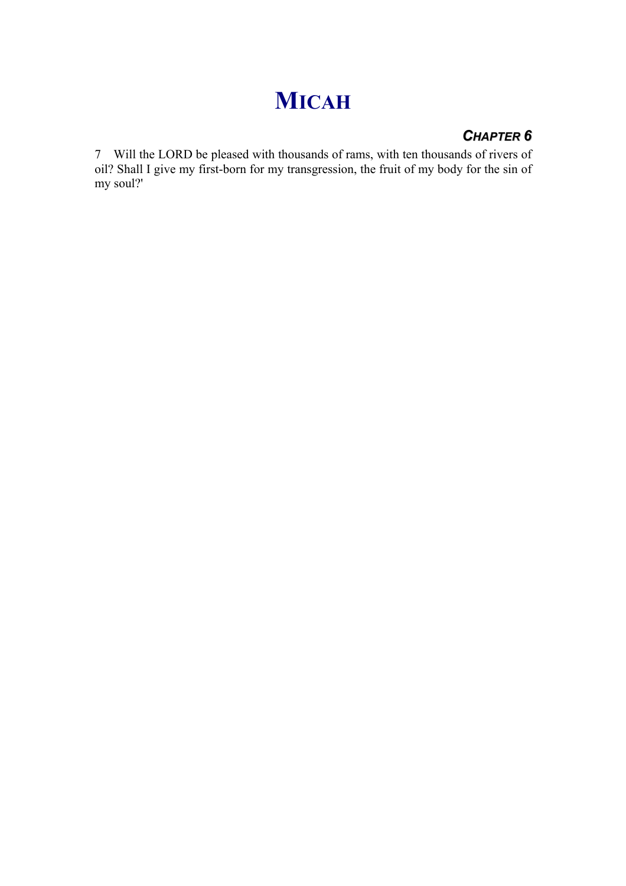# MICAH

### *CHAPTER 6*

7 Will the LORD be pleased with thousands of rams, with ten thousands of rivers of oil? Shall I give my first-born for my transgression, the fruit of my body for the sin of my soul?'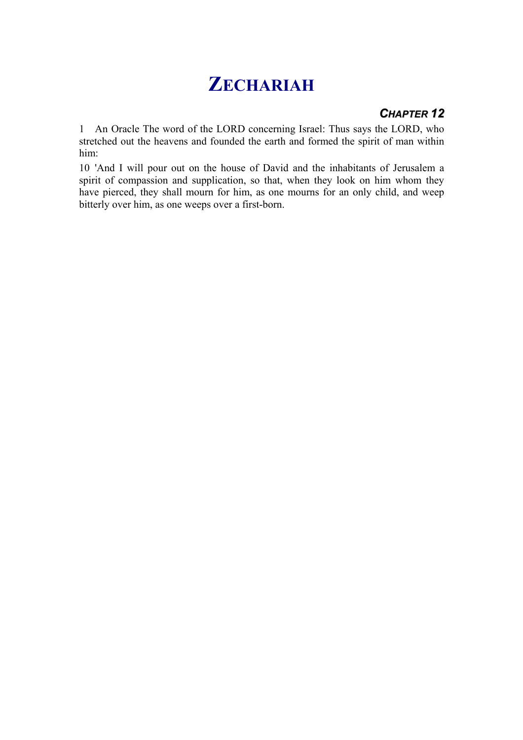# ZECHARIAH

### *CHAPTER 12*

1 An Oracle The word of the LORD concerning Israel: Thus says the LORD, who stretched out the heavens and founded the earth and formed the spirit of man within him:

10 'And I will pour out on the house of David and the inhabitants of Jerusalem a spirit of compassion and supplication, so that, when they look on him whom they have pierced, they shall mourn for him, as one mourns for an only child, and weep bitterly over him, as one weeps over a first-born.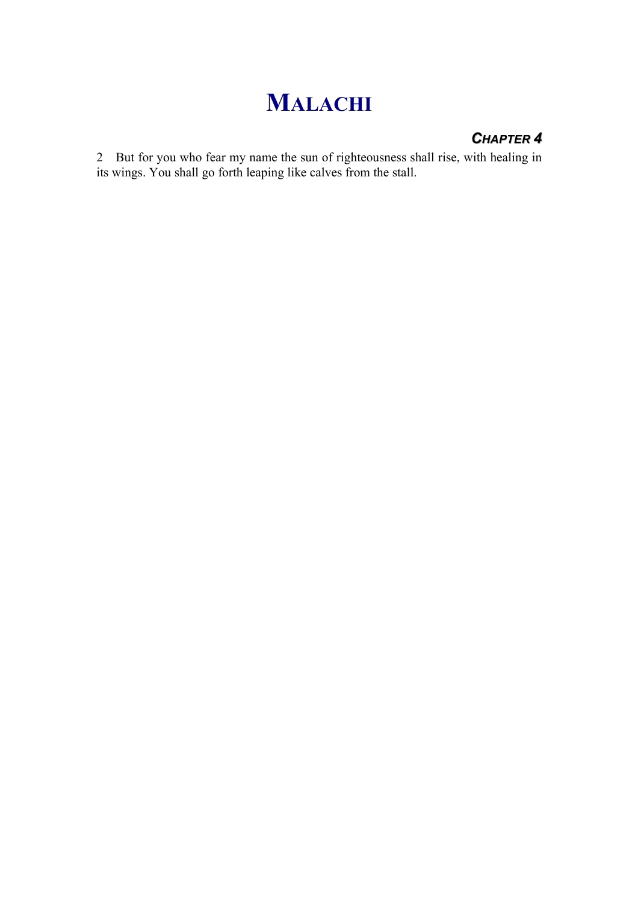# MALACHI

### *CHAPTER 4*

2 But for you who fear my name the sun of righteousness shall rise, with healing in its wings. You shall go forth leaping like calves from the stall.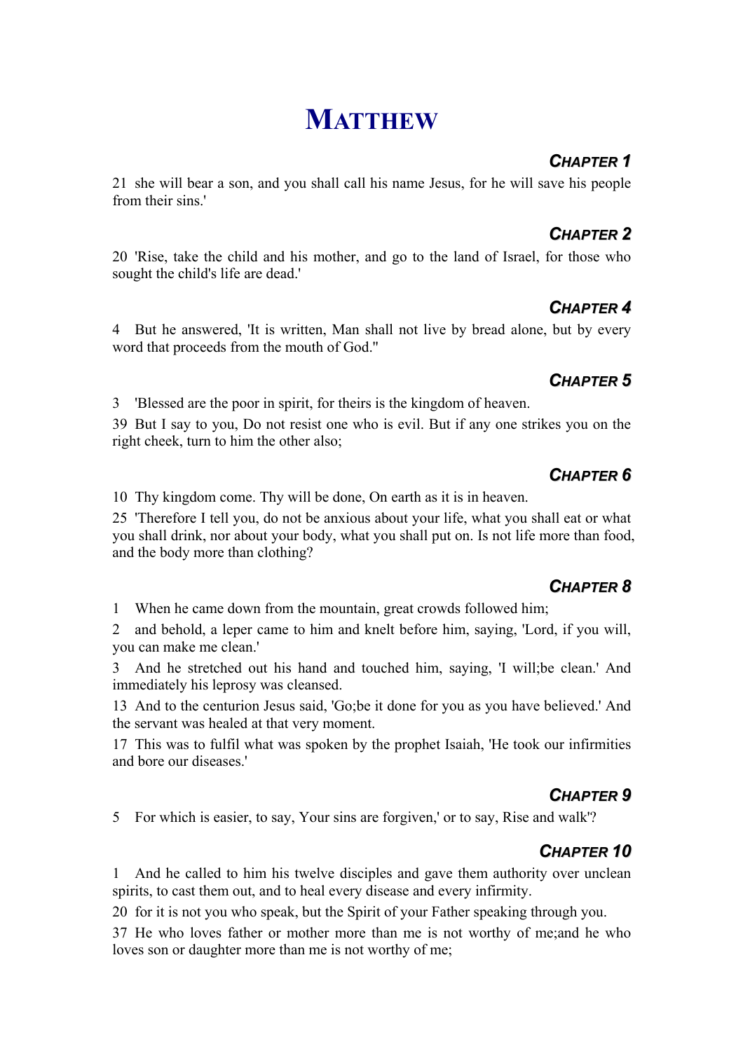# Matthew

### Chapter 1

21 she will bear a son, and you shall call his name Jesus, for he will save his people from their sins.'

### Chapter 2

20 'Rise, take the child and his mother, and go to the land of Israel, for those who sought the child's life are dead.'

### Chapter 4

4 But he answered, 'It is written, Man shall not live by bread alone, but by every word that proceeds from the mouth of God.''

### Chapter 5

3 'Blessed are the poor in spirit, for theirs is the kingdom of heaven.

39 But I say to you, Do not resist one who is evil. But if any one strikes you on the right cheek, turn to him the other also;

### Chapter 6

10 Thy kingdom come. Thy will be done, On earth as it is in heaven.

25 'Therefore I tell you, do not be anxious about your life, what you shall eat or what you shall drink, nor about your body, what you shall put on. Is not life more than food, and the body more than clothing?

### Chapter 8

1 When he came down from the mountain, great crowds followed him;

2 and behold, a leper came to him and knelt before him, saying, 'Lord, if you will, you can make me clean.'

3 And he stretched out his hand and touched him, saying, 'I will;be clean.' And immediately his leprosy was cleansed.

13 And to the centurion Jesus said, 'Go;be it done for you as you have believed.' And the servant was healed at that very moment.

17 This was to fulfil what was spoken by the prophet Isaiah, 'He took our infirmities and bore our diseases.'

### Chapter 9

5 For which is easier, to say, Your sins are forgiven,' or to say, Rise and walk'?

### Chapter 10

1 And he called to him his twelve disciples and gave them authority over unclean spirits, to cast them out, and to heal every disease and every infirmity.

20 for it is not you who speak, but the Spirit of your Father speaking through you.

37 He who loves father or mother more than me is not worthy of me;and he who loves son or daughter more than me is not worthy of me;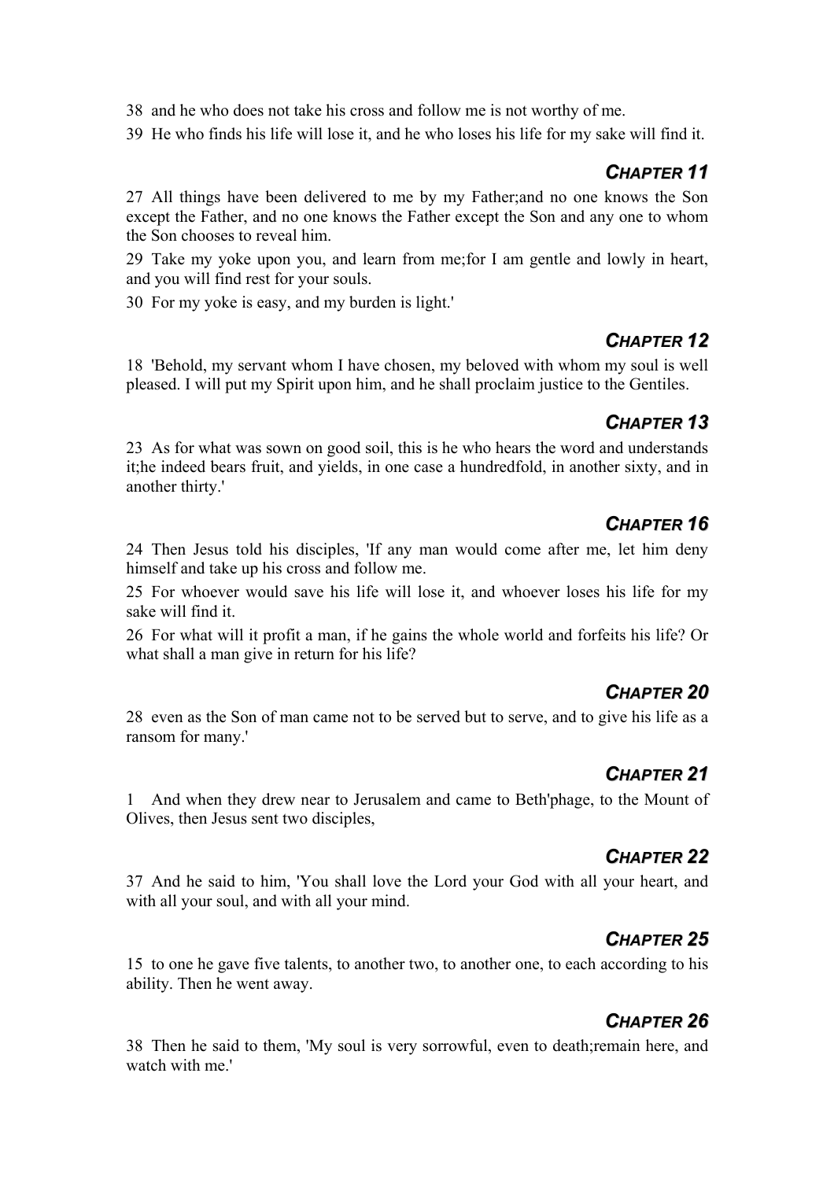38 and he who does not take his cross and follow me is not worthy of me.

39 He who finds his life will lose it, and he who loses his life for my sake will find it.

### *Chapter 11*

27 All things have been delivered to me by my Father;and no one knows the Son except the Father, and no one knows the Father except the Son and any one to whom the Son chooses to reveal him.

29 Take my yoke upon you, and learn from me;for I am gentle and lowly in heart, and you will find rest for your souls.

30 For my yoke is easy, and my burden is light.'

### *Chapter 12*

18 'Behold, my servant whom I have chosen, my beloved with whom my soul is well pleased. I will put my Spirit upon him, and he shall proclaim justice to the Gentiles.

### *Chapter 13*

23 As for what was sown on good soil, this is he who hears the word and understands it;he indeed bears fruit, and yields, in one case a hundredfold, in another sixty, and in another thirty.'

### *Chapter 16*

24 Then Jesus told his disciples, 'If any man would come after me, let him deny himself and take up his cross and follow me.

25 For whoever would save his life will lose it, and whoever loses his life for my sake will find it.

26 For what will it profit a man, if he gains the whole world and forfeits his life? Or what shall a man give in return for his life?

### *Chapter 20*

28 even as the Son of man came not to be served but to serve, and to give his life as a ransom for many.'

### *Chapter 21*

1 And when they drew near to Jerusalem and came to Beth'phage, to the Mount of Olives, then Jesus sent two disciples,

### *Chapter 22*

37 And he said to him, 'You shall love the Lord your God with all your heart, and with all your soul, and with all your mind.

### *Chapter 25*

15 to one he gave five talents, to another two, to another one, to each according to his ability. Then he went away.

### *Chapter 26*

38 Then he said to them, 'My soul is very sorrowful, even to death;remain here, and watch with me.'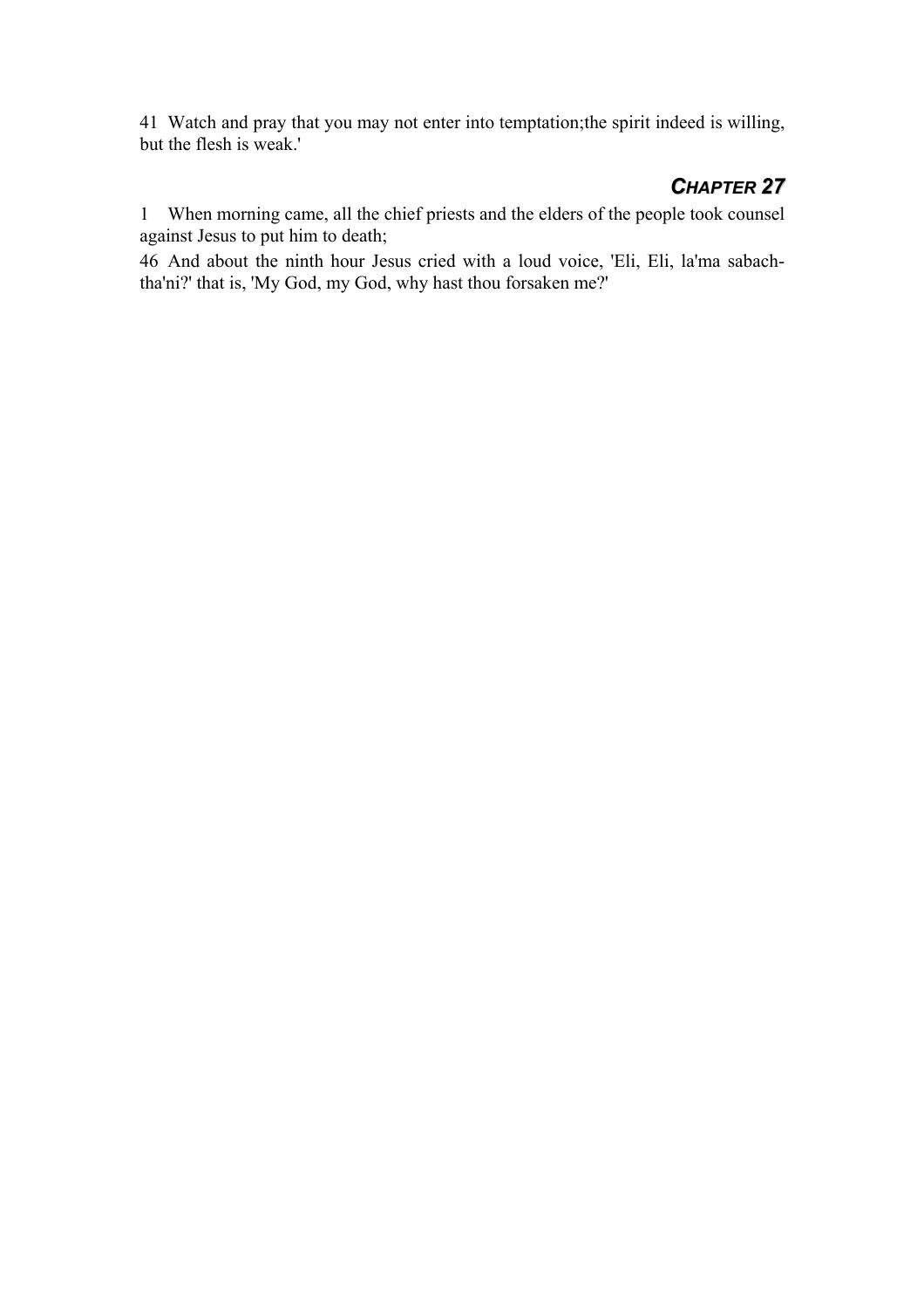41 Watch and pray that you may not enter into temptation;the spirit indeed is willing, but the flesh is weak.'

## *CHAPTER 27*

1 When morning came, all the chief priests and the elders of the people took counsel against Jesus to put him to death;

46 And about the ninth hour Jesus cried with a loud voice, 'Eli, Eli, la'ma sabach-tha'ni?' that is, 'My God, my God, why hast thou forsaken me?'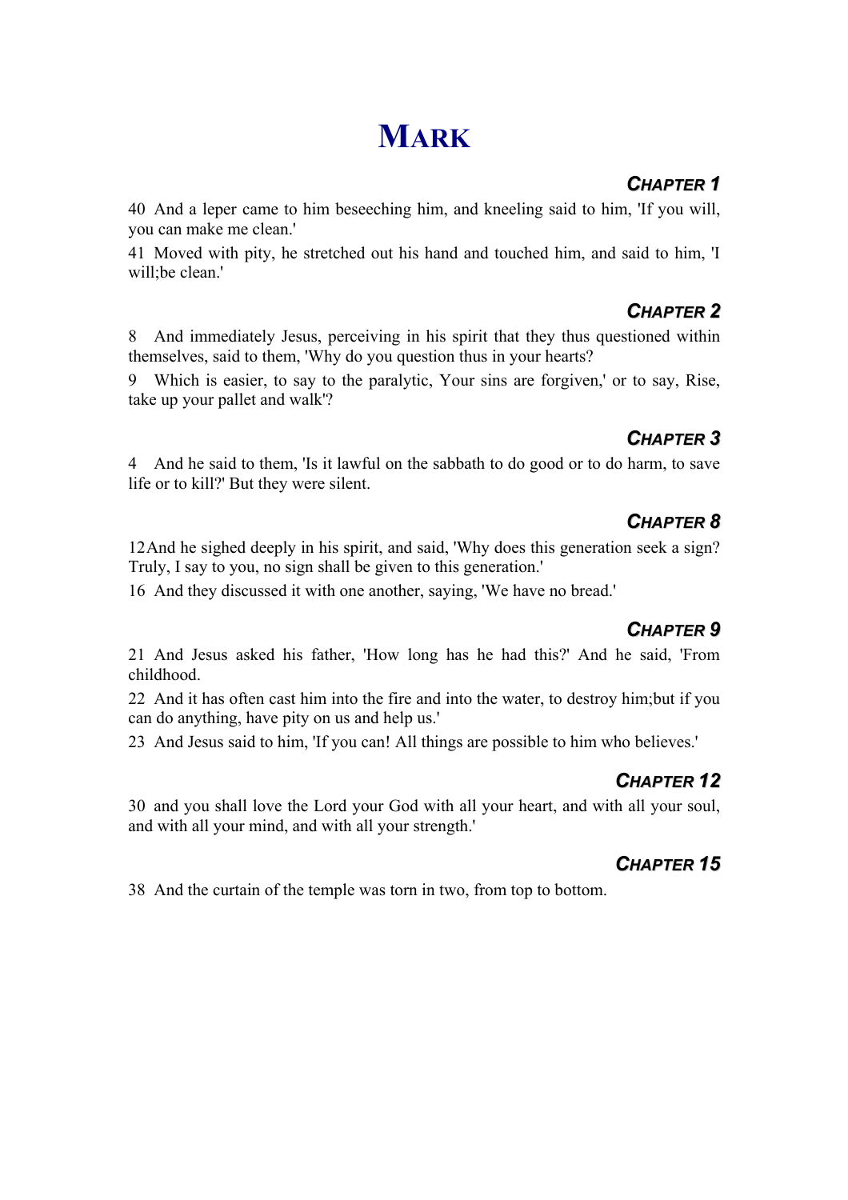# MARK

## *CHAPTER 1*

40 And a leper came to him beseeching him, and kneeling said to him, 'If you will, you can make me clean.'

41 Moved with pity, he stretched out his hand and touched him, and said to him, 'I will;be clean.'

## *CHAPTER 2*

8 And immediately Jesus, perceiving in his spirit that they thus questioned within themselves, said to them, 'Why do you question thus in your hearts?

9 Which is easier, to say to the paralytic, Your sins are forgiven,' or to say, Rise, take up your pallet and walk'?

## *CHAPTER 3*

4 And he said to them, 'Is it lawful on the sabbath to do good or to do harm, to save life or to kill?' But they were silent.

## *CHAPTER 8*

12And he sighed deeply in his spirit, and said, 'Why does this generation seek a sign? Truly, I say to you, no sign shall be given to this generation.'

16 And they discussed it with one another, saying, 'We have no bread.'

## *CHAPTER 9*

21 And Jesus asked his father, 'How long has he had this?' And he said, 'From childhood.

22 And it has often cast him into the fire and into the water, to destroy him;but if you can do anything, have pity on us and help us.'

23 And Jesus said to him, 'If you can! All things are possible to him who believes.'

## *CHAPTER 12*

30 and you shall love the Lord your God with all your heart, and with all your soul, and with all your mind, and with all your strength.'

## *CHAPTER 15*

38 And the curtain of the temple was torn in two, from top to bottom.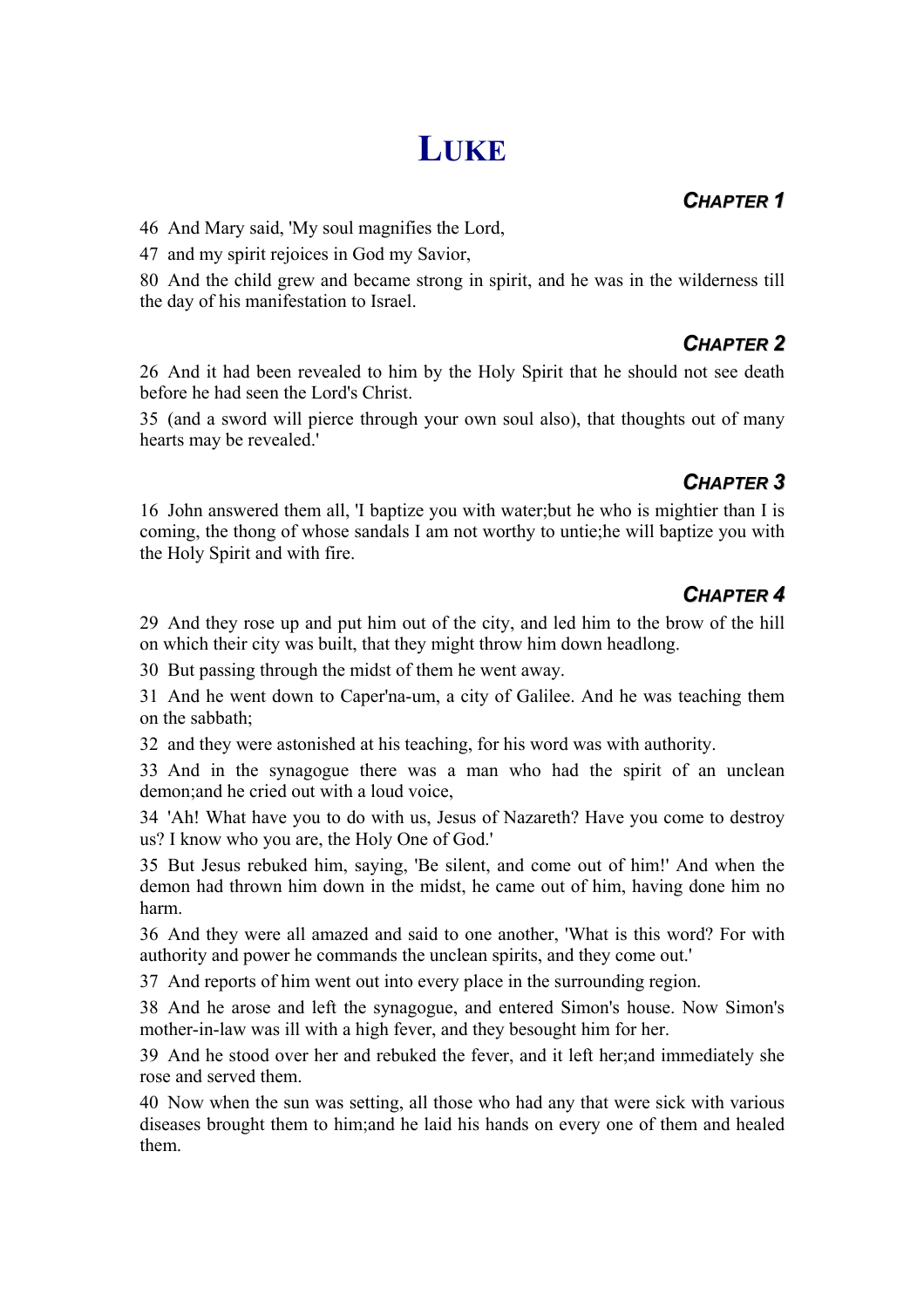# LUKE

## CHAPTER 1

46 And Mary said, 'My soul magnifies the Lord,

47 and my spirit rejoices in God my Savior,

80 And the child grew and became strong in spirit, and he was in the wilderness till the day of his manifestation to Israel.

## CHAPTER 2

26 And it had been revealed to him by the Holy Spirit that he should not see death before he had seen the Lord's Christ.

35 (and a sword will pierce through your own soul also), that thoughts out of many hearts may be revealed.'

## CHAPTER 3

16 John answered them all, 'I baptize you with water;but he who is mightier than I is coming, the thong of whose sandals I am not worthy to untie;he will baptize you with the Holy Spirit and with fire.

## CHAPTER 4

29 And they rose up and put him out of the city, and led him to the brow of the hill on which their city was built, that they might throw him down headlong.

30 But passing through the midst of them he went away.

31 And he went down to Caper'na-um, a city of Galilee. And he was teaching them on the sabbath;

32 and they were astonished at his teaching, for his word was with authority.

33 And in the synagogue there was a man who had the spirit of an unclean demon;and he cried out with a loud voice,

34 'Ah! What have you to do with us, Jesus of Nazareth? Have you come to destroy us? I know who you are, the Holy One of God.'

35 But Jesus rebuked him, saying, 'Be silent, and come out of him!' And when the demon had thrown him down in the midst, he came out of him, having done him no harm.

36 And they were all amazed and said to one another, 'What is this word? For with authority and power he commands the unclean spirits, and they come out.'

37 And reports of him went out into every place in the surrounding region.

38 And he arose and left the synagogue, and entered Simon's house. Now Simon's mother-in-law was ill with a high fever, and they besought him for her.

39 And he stood over her and rebuked the fever, and it left her;and immediately she rose and served them.

40 Now when the sun was setting, all those who had any that were sick with various diseases brought them to him;and he laid his hands on every one of them and healed them.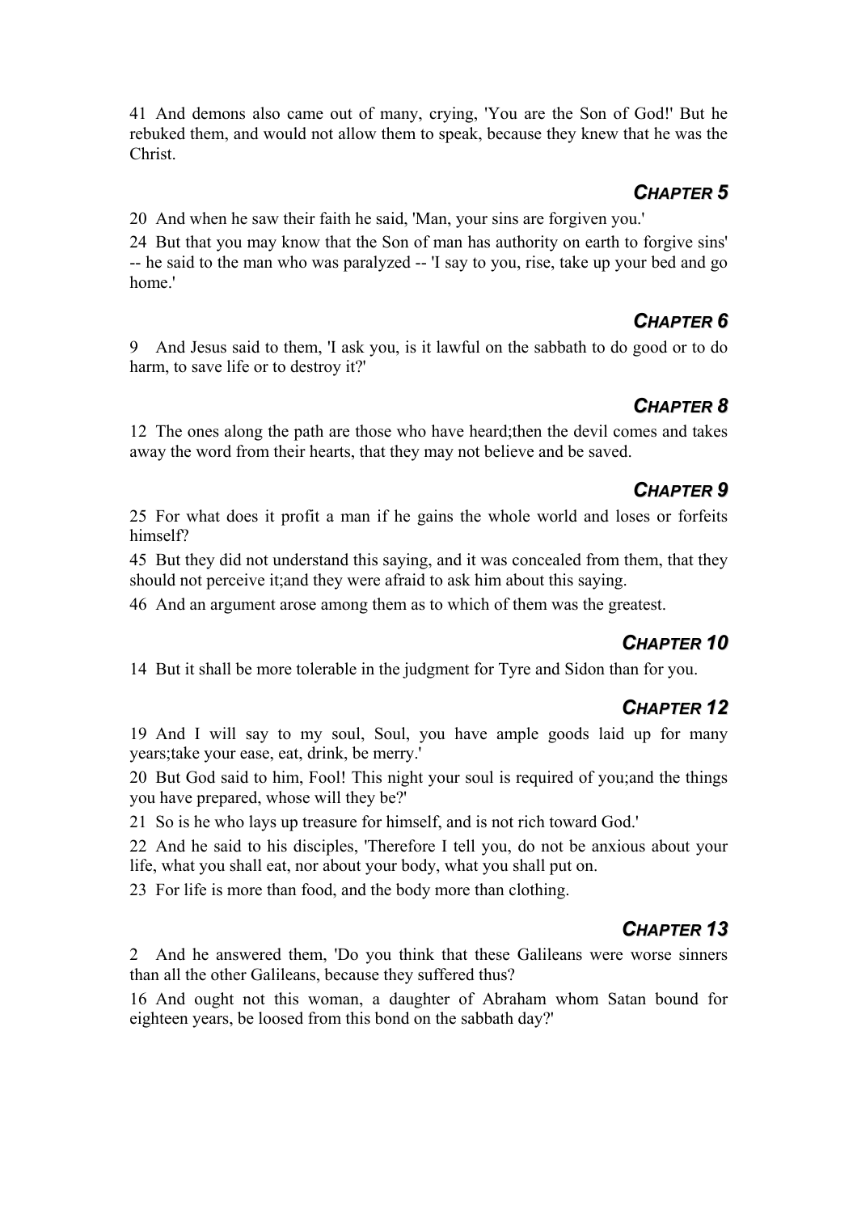41 And demons also came out of many, crying, 'You are the Son of God!' But he rebuked them, and would not allow them to speak, because they knew that he was the Christ.

## *CHAPTER 5*

20 And when he saw their faith he said, 'Man, your sins are forgiven you.'

24 But that you may know that the Son of man has authority on earth to forgive sins' -- he said to the man who was paralyzed -- 'I say to you, rise, take up your bed and go home.'

## *CHAPTER 6*

9 And Jesus said to them, 'I ask you, is it lawful on the sabbath to do good or to do harm, to save life or to destroy it?'

## *CHAPTER 8*

12 The ones along the path are those who have heard;then the devil comes and takes away the word from their hearts, that they may not believe and be saved.

## *CHAPTER 9*

25 For what does it profit a man if he gains the whole world and loses or forfeits himself?

45 But they did not understand this saying, and it was concealed from them, that they should not perceive it;and they were afraid to ask him about this saying.

46 And an argument arose among them as to which of them was the greatest.

## *CHAPTER 10*

14 But it shall be more tolerable in the judgment for Tyre and Sidon than for you.

## *CHAPTER 12*

19 And I will say to my soul, Soul, you have ample goods laid up for many years;take your ease, eat, drink, be merry.'

20 But God said to him, Fool! This night your soul is required of you;and the things you have prepared, whose will they be?'

21 So is he who lays up treasure for himself, and is not rich toward God.'

22 And he said to his disciples, 'Therefore I tell you, do not be anxious about your life, what you shall eat, nor about your body, what you shall put on.

23 For life is more than food, and the body more than clothing.

## *CHAPTER 13*

2 And he answered them, 'Do you think that these Galileans were worse sinners than all the other Galileans, because they suffered thus?

16 And ought not this woman, a daughter of Abraham whom Satan bound for eighteen years, be loosed from this bond on the sabbath day?'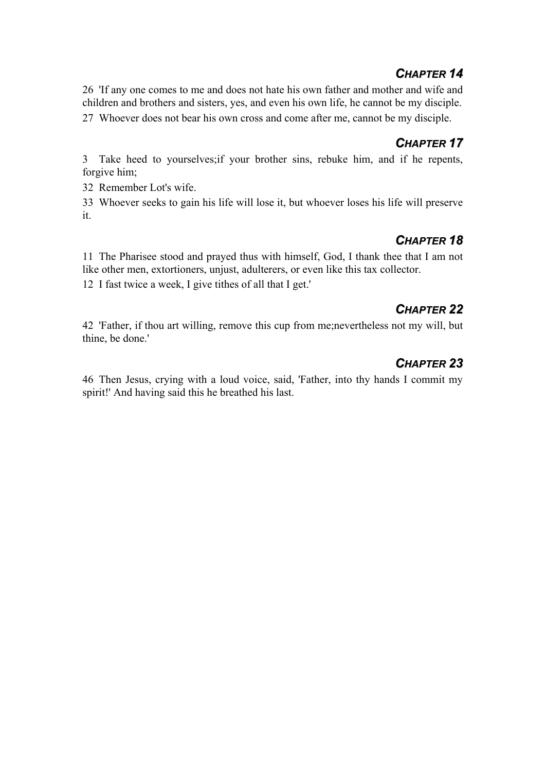## *CHAPTER 14*

26 'If any one comes to me and does not hate his own father and mother and wife and children and brothers and sisters, yes, and even his own life, he cannot be my disciple.

27 Whoever does not bear his own cross and come after me, cannot be my disciple.

## *CHAPTER 17*

3 Take heed to yourselves;if your brother sins, rebuke him, and if he repents, forgive him;

32 Remember Lot's wife.

33 Whoever seeks to gain his life will lose it, but whoever loses his life will preserve it.

## *CHAPTER 18*

11 The Pharisee stood and prayed thus with himself, God, I thank thee that I am not like other men, extortioners, unjust, adulterers, or even like this tax collector.

12 I fast twice a week, I give tithes of all that I get.'

## *CHAPTER 22*

42 'Father, if thou art willing, remove this cup from me;nevertheless not my will, but thine, be done.'

## *CHAPTER 23*

46 Then Jesus, crying with a loud voice, said, 'Father, into thy hands I commit my spirit!' And having said this he breathed his last.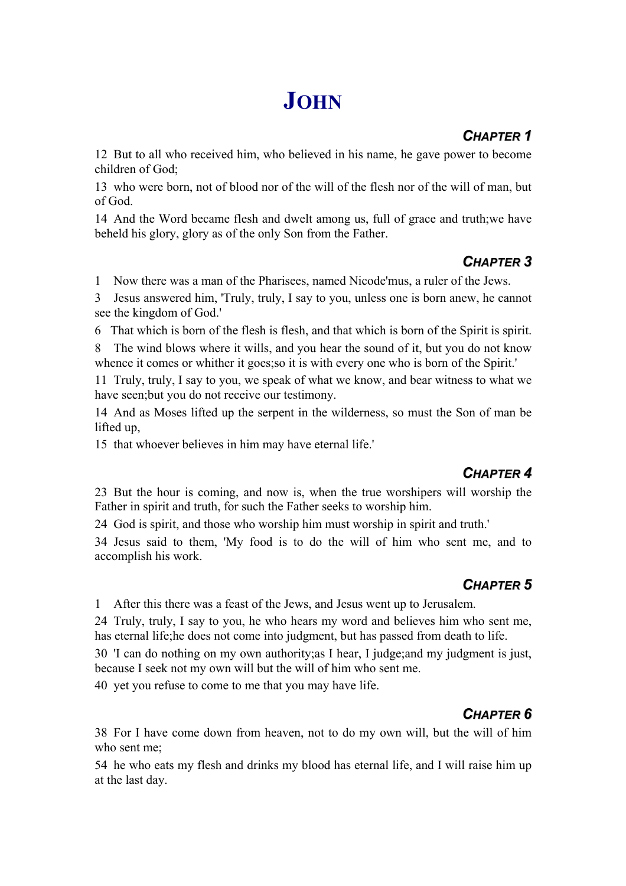# JOHN

## CHAPTER 1

12 But to all who received him, who believed in his name, he gave power to become children of God;

13 who were born, not of blood nor of the will of the flesh nor of the will of man, but of God.

14 And the Word became flesh and dwelt among us, full of grace and truth;we have beheld his glory, glory as of the only Son from the Father.

## CHAPTER 3

1 Now there was a man of the Pharisees, named Nicode'mus, a ruler of the Jews.

3 Jesus answered him, 'Truly, truly, I say to you, unless one is born anew, he cannot see the kingdom of God.'

6 That which is born of the flesh is flesh, and that which is born of the Spirit is spirit.

8 The wind blows where it wills, and you hear the sound of it, but you do not know whence it comes or whither it goes;so it is with every one who is born of the Spirit.'

11 Truly, truly, I say to you, we speak of what we know, and bear witness to what we have seen;but you do not receive our testimony.

14 And as Moses lifted up the serpent in the wilderness, so must the Son of man be lifted up,

15 that whoever believes in him may have eternal life.'

## CHAPTER 4

23 But the hour is coming, and now is, when the true worshipers will worship the Father in spirit and truth, for such the Father seeks to worship him.

24 God is spirit, and those who worship him must worship in spirit and truth.'

34 Jesus said to them, 'My food is to do the will of him who sent me, and to accomplish his work.

## CHAPTER 5

1 After this there was a feast of the Jews, and Jesus went up to Jerusalem.

24 Truly, truly, I say to you, he who hears my word and believes him who sent me, has eternal life;he does not come into judgment, but has passed from death to life.

30 'I can do nothing on my own authority;as I hear, I judge;and my judgment is just, because I seek not my own will but the will of him who sent me.

40 yet you refuse to come to me that you may have life.

## CHAPTER 6

38 For I have come down from heaven, not to do my own will, but the will of him who sent me;

54 he who eats my flesh and drinks my blood has eternal life, and I will raise him up at the last day.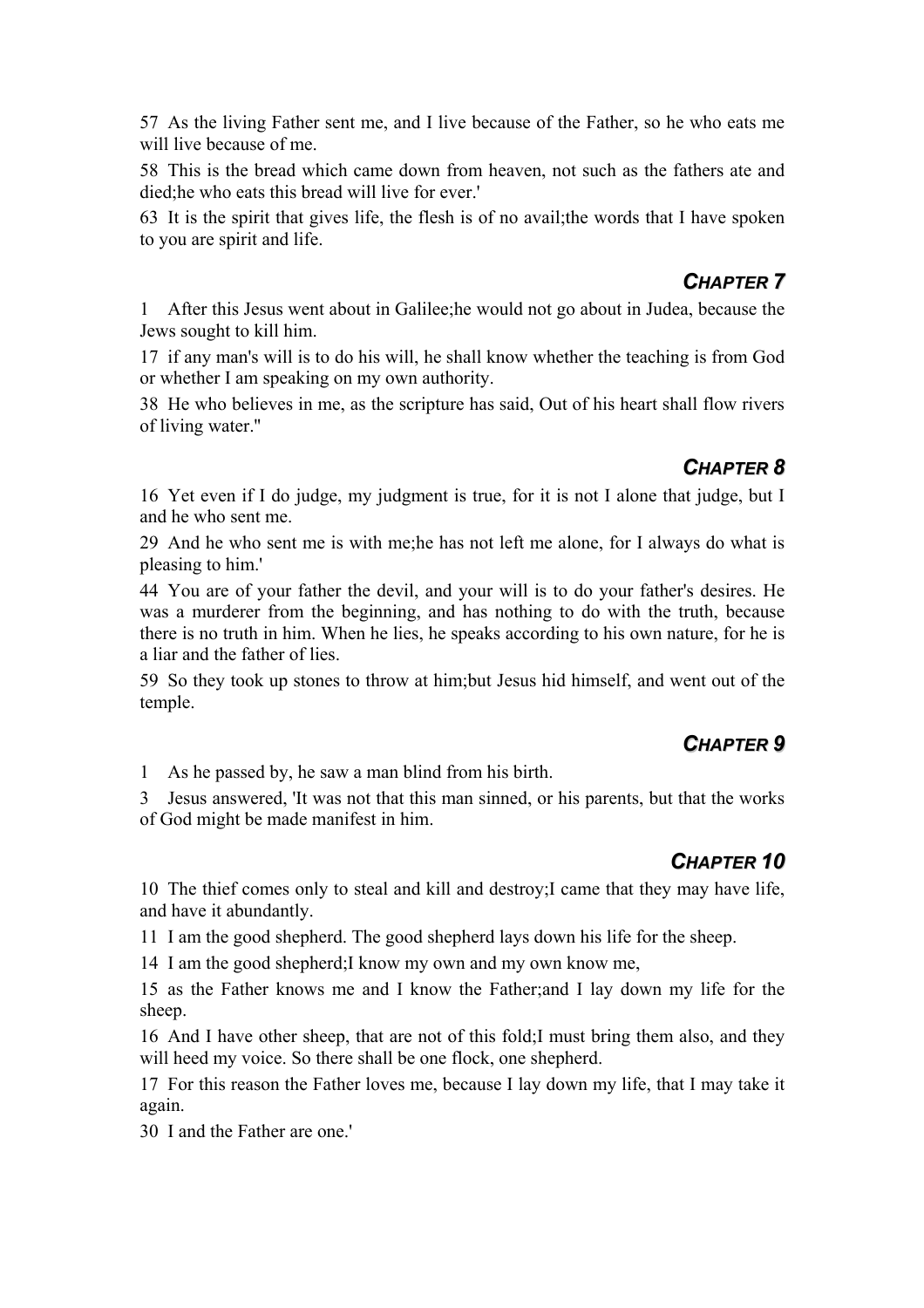57 As the living Father sent me, and I live because of the Father, so he who eats me will live because of me.

58 This is the bread which came down from heaven, not such as the fathers ate and died;he who eats this bread will live for ever.'

63 It is the spirit that gives life, the flesh is of no avail;the words that I have spoken to you are spirit and life.

## *CHAPTER 7*

1 After this Jesus went about in Galilee;he would not go about in Judea, because the Jews sought to kill him.

17 if any man's will is to do his will, he shall know whether the teaching is from God or whether I am speaking on my own authority.

38 He who believes in me, as the scripture has said, Out of his heart shall flow rivers of living water."

## *CHAPTER 8*

16 Yet even if I do judge, my judgment is true, for it is not I alone that judge, but I and he who sent me.

29 And he who sent me is with me;he has not left me alone, for I always do what is pleasing to him.'

44 You are of your father the devil, and your will is to do your father's desires. He was a murderer from the beginning, and has nothing to do with the truth, because there is no truth in him. When he lies, he speaks according to his own nature, for he is a liar and the father of lies.

59 So they took up stones to throw at him;but Jesus hid himself, and went out of the temple.

## *CHAPTER 9*

1 As he passed by, he saw a man blind from his birth.

3 Jesus answered, 'It was not that this man sinned, or his parents, but that the works of God might be made manifest in him.

## *CHAPTER 10*

10 The thief comes only to steal and kill and destroy;I came that they may have life, and have it abundantly.

11 I am the good shepherd. The good shepherd lays down his life for the sheep.

14 I am the good shepherd;I know my own and my own know me,

15 as the Father knows me and I know the Father;and I lay down my life for the sheep.

16 And I have other sheep, that are not of this fold;I must bring them also, and they will heed my voice. So there shall be one flock, one shepherd.

17 For this reason the Father loves me, because I lay down my life, that I may take it again.

30 I and the Father are one.'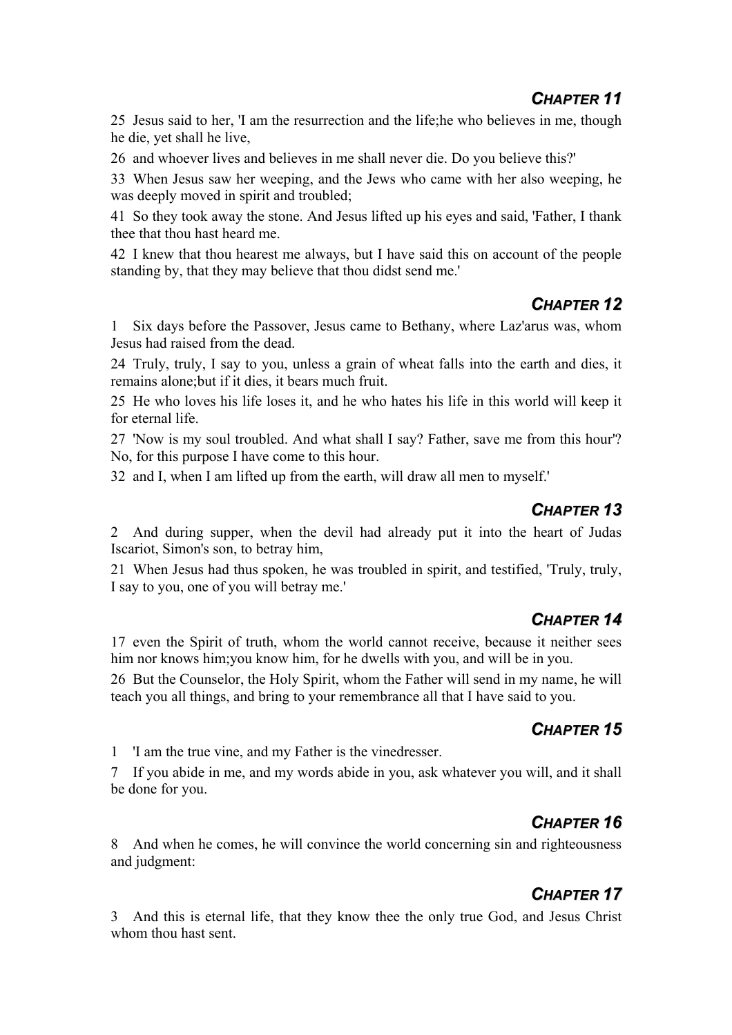## CHAPTER 11

25 Jesus said to her, 'I am the resurrection and the life;he who believes in me, though he die, yet shall he live,

26 and whoever lives and believes in me shall never die. Do you believe this?'

33 When Jesus saw her weeping, and the Jews who came with her also weeping, he was deeply moved in spirit and troubled;

41 So they took away the stone. And Jesus lifted up his eyes and said, 'Father, I thank thee that thou hast heard me.

42 I knew that thou hearest me always, but I have said this on account of the people standing by, that they may believe that thou didst send me.'

## CHAPTER 12

1 Six days before the Passover, Jesus came to Bethany, where Laz'arus was, whom Jesus had raised from the dead.

24 Truly, truly, I say to you, unless a grain of wheat falls into the earth and dies, it remains alone;but if it dies, it bears much fruit.

25 He who loves his life loses it, and he who hates his life in this world will keep it for eternal life.

27 'Now is my soul troubled. And what shall I say? Father, save me from this hour'? No, for this purpose I have come to this hour.

32 and I, when I am lifted up from the earth, will draw all men to myself.'

## CHAPTER 13

2 And during supper, when the devil had already put it into the heart of Judas Iscariot, Simon's son, to betray him,

21 When Jesus had thus spoken, he was troubled in spirit, and testified, 'Truly, truly, I say to you, one of you will betray me.'

## CHAPTER 14

17 even the Spirit of truth, whom the world cannot receive, because it neither sees him nor knows him;you know him, for he dwells with you, and will be in you.

26 But the Counselor, the Holy Spirit, whom the Father will send in my name, he will teach you all things, and bring to your remembrance all that I have said to you.

## CHAPTER 15

1 'I am the true vine, and my Father is the vinedresser.

7 If you abide in me, and my words abide in you, ask whatever you will, and it shall be done for you.

## CHAPTER 16

8 And when he comes, he will convince the world concerning sin and righteousness and judgment:

## CHAPTER 17

3 And this is eternal life, that they know thee the only true God, and Jesus Christ whom thou hast sent.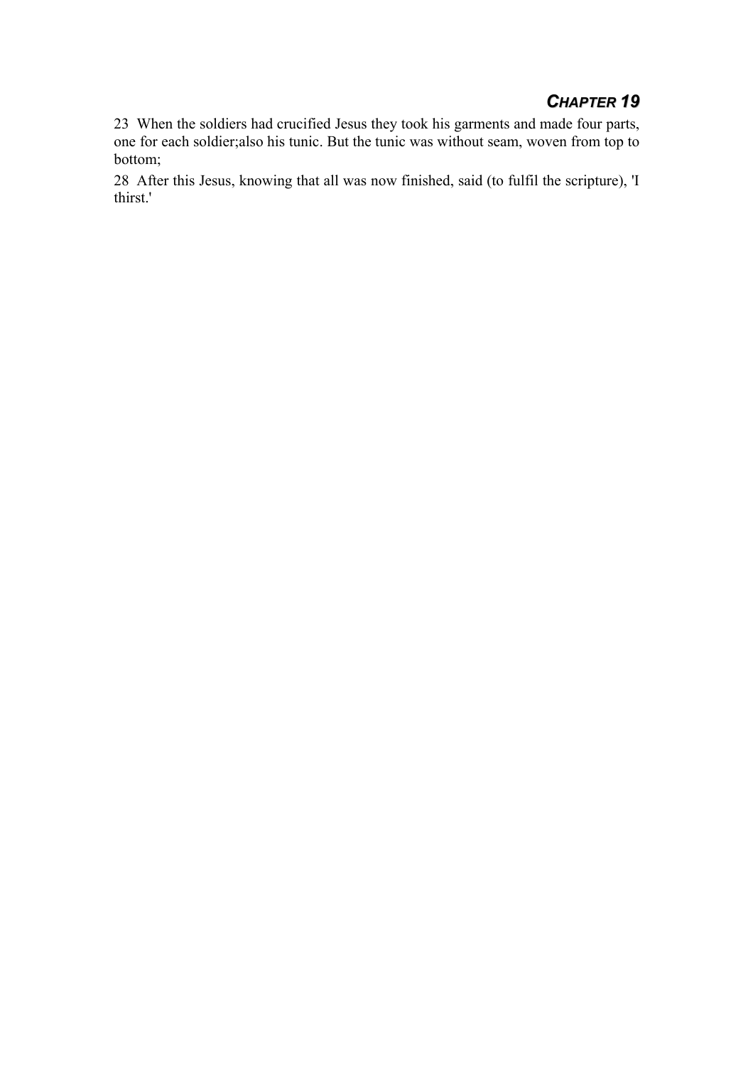## *CHAPTER 19*

23 When the soldiers had crucified Jesus they took his garments and made four parts, one for each soldier;also his tunic. But the tunic was without seam, woven from top to bottom;

28 After this Jesus, knowing that all was now finished, said (to fulfil the scripture), 'I thirst.'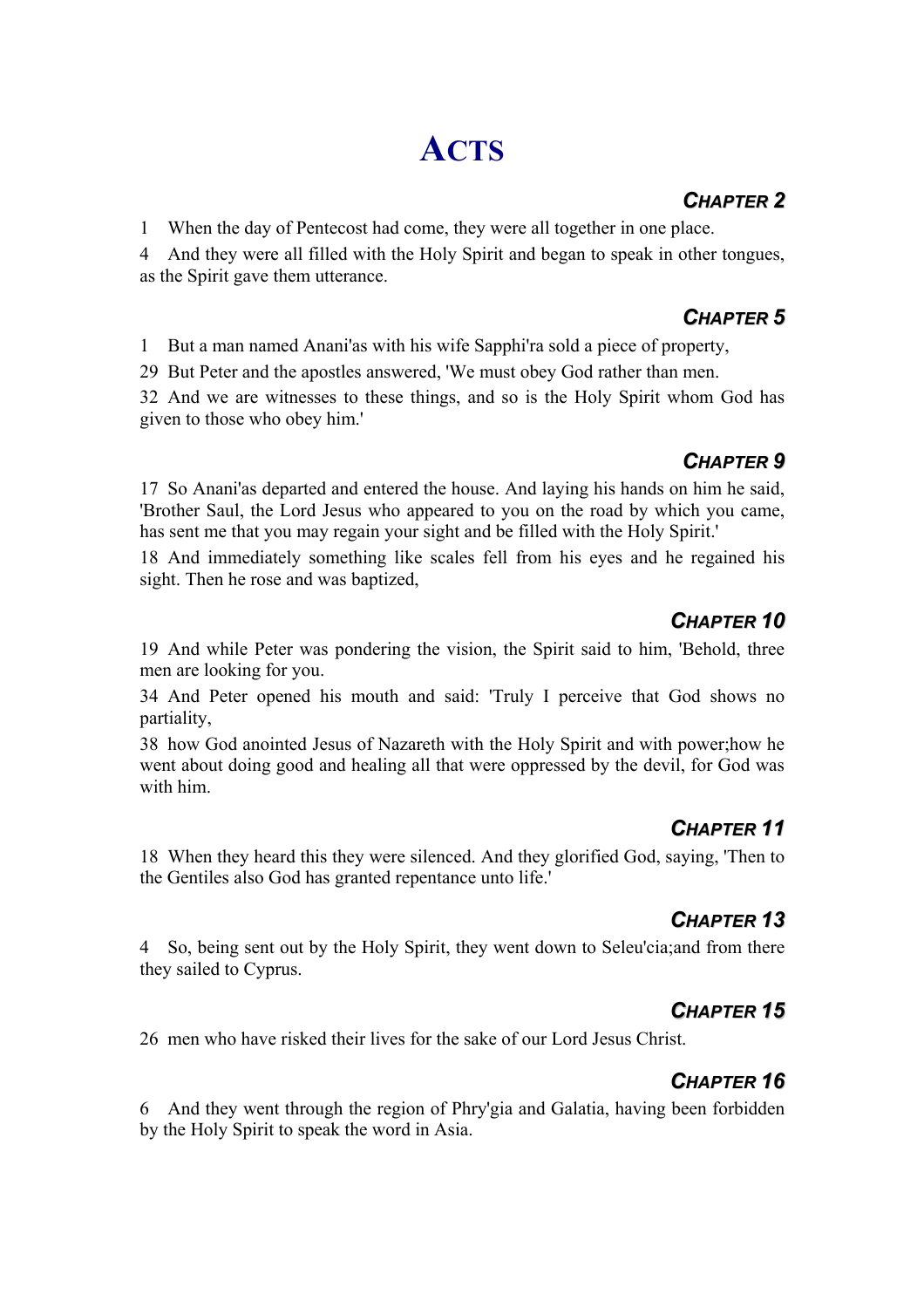# ACTS

## CHAPTER 2

1 When the day of Pentecost had come, they were all together in one place.

4 And they were all filled with the Holy Spirit and began to speak in other tongues, as the Spirit gave them utterance.

## CHAPTER 5

1 But a man named Anani'as with his wife Sapphi'ra sold a piece of property,

29 But Peter and the apostles answered, 'We must obey God rather than men.

32 And we are witnesses to these things, and so is the Holy Spirit whom God has given to those who obey him.'

## CHAPTER 9

17 So Anani'as departed and entered the house. And laying his hands on him he said, 'Brother Saul, the Lord Jesus who appeared to you on the road by which you came, has sent me that you may regain your sight and be filled with the Holy Spirit.'

18 And immediately something like scales fell from his eyes and he regained his sight. Then he rose and was baptized,

## CHAPTER 10

19 And while Peter was pondering the vision, the Spirit said to him, 'Behold, three men are looking for you.

34 And Peter opened his mouth and said: 'Truly I perceive that God shows no partiality,

38 how God anointed Jesus of Nazareth with the Holy Spirit and with power;how he went about doing good and healing all that were oppressed by the devil, for God was with him.

## CHAPTER 11

18 When they heard this they were silenced. And they glorified God, saying, 'Then to the Gentiles also God has granted repentance unto life.'

## CHAPTER 13

4 So, being sent out by the Holy Spirit, they went down to Seleu'cia;and from there they sailed to Cyprus.

## CHAPTER 15

26 men who have risked their lives for the sake of our Lord Jesus Christ.

## CHAPTER 16

6 And they went through the region of Phry'gia and Galatia, having been forbidden by the Holy Spirit to speak the word in Asia.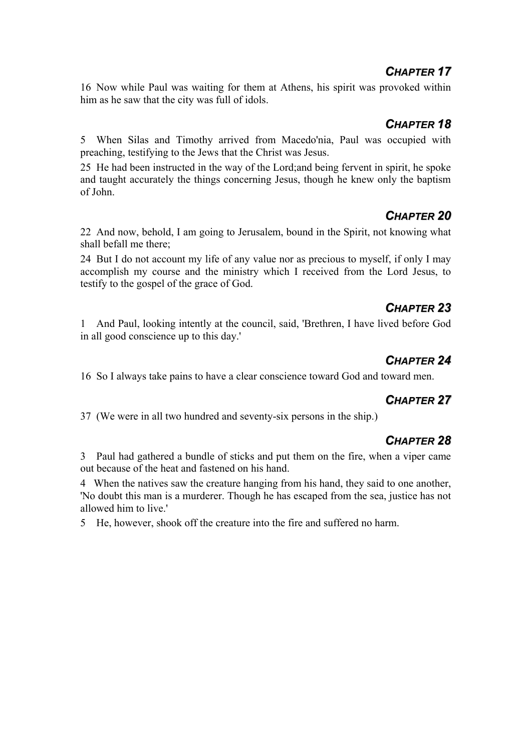## *CHAPTER 17*

16 Now while Paul was waiting for them at Athens, his spirit was provoked within him as he saw that the city was full of idols.

## *CHAPTER 18*

5 When Silas and Timothy arrived from Macedo'nia, Paul was occupied with preaching, testifying to the Jews that the Christ was Jesus.

25 He had been instructed in the way of the Lord;and being fervent in spirit, he spoke and taught accurately the things concerning Jesus, though he knew only the baptism of John.

## *CHAPTER 20*

22 And now, behold, I am going to Jerusalem, bound in the Spirit, not knowing what shall befall me there;

24 But I do not account my life of any value nor as precious to myself, if only I may accomplish my course and the ministry which I received from the Lord Jesus, to testify to the gospel of the grace of God.

## *CHAPTER 23*

1 And Paul, looking intently at the council, said, 'Brethren, I have lived before God in all good conscience up to this day.'

## *CHAPTER 24*

16 So I always take pains to have a clear conscience toward God and toward men.

## *CHAPTER 27*

37 (We were in all two hundred and seventy-six persons in the ship.)

## *CHAPTER 28*

3 Paul had gathered a bundle of sticks and put them on the fire, when a viper came out because of the heat and fastened on his hand.

4 When the natives saw the creature hanging from his hand, they said to one another, 'No doubt this man is a murderer. Though he has escaped from the sea, justice has not allowed him to live.'

5 He, however, shook off the creature into the fire and suffered no harm.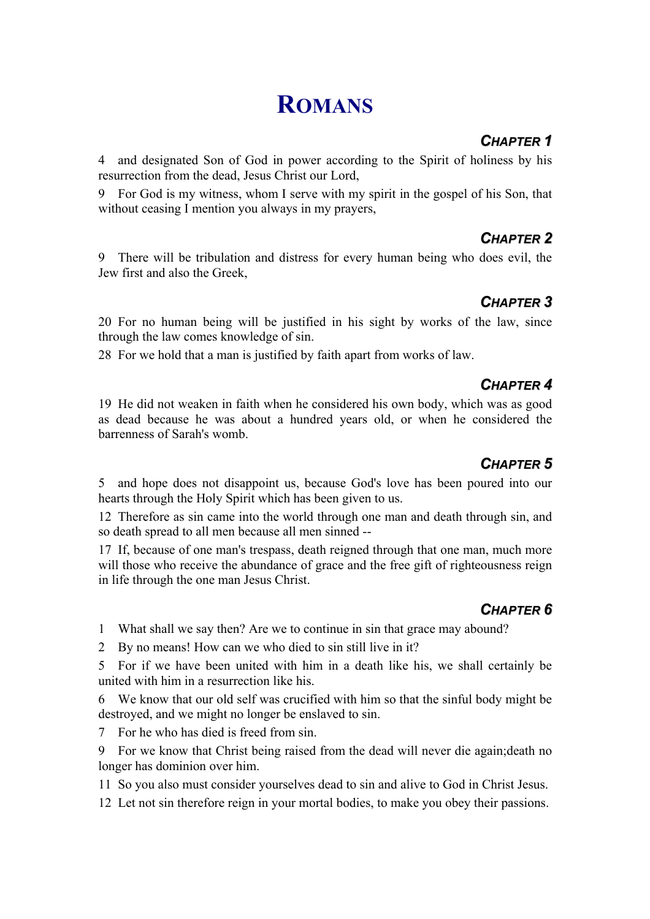# ROMANS

### *CHAPTER 1*

4 and designated Son of God in power according to the Spirit of holiness by his resurrection from the dead, Jesus Christ our Lord,

9 For God is my witness, whom I serve with my spirit in the gospel of his Son, that without ceasing I mention you always in my prayers,

### *CHAPTER 2*

9 There will be tribulation and distress for every human being who does evil, the Jew first and also the Greek,

### *CHAPTER 3*

20 For no human being will be justified in his sight by works of the law, since through the law comes knowledge of sin.

28 For we hold that a man is justified by faith apart from works of law.

### *CHAPTER 4*

19 He did not weaken in faith when he considered his own body, which was as good as dead because he was about a hundred years old, or when he considered the barrenness of Sarah's womb.

### *CHAPTER 5*

5 and hope does not disappoint us, because God's love has been poured into our hearts through the Holy Spirit which has been given to us.

12 Therefore as sin came into the world through one man and death through sin, and so death spread to all men because all men sinned --

17 If, because of one man's trespass, death reigned through that one man, much more will those who receive the abundance of grace and the free gift of righteousness reign in life through the one man Jesus Christ.

### *CHAPTER 6*

1 What shall we say then? Are we to continue in sin that grace may abound?

2 By no means! How can we who died to sin still live in it?

5 For if we have been united with him in a death like his, we shall certainly be united with him in a resurrection like his.

6 We know that our old self was crucified with him so that the sinful body might be destroyed, and we might no longer be enslaved to sin.

7 For he who has died is freed from sin.

9 For we know that Christ being raised from the dead will never die again;death no longer has dominion over him.

11 So you also must consider yourselves dead to sin and alive to God in Christ Jesus.

12 Let not sin therefore reign in your mortal bodies, to make you obey their passions.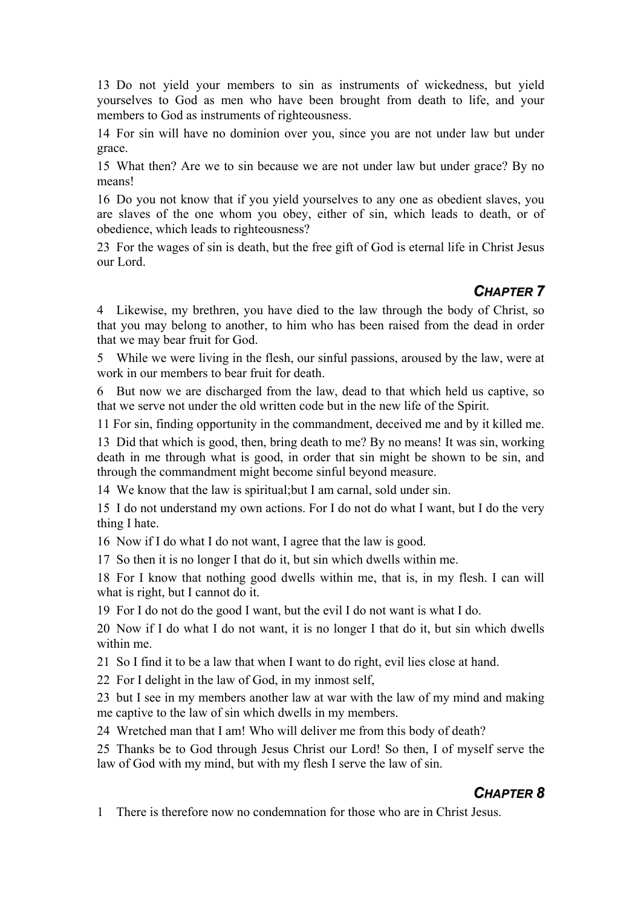13 Do not yield your members to sin as instruments of wickedness, but yield yourselves to God as men who have been brought from death to life, and your members to God as instruments of righteousness.

14 For sin will have no dominion over you, since you are not under law but under grace.

15 What then? Are we to sin because we are not under law but under grace? By no means!

16 Do you not know that if you yield yourselves to any one as obedient slaves, you are slaves of the one whom you obey, either of sin, which leads to death, or of obedience, which leads to righteousness?

23 For the wages of sin is death, but the free gift of God is eternal life in Christ Jesus our Lord.

## *CHAPTER 7*

4 Likewise, my brethren, you have died to the law through the body of Christ, so that you may belong to another, to him who has been raised from the dead in order that we may bear fruit for God.

5 While we were living in the flesh, our sinful passions, aroused by the law, were at work in our members to bear fruit for death.

6 But now we are discharged from the law, dead to that which held us captive, so that we serve not under the old written code but in the new life of the Spirit.

11 For sin, finding opportunity in the commandment, deceived me and by it killed me.

13 Did that which is good, then, bring death to me? By no means! It was sin, working death in me through what is good, in order that sin might be shown to be sin, and through the commandment might become sinful beyond measure.

14 We know that the law is spiritual;but I am carnal, sold under sin.

15 I do not understand my own actions. For I do not do what I want, but I do the very thing I hate.

16 Now if I do what I do not want, I agree that the law is good.

17 So then it is no longer I that do it, but sin which dwells within me.

18 For I know that nothing good dwells within me, that is, in my flesh. I can will what is right, but I cannot do it.

19 For I do not do the good I want, but the evil I do not want is what I do.

20 Now if I do what I do not want, it is no longer I that do it, but sin which dwells within me.

21 So I find it to be a law that when I want to do right, evil lies close at hand.

22 For I delight in the law of God, in my inmost self,

23 but I see in my members another law at war with the law of my mind and making me captive to the law of sin which dwells in my members.

24 Wretched man that I am! Who will deliver me from this body of death?

25 Thanks be to God through Jesus Christ our Lord! So then, I of myself serve the law of God with my mind, but with my flesh I serve the law of sin.

## *CHAPTER 8*

1 There is therefore now no condemnation for those who are in Christ Jesus.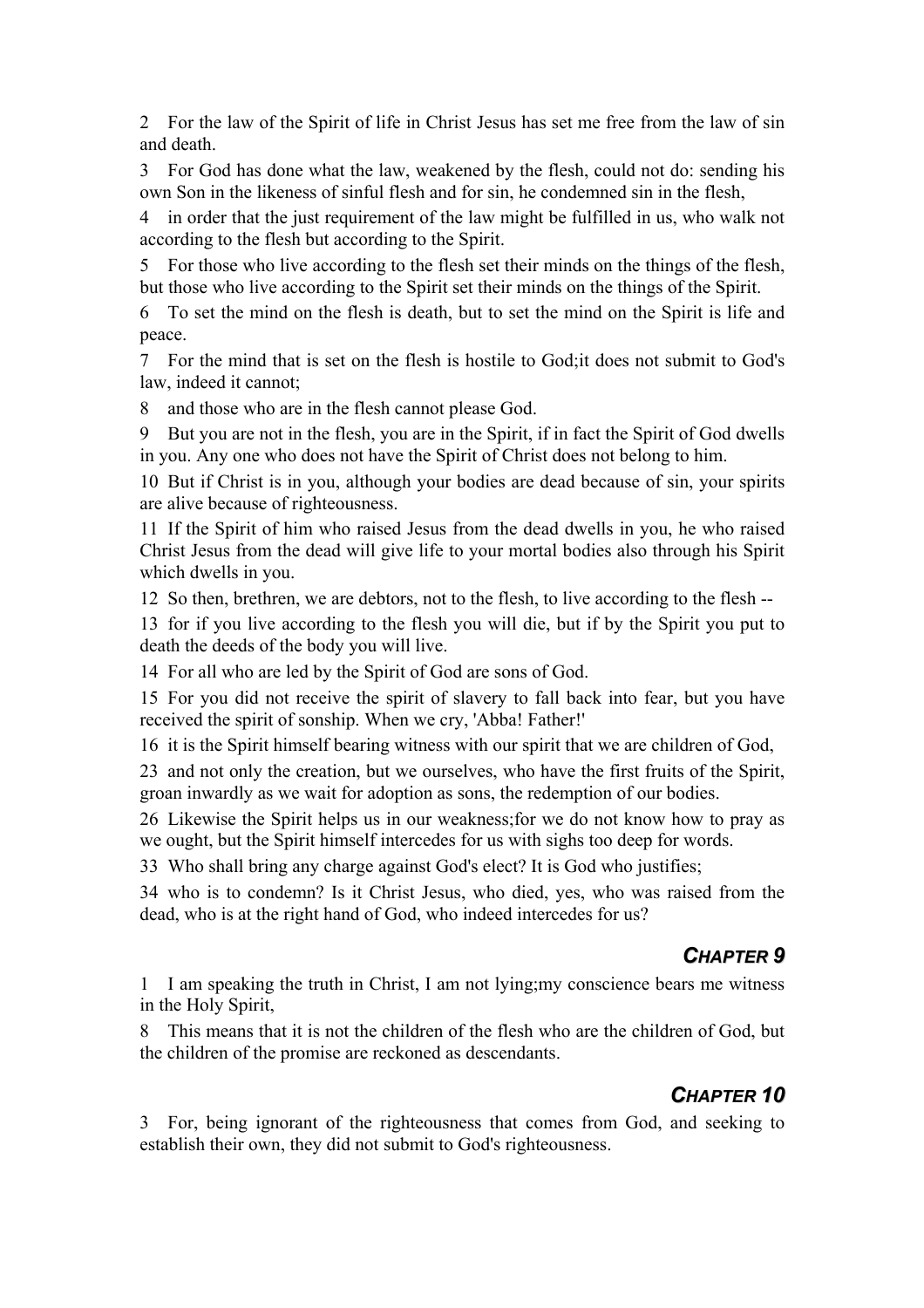2 For the law of the Spirit of life in Christ Jesus has set me free from the law of sin and death.

3 For God has done what the law, weakened by the flesh, could not do: sending his own Son in the likeness of sinful flesh and for sin, he condemned sin in the flesh,

4 in order that the just requirement of the law might be fulfilled in us, who walk not according to the flesh but according to the Spirit.

5 For those who live according to the flesh set their minds on the things of the flesh, but those who live according to the Spirit set their minds on the things of the Spirit.

6 To set the mind on the flesh is death, but to set the mind on the Spirit is life and peace.

7 For the mind that is set on the flesh is hostile to God;it does not submit to God's law, indeed it cannot;

8 and those who are in the flesh cannot please God.

9 But you are not in the flesh, you are in the Spirit, if in fact the Spirit of God dwells in you. Any one who does not have the Spirit of Christ does not belong to him.

10 But if Christ is in you, although your bodies are dead because of sin, your spirits are alive because of righteousness.

11 If the Spirit of him who raised Jesus from the dead dwells in you, he who raised Christ Jesus from the dead will give life to your mortal bodies also through his Spirit which dwells in you.

12 So then, brethren, we are debtors, not to the flesh, to live according to the flesh --

13 for if you live according to the flesh you will die, but if by the Spirit you put to death the deeds of the body you will live.

14 For all who are led by the Spirit of God are sons of God.

15 For you did not receive the spirit of slavery to fall back into fear, but you have received the spirit of sonship. When we cry, 'Abba! Father!'

16 it is the Spirit himself bearing witness with our spirit that we are children of God,

23 and not only the creation, but we ourselves, who have the first fruits of the Spirit, groan inwardly as we wait for adoption as sons, the redemption of our bodies.

26 Likewise the Spirit helps us in our weakness;for we do not know how to pray as we ought, but the Spirit himself intercedes for us with sighs too deep for words.

33 Who shall bring any charge against God's elect? It is God who justifies;

34 who is to condemn? Is it Christ Jesus, who died, yes, who was raised from the dead, who is at the right hand of God, who indeed intercedes for us?

## Chapter 9

1 I am speaking the truth in Christ, I am not lying;my conscience bears me witness in the Holy Spirit,

8 This means that it is not the children of the flesh who are the children of God, but the children of the promise are reckoned as descendants.

## Chapter 10

3 For, being ignorant of the righteousness that comes from God, and seeking to establish their own, they did not submit to God's righteousness.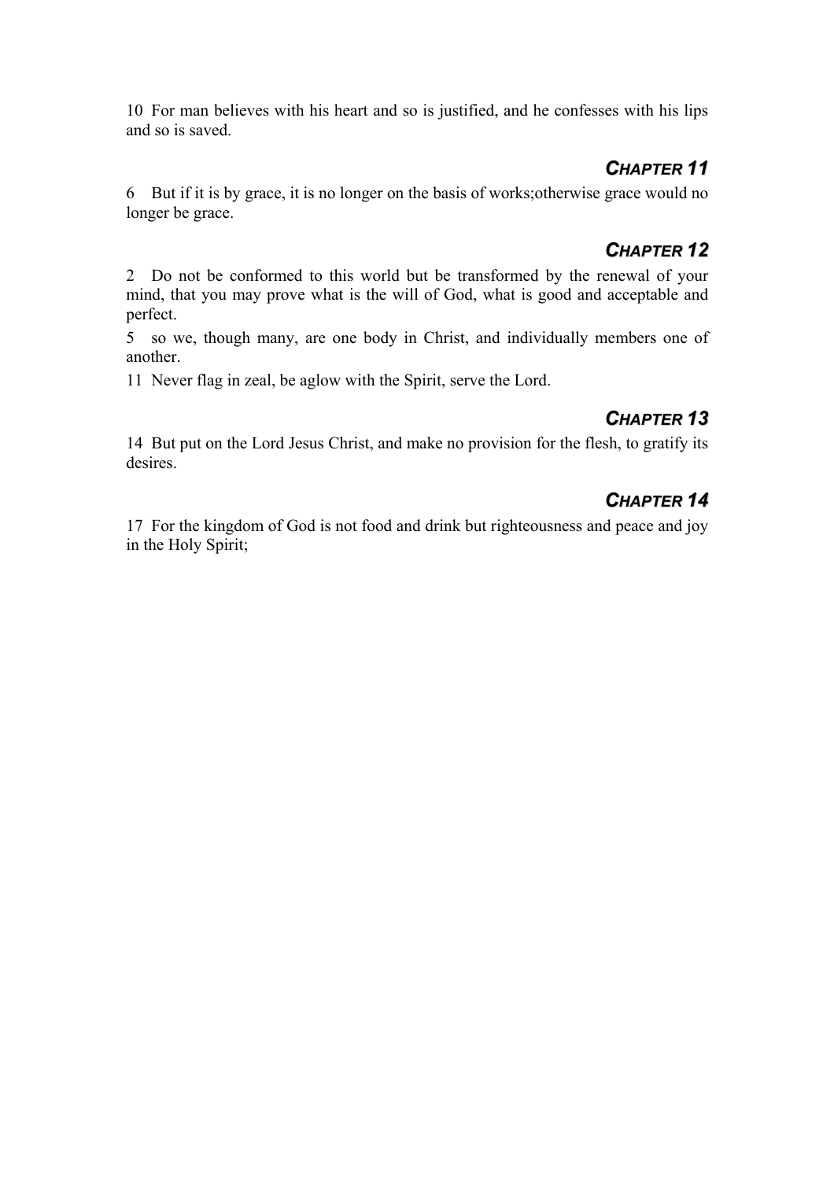10 For man believes with his heart and so is justified, and he confesses with his lips and so is saved.

## *CHAPTER 11*

6 But if it is by grace, it is no longer on the basis of works;otherwise grace would no longer be grace.

## *CHAPTER 12*

2 Do not be conformed to this world but be transformed by the renewal of your mind, that you may prove what is the will of God, what is good and acceptable and perfect.

5 so we, though many, are one body in Christ, and individually members one of another.

11 Never flag in zeal, be aglow with the Spirit, serve the Lord.

## *CHAPTER 13*

14 But put on the Lord Jesus Christ, and make no provision for the flesh, to gratify its desires.

## *CHAPTER 14*

17 For the kingdom of God is not food and drink but righteousness and peace and joy in the Holy Spirit;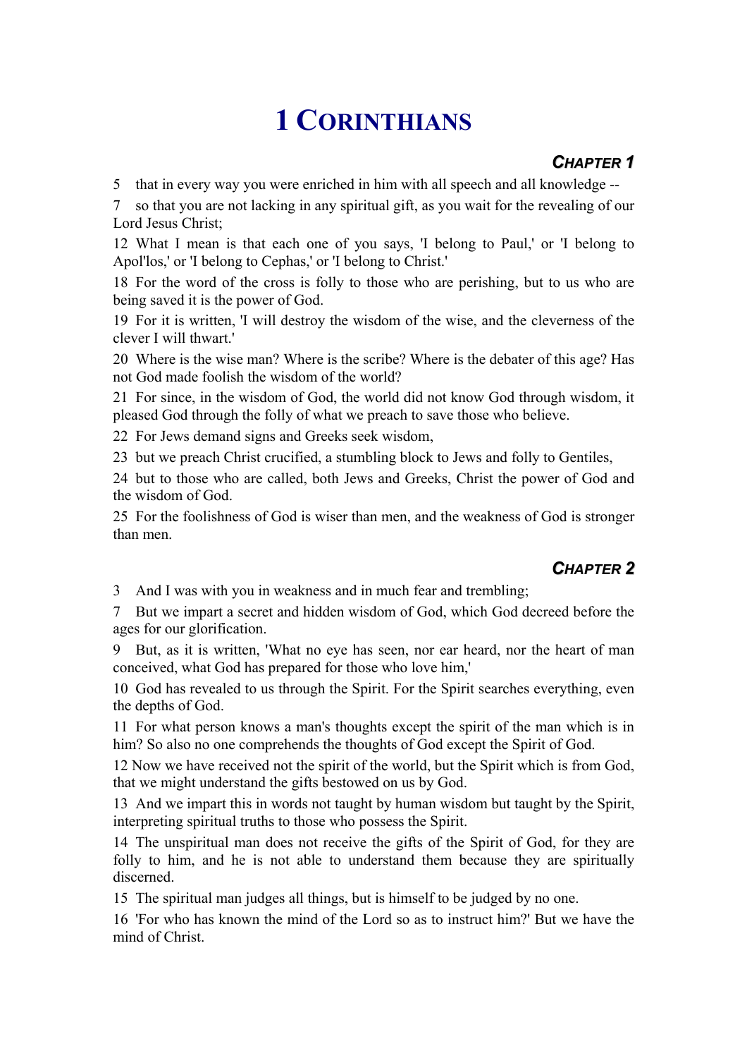# 1 CORINTHIANS

## *CHAPTER 1*

5 that in every way you were enriched in him with all speech and all knowledge --

7 so that you are not lacking in any spiritual gift, as you wait for the revealing of our Lord Jesus Christ;

12 What I mean is that each one of you says, 'I belong to Paul,' or 'I belong to Apol'los,' or 'I belong to Cephas,' or 'I belong to Christ.'

18 For the word of the cross is folly to those who are perishing, but to us who are being saved it is the power of God.

19 For it is written, 'I will destroy the wisdom of the wise, and the cleverness of the clever I will thwart.'

20 Where is the wise man? Where is the scribe? Where is the debater of this age? Has not God made foolish the wisdom of the world?

21 For since, in the wisdom of God, the world did not know God through wisdom, it pleased God through the folly of what we preach to save those who believe.

22 For Jews demand signs and Greeks seek wisdom,

23 but we preach Christ crucified, a stumbling block to Jews and folly to Gentiles,

24 but to those who are called, both Jews and Greeks, Christ the power of God and the wisdom of God.

25 For the foolishness of God is wiser than men, and the weakness of God is stronger than men.

## *CHAPTER 2*

3 And I was with you in weakness and in much fear and trembling;

7 But we impart a secret and hidden wisdom of God, which God decreed before the ages for our glorification.

9 But, as it is written, 'What no eye has seen, nor ear heard, nor the heart of man conceived, what God has prepared for those who love him,'

10 God has revealed to us through the Spirit. For the Spirit searches everything, even the depths of God.

11 For what person knows a man's thoughts except the spirit of the man which is in him? So also no one comprehends the thoughts of God except the Spirit of God.

12 Now we have received not the spirit of the world, but the Spirit which is from God, that we might understand the gifts bestowed on us by God.

13 And we impart this in words not taught by human wisdom but taught by the Spirit, interpreting spiritual truths to those who possess the Spirit.

14 The unspiritual man does not receive the gifts of the Spirit of God, for they are folly to him, and he is not able to understand them because they are spiritually discerned.

15 The spiritual man judges all things, but is himself to be judged by no one.

16 'For who has known the mind of the Lord so as to instruct him?' But we have the mind of Christ.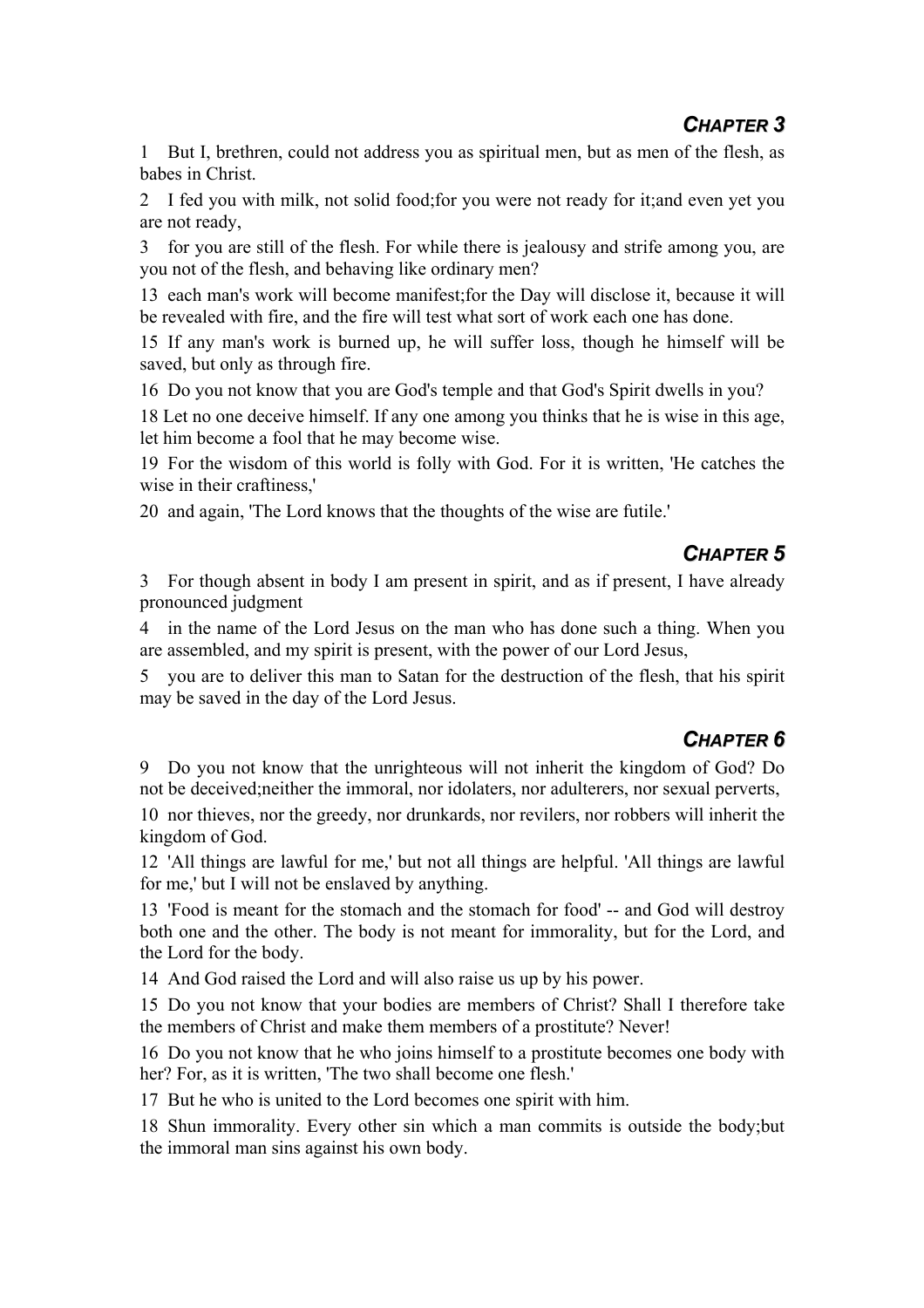## *CHAPTER 3*

1 But I, brethren, could not address you as spiritual men, but as men of the flesh, as babes in Christ.

2 I fed you with milk, not solid food;for you were not ready for it;and even yet you are not ready,

3 for you are still of the flesh. For while there is jealousy and strife among you, are you not of the flesh, and behaving like ordinary men?

13 each man's work will become manifest;for the Day will disclose it, because it will be revealed with fire, and the fire will test what sort of work each one has done.

15 If any man's work is burned up, he will suffer loss, though he himself will be saved, but only as through fire.

16 Do you not know that you are God's temple and that God's Spirit dwells in you?

18 Let no one deceive himself. If any one among you thinks that he is wise in this age, let him become a fool that he may become wise.

19 For the wisdom of this world is folly with God. For it is written, 'He catches the wise in their craftiness,'

20 and again, 'The Lord knows that the thoughts of the wise are futile.'

## *CHAPTER 5*

3 For though absent in body I am present in spirit, and as if present, I have already pronounced judgment

4 in the name of the Lord Jesus on the man who has done such a thing. When you are assembled, and my spirit is present, with the power of our Lord Jesus,

5 you are to deliver this man to Satan for the destruction of the flesh, that his spirit may be saved in the day of the Lord Jesus.

## *CHAPTER 6*

9 Do you not know that the unrighteous will not inherit the kingdom of God? Do not be deceived;neither the immoral, nor idolaters, nor adulterers, nor sexual perverts,

10 nor thieves, nor the greedy, nor drunkards, nor revilers, nor robbers will inherit the kingdom of God.

12 'All things are lawful for me,' but not all things are helpful. 'All things are lawful for me,' but I will not be enslaved by anything.

13 'Food is meant for the stomach and the stomach for food' -- and God will destroy both one and the other. The body is not meant for immorality, but for the Lord, and the Lord for the body.

14 And God raised the Lord and will also raise us up by his power.

15 Do you not know that your bodies are members of Christ? Shall I therefore take the members of Christ and make them members of a prostitute? Never!

16 Do you not know that he who joins himself to a prostitute becomes one body with her? For, as it is written, 'The two shall become one flesh.'

17 But he who is united to the Lord becomes one spirit with him.

18 Shun immorality. Every other sin which a man commits is outside the body;but the immoral man sins against his own body.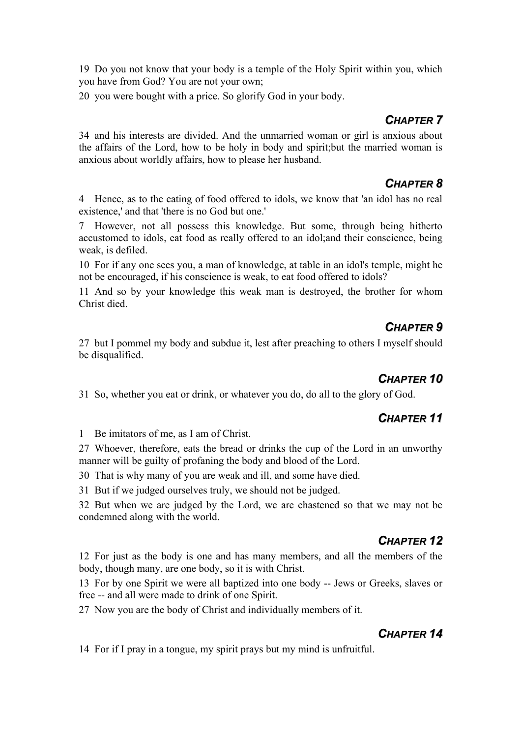19 Do you not know that your body is a temple of the Holy Spirit within you, which you have from God? You are not your own;

20 you were bought with a price. So glorify God in your body.

## *CHAPTER 7*

34 and his interests are divided. And the unmarried woman or girl is anxious about the affairs of the Lord, how to be holy in body and spirit;but the married woman is anxious about worldly affairs, how to please her husband.

## *CHAPTER 8*

4 Hence, as to the eating of food offered to idols, we know that 'an idol has no real existence,' and that 'there is no God but one.'

7 However, not all possess this knowledge. But some, through being hitherto accustomed to idols, eat food as really offered to an idol;and their conscience, being weak, is defiled.

10 For if any one sees you, a man of knowledge, at table in an idol's temple, might he not be encouraged, if his conscience is weak, to eat food offered to idols?

11 And so by your knowledge this weak man is destroyed, the brother for whom Christ died.

## *CHAPTER 9*

27 but I pommel my body and subdue it, lest after preaching to others I myself should be disqualified.

## *CHAPTER 10*

31 So, whether you eat or drink, or whatever you do, do all to the glory of God.

## *CHAPTER 11*

1 Be imitators of me, as I am of Christ.

27 Whoever, therefore, eats the bread or drinks the cup of the Lord in an unworthy manner will be guilty of profaning the body and blood of the Lord.

30 That is why many of you are weak and ill, and some have died.

31 But if we judged ourselves truly, we should not be judged.

32 But when we are judged by the Lord, we are chastened so that we may not be condemned along with the world.

## *CHAPTER 12*

12 For just as the body is one and has many members, and all the members of the body, though many, are one body, so it is with Christ.

13 For by one Spirit we were all baptized into one body -- Jews or Greeks, slaves or free -- and all were made to drink of one Spirit.

27 Now you are the body of Christ and individually members of it.

## *CHAPTER 14*

14 For if I pray in a tongue, my spirit prays but my mind is unfruitful.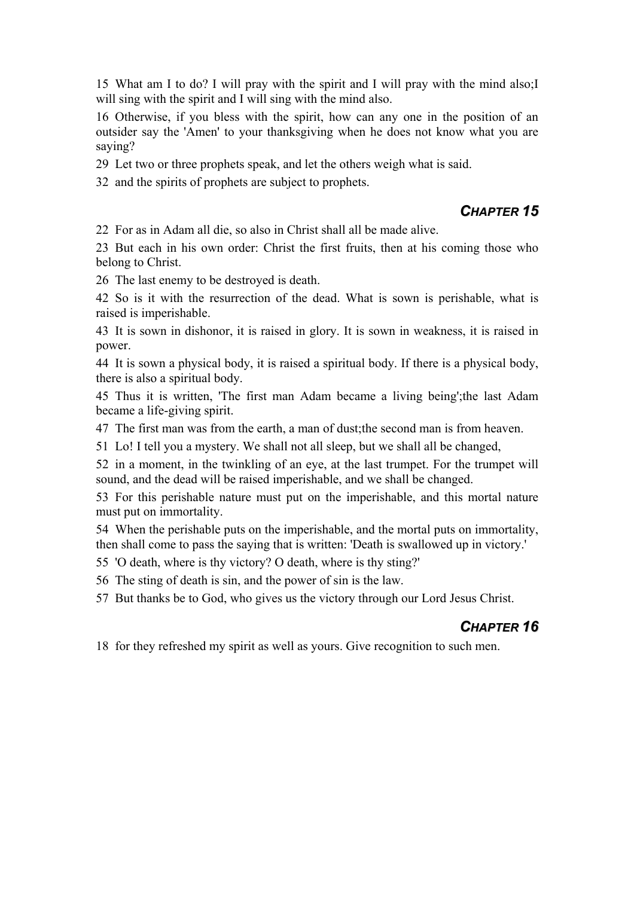15 What am I to do? I will pray with the spirit and I will pray with the mind also;I will sing with the spirit and I will sing with the mind also.

16 Otherwise, if you bless with the spirit, how can any one in the position of an outsider say the 'Amen' to your thanksgiving when he does not know what you are saying?

29 Let two or three prophets speak, and let the others weigh what is said.

32 and the spirits of prophets are subject to prophets.

## *Chapter 15*

22 For as in Adam all die, so also in Christ shall all be made alive.

23 But each in his own order: Christ the first fruits, then at his coming those who belong to Christ.

26 The last enemy to be destroyed is death.

42 So is it with the resurrection of the dead. What is sown is perishable, what is raised is imperishable.

43 It is sown in dishonor, it is raised in glory. It is sown in weakness, it is raised in power.

44 It is sown a physical body, it is raised a spiritual body. If there is a physical body, there is also a spiritual body.

45 Thus it is written, 'The first man Adam became a living being';the last Adam became a life-giving spirit.

47 The first man was from the earth, a man of dust;the second man is from heaven.

51 Lo! I tell you a mystery. We shall not all sleep, but we shall all be changed,

52 in a moment, in the twinkling of an eye, at the last trumpet. For the trumpet will sound, and the dead will be raised imperishable, and we shall be changed.

53 For this perishable nature must put on the imperishable, and this mortal nature must put on immortality.

54 When the perishable puts on the imperishable, and the mortal puts on immortality, then shall come to pass the saying that is written: 'Death is swallowed up in victory.'

55 'O death, where is thy victory? O death, where is thy sting?'

56 The sting of death is sin, and the power of sin is the law.

57 But thanks be to God, who gives us the victory through our Lord Jesus Christ.

## *Chapter 16*

18 for they refreshed my spirit as well as yours. Give recognition to such men.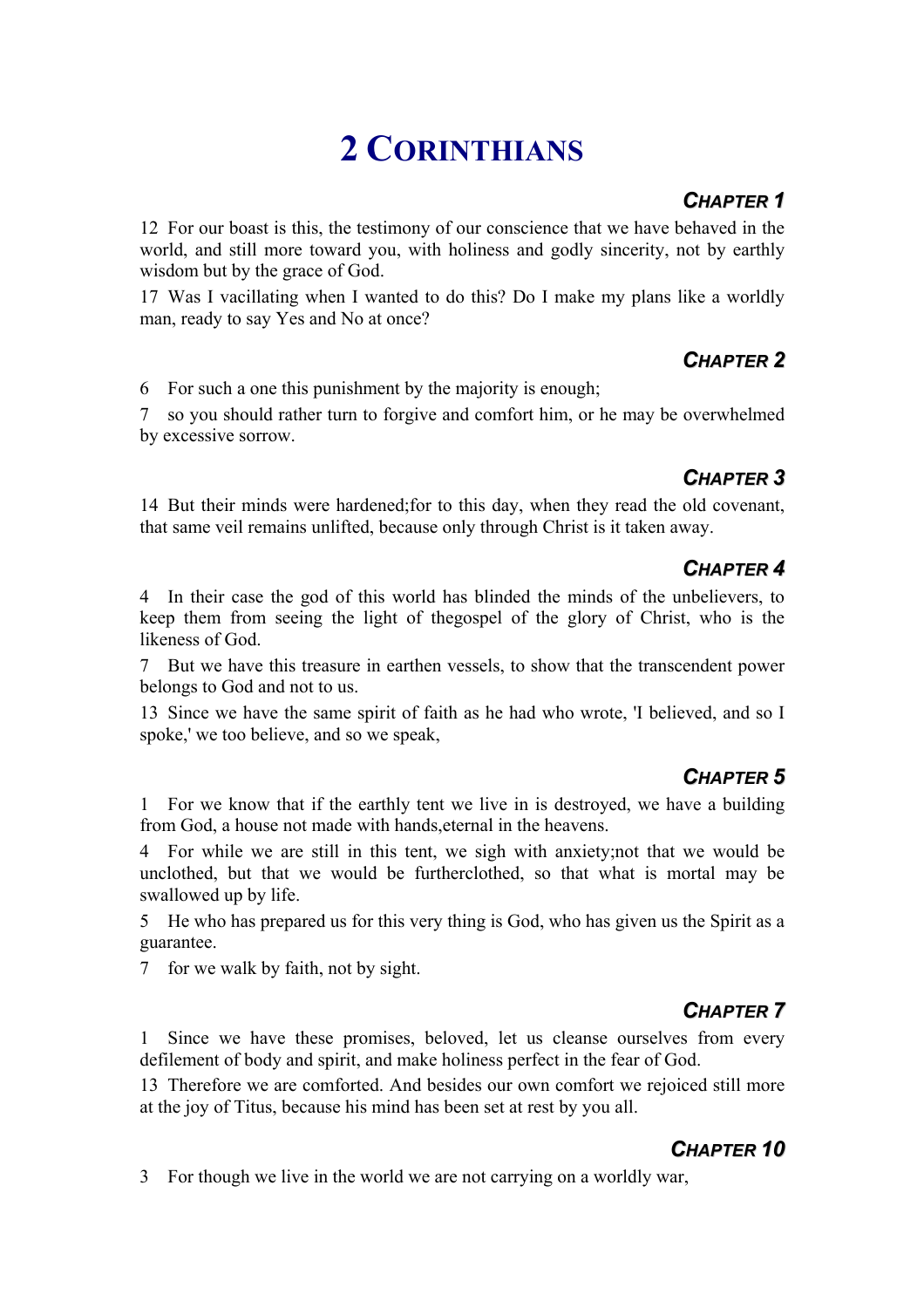# 2 Corinthians

## *Chapter 1*

12 For our boast is this, the testimony of our conscience that we have behaved in the world, and still more toward you, with holiness and godly sincerity, not by earthly wisdom but by the grace of God.

17 Was I vacillating when I wanted to do this? Do I make my plans like a worldly man, ready to say Yes and No at once?

## *Chapter 2*

6 For such a one this punishment by the majority is enough;

7 so you should rather turn to forgive and comfort him, or he may be overwhelmed by excessive sorrow.

## *Chapter 3*

14 But their minds were hardened;for to this day, when they read the old covenant, that same veil remains unlifted, because only through Christ is it taken away.

## *Chapter 4*

4 In their case the god of this world has blinded the minds of the unbelievers, to keep them from seeing the light of thegospel of the glory of Christ, who is the likeness of God.

7 But we have this treasure in earthen vessels, to show that the transcendent power belongs to God and not to us.

13 Since we have the same spirit of faith as he had who wrote, 'I believed, and so I spoke,' we too believe, and so we speak,

## *Chapter 5*

1 For we know that if the earthly tent we live in is destroyed, we have a building from God, a house not made with hands,eternal in the heavens.

4 For while we are still in this tent, we sigh with anxiety;not that we would be unclothed, but that we would be furtherclothed, so that what is mortal may be swallowed up by life.

5 He who has prepared us for this very thing is God, who has given us the Spirit as a guarantee.

7 for we walk by faith, not by sight.

## *Chapter 7*

1 Since we have these promises, beloved, let us cleanse ourselves from every defilement of body and spirit, and make holiness perfect in the fear of God.

13 Therefore we are comforted. And besides our own comfort we rejoiced still more at the joy of Titus, because his mind has been set at rest by you all.

## *Chapter 10*

3 For though we live in the world we are not carrying on a worldly war,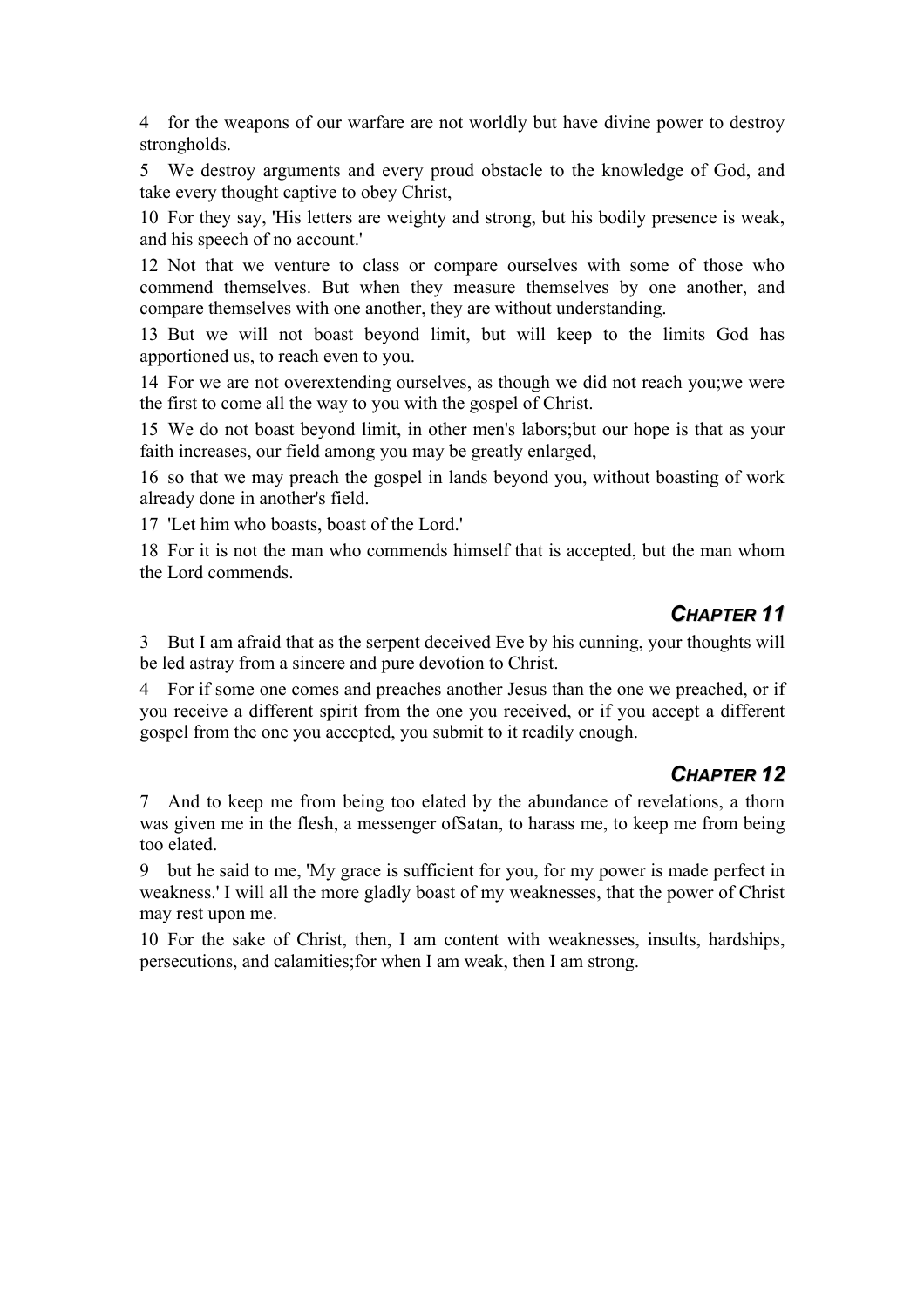4 for the weapons of our warfare are not worldly but have divine power to destroy strongholds.

5 We destroy arguments and every proud obstacle to the knowledge of God, and take every thought captive to obey Christ,

10 For they say, 'His letters are weighty and strong, but his bodily presence is weak, and his speech of no account.'

12 Not that we venture to class or compare ourselves with some of those who commend themselves. But when they measure themselves by one another, and compare themselves with one another, they are without understanding.

13 But we will not boast beyond limit, but will keep to the limits God has apportioned us, to reach even to you.

14 For we are not overextending ourselves, as though we did not reach you;we were the first to come all the way to you with the gospel of Christ.

15 We do not boast beyond limit, in other men's labors;but our hope is that as your faith increases, our field among you may be greatly enlarged,

16 so that we may preach the gospel in lands beyond you, without boasting of work already done in another's field.

17 'Let him who boasts, boast of the Lord.'

18 For it is not the man who commends himself that is accepted, but the man whom the Lord commends.

## CHAPTER 11

3 But I am afraid that as the serpent deceived Eve by his cunning, your thoughts will be led astray from a sincere and pure devotion to Christ.

4 For if some one comes and preaches another Jesus than the one we preached, or if you receive a different spirit from the one you received, or if you accept a different gospel from the one you accepted, you submit to it readily enough.

## CHAPTER 12

7 And to keep me from being too elated by the abundance of revelations, a thorn was given me in the flesh, a messenger ofSatan, to harass me, to keep me from being too elated.

9 but he said to me, 'My grace is sufficient for you, for my power is made perfect in weakness.' I will all the more gladly boast of my weaknesses, that the power of Christ may rest upon me.

10 For the sake of Christ, then, I am content with weaknesses, insults, hardships, persecutions, and calamities;for when I am weak, then I am strong.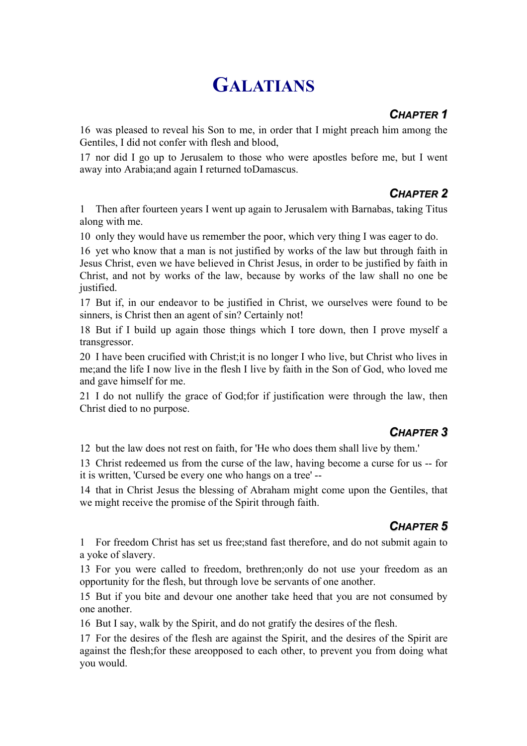# GALATIANS

## CHAPTER 1

16 was pleased to reveal his Son to me, in order that I might preach him among the Gentiles, I did not confer with flesh and blood,

17 nor did I go up to Jerusalem to those who were apostles before me, but I went away into Arabia;and again I returned toDamascus.

## CHAPTER 2

1 Then after fourteen years I went up again to Jerusalem with Barnabas, taking Titus along with me.

10 only they would have us remember the poor, which very thing I was eager to do.

16 yet who know that a man is not justified by works of the law but through faith in Jesus Christ, even we have believed in Christ Jesus, in order to be justified by faith in Christ, and not by works of the law, because by works of the law shall no one be justified.

17 But if, in our endeavor to be justified in Christ, we ourselves were found to be sinners, is Christ then an agent of sin? Certainly not!

18 But if I build up again those things which I tore down, then I prove myself a transgressor.

20 I have been crucified with Christ;it is no longer I who live, but Christ who lives in me;and the life I now live in the flesh I live by faith in the Son of God, who loved me and gave himself for me.

21 I do not nullify the grace of God;for if justification were through the law, then Christ died to no purpose.

## CHAPTER 3

12 but the law does not rest on faith, for 'He who does them shall live by them.'

13 Christ redeemed us from the curse of the law, having become a curse for us -- for it is written, 'Cursed be every one who hangs on a tree' --

14 that in Christ Jesus the blessing of Abraham might come upon the Gentiles, that we might receive the promise of the Spirit through faith.

## CHAPTER 5

1 For freedom Christ has set us free;stand fast therefore, and do not submit again to a yoke of slavery.

13 For you were called to freedom, brethren;only do not use your freedom as an opportunity for the flesh, but through love be servants of one another.

15 But if you bite and devour one another take heed that you are not consumed by one another.

16 But I say, walk by the Spirit, and do not gratify the desires of the flesh.

17 For the desires of the flesh are against the Spirit, and the desires of the Spirit are against the flesh;for these areopposed to each other, to prevent you from doing what you would.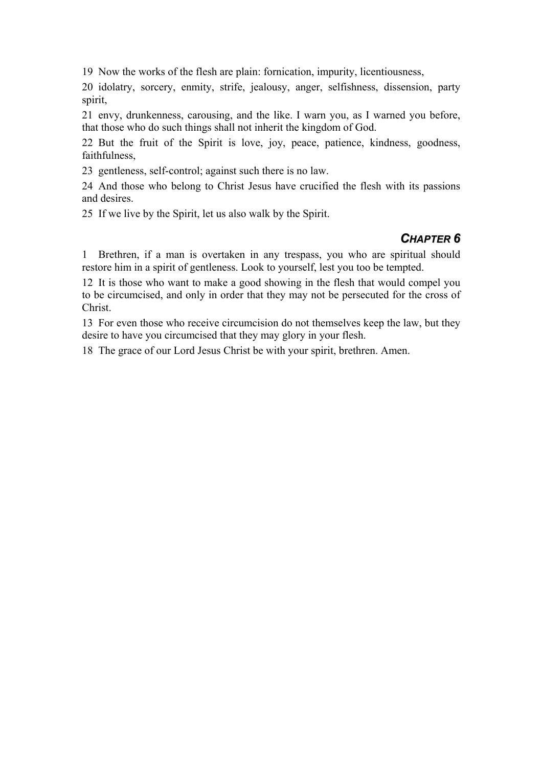19 Now the works of the flesh are plain: fornication, impurity, licentiousness,

20 idolatry, sorcery, enmity, strife, jealousy, anger, selfishness, dissension, party spirit,

21 envy, drunkenness, carousing, and the like. I warn you, as I warned you before, that those who do such things shall not inherit the kingdom of God.

22 But the fruit of the Spirit is love, joy, peace, patience, kindness, goodness, faithfulness,

23 gentleness, self-control; against such there is no law.

24 And those who belong to Christ Jesus have crucified the flesh with its passions and desires.

25 If we live by the Spirit, let us also walk by the Spirit.

## *CHAPTER 6*

1 Brethren, if a man is overtaken in any trespass, you who are spiritual should restore him in a spirit of gentleness. Look to yourself, lest you too be tempted.

12 It is those who want to make a good showing in the flesh that would compel you to be circumcised, and only in order that they may not be persecuted for the cross of Christ.

13 For even those who receive circumcision do not themselves keep the law, but they desire to have you circumcised that they may glory in your flesh.

18 The grace of our Lord Jesus Christ be with your spirit, brethren. Amen.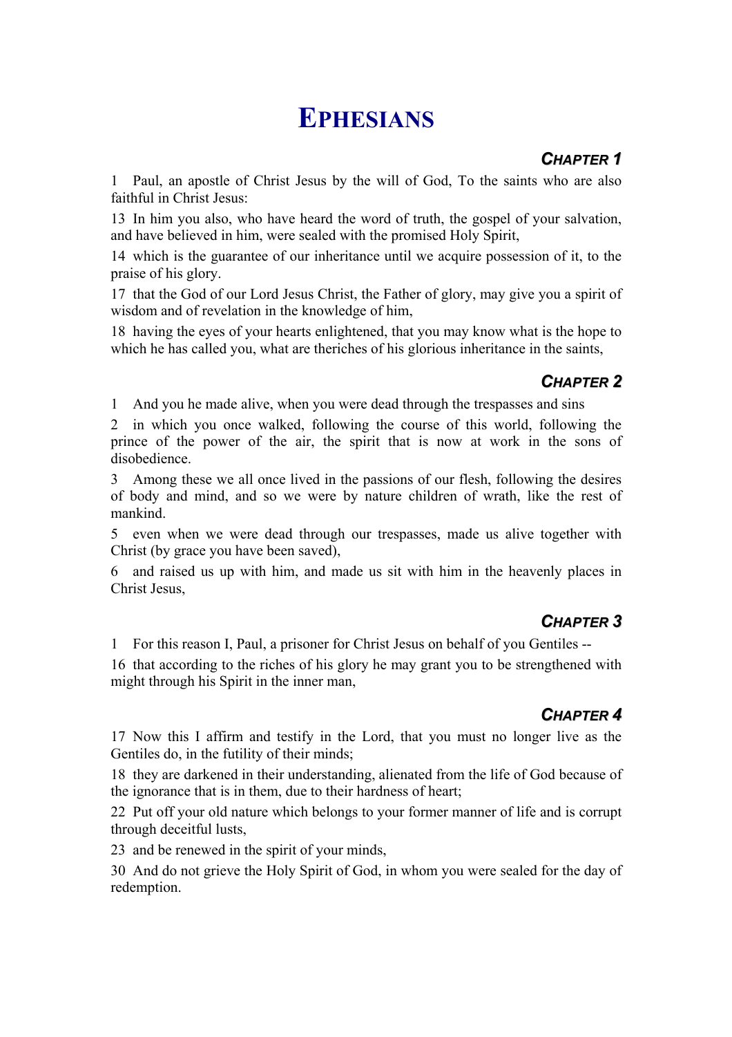# Ephesians

### *Chapter 1*

1 Paul, an apostle of Christ Jesus by the will of God, To the saints who are also faithful in Christ Jesus:

13 In him you also, who have heard the word of truth, the gospel of your salvation, and have believed in him, were sealed with the promised Holy Spirit,

14 which is the guarantee of our inheritance until we acquire possession of it, to the praise of his glory.

17 that the God of our Lord Jesus Christ, the Father of glory, may give you a spirit of wisdom and of revelation in the knowledge of him,

18 having the eyes of your hearts enlightened, that you may know what is the hope to which he has called you, what are theriches of his glorious inheritance in the saints,

### *Chapter 2*

1 And you he made alive, when you were dead through the trespasses and sins

2 in which you once walked, following the course of this world, following the prince of the power of the air, the spirit that is now at work in the sons of disobedience.

3 Among these we all once lived in the passions of our flesh, following the desires of body and mind, and so we were by nature children of wrath, like the rest of mankind.

5 even when we were dead through our trespasses, made us alive together with Christ (by grace you have been saved),

6 and raised us up with him, and made us sit with him in the heavenly places in Christ Jesus,

### *Chapter 3*

1 For this reason I, Paul, a prisoner for Christ Jesus on behalf of you Gentiles --

16 that according to the riches of his glory he may grant you to be strengthened with might through his Spirit in the inner man,

### *Chapter 4*

17 Now this I affirm and testify in the Lord, that you must no longer live as the Gentiles do, in the futility of their minds;

18 they are darkened in their understanding, alienated from the life of God because of the ignorance that is in them, due to their hardness of heart;

22 Put off your old nature which belongs to your former manner of life and is corrupt through deceitful lusts,

23 and be renewed in the spirit of your minds,

30 And do not grieve the Holy Spirit of God, in whom you were sealed for the day of redemption.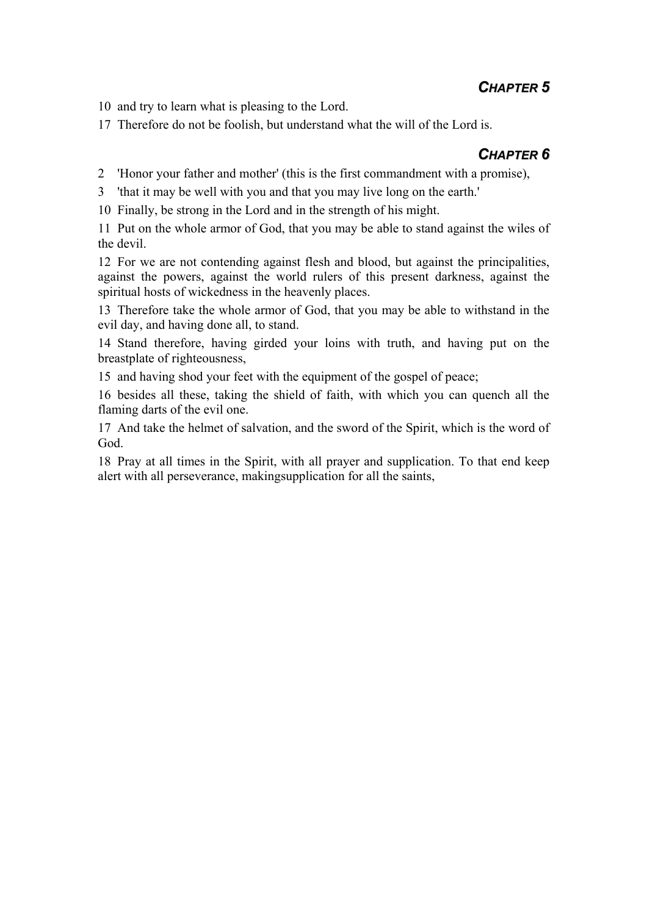## *CHAPTER 5*

10 and try to learn what is pleasing to the Lord.

17 Therefore do not be foolish, but understand what the will of the Lord is.

## *CHAPTER 6*

2 'Honor your father and mother' (this is the first commandment with a promise),

3 'that it may be well with you and that you may live long on the earth.'

10 Finally, be strong in the Lord and in the strength of his might.

11 Put on the whole armor of God, that you may be able to stand against the wiles of the devil.

12 For we are not contending against flesh and blood, but against the principalities, against the powers, against the world rulers of this present darkness, against the spiritual hosts of wickedness in the heavenly places.

13 Therefore take the whole armor of God, that you may be able to withstand in the evil day, and having done all, to stand.

14 Stand therefore, having girded your loins with truth, and having put on the breastplate of righteousness,

15 and having shod your feet with the equipment of the gospel of peace;

16 besides all these, taking the shield of faith, with which you can quench all the flaming darts of the evil one.

17 And take the helmet of salvation, and the sword of the Spirit, which is the word of God.

18 Pray at all times in the Spirit, with all prayer and supplication. To that end keep alert with all perseverance, makingsupplication for all the saints,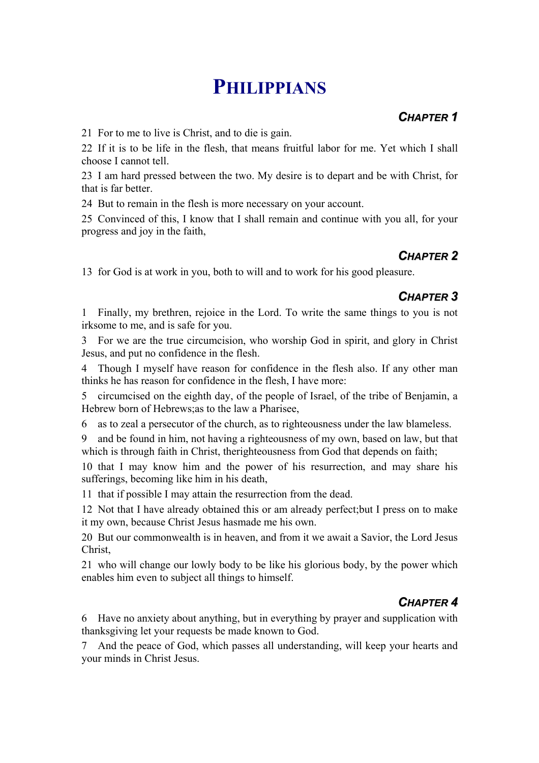# PHILIPPIANS

## CHAPTER 1

21 For to me to live is Christ, and to die is gain.

22 If it is to be life in the flesh, that means fruitful labor for me. Yet which I shall choose I cannot tell.

23 I am hard pressed between the two. My desire is to depart and be with Christ, for that is far better.

24 But to remain in the flesh is more necessary on your account.

25 Convinced of this, I know that I shall remain and continue with you all, for your progress and joy in the faith,

## CHAPTER 2

13 for God is at work in you, both to will and to work for his good pleasure.

## CHAPTER 3

1 Finally, my brethren, rejoice in the Lord. To write the same things to you is not irksome to me, and is safe for you.

3 For we are the true circumcision, who worship God in spirit, and glory in Christ Jesus, and put no confidence in the flesh.

4 Though I myself have reason for confidence in the flesh also. If any other man thinks he has reason for confidence in the flesh, I have more:

5 circumcised on the eighth day, of the people of Israel, of the tribe of Benjamin, a Hebrew born of Hebrews;as to the law a Pharisee,

6 as to zeal a persecutor of the church, as to righteousness under the law blameless.

9 and be found in him, not having a righteousness of my own, based on law, but that which is through faith in Christ, therighteousness from God that depends on faith;

10 that I may know him and the power of his resurrection, and may share his sufferings, becoming like him in his death,

11 that if possible I may attain the resurrection from the dead.

12 Not that I have already obtained this or am already perfect;but I press on to make it my own, because Christ Jesus hasmade me his own.

20 But our commonwealth is in heaven, and from it we await a Savior, the Lord Jesus Christ,

21 who will change our lowly body to be like his glorious body, by the power which enables him even to subject all things to himself.

## CHAPTER 4

6 Have no anxiety about anything, but in everything by prayer and supplication with thanksgiving let your requests be made known to God.

7 And the peace of God, which passes all understanding, will keep your hearts and your minds in Christ Jesus.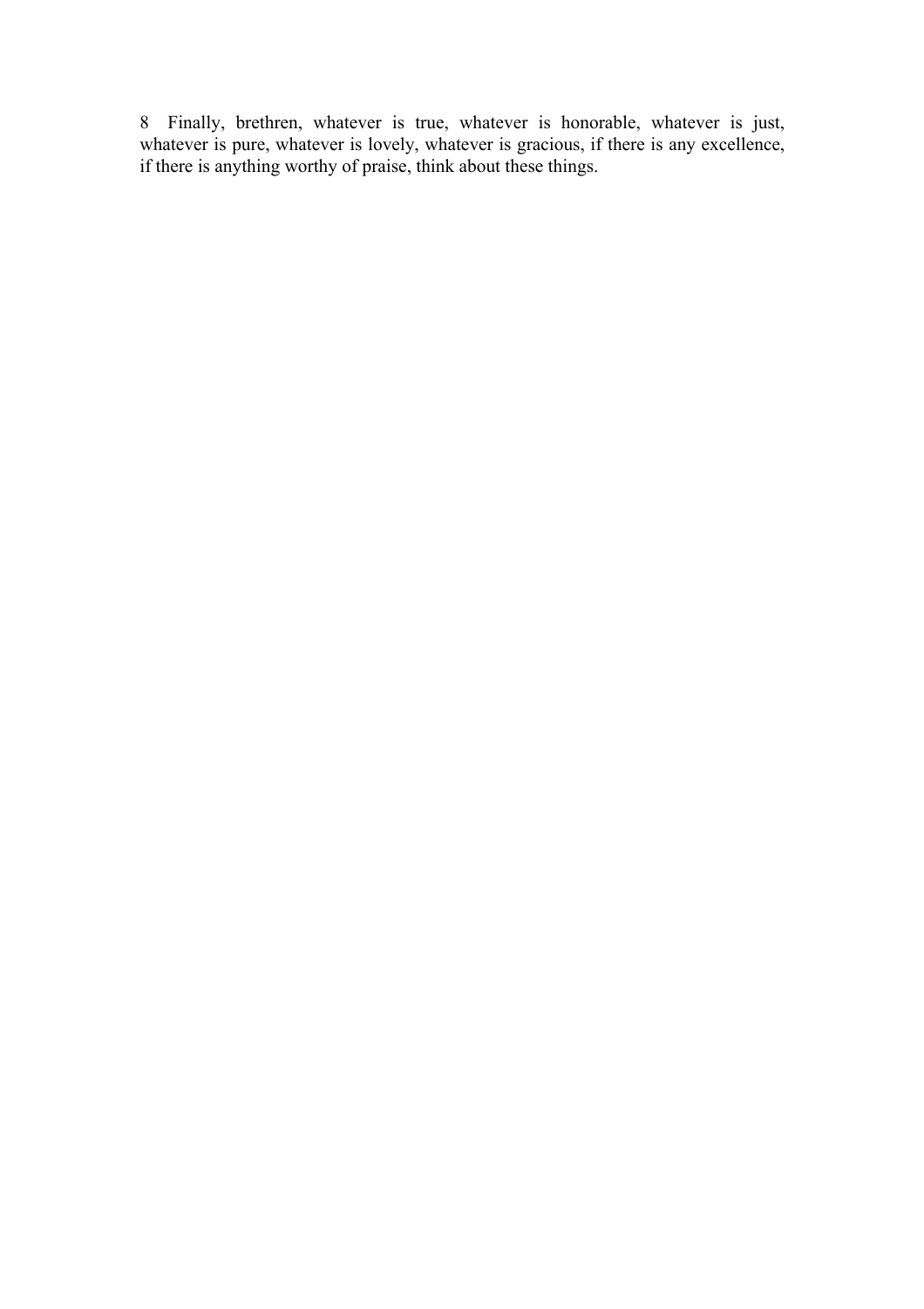8 Finally, brethren, whatever is true, whatever is honorable, whatever is just, whatever is pure, whatever is lovely, whatever is gracious, if there is any excellence, if there is anything worthy of praise, think about these things.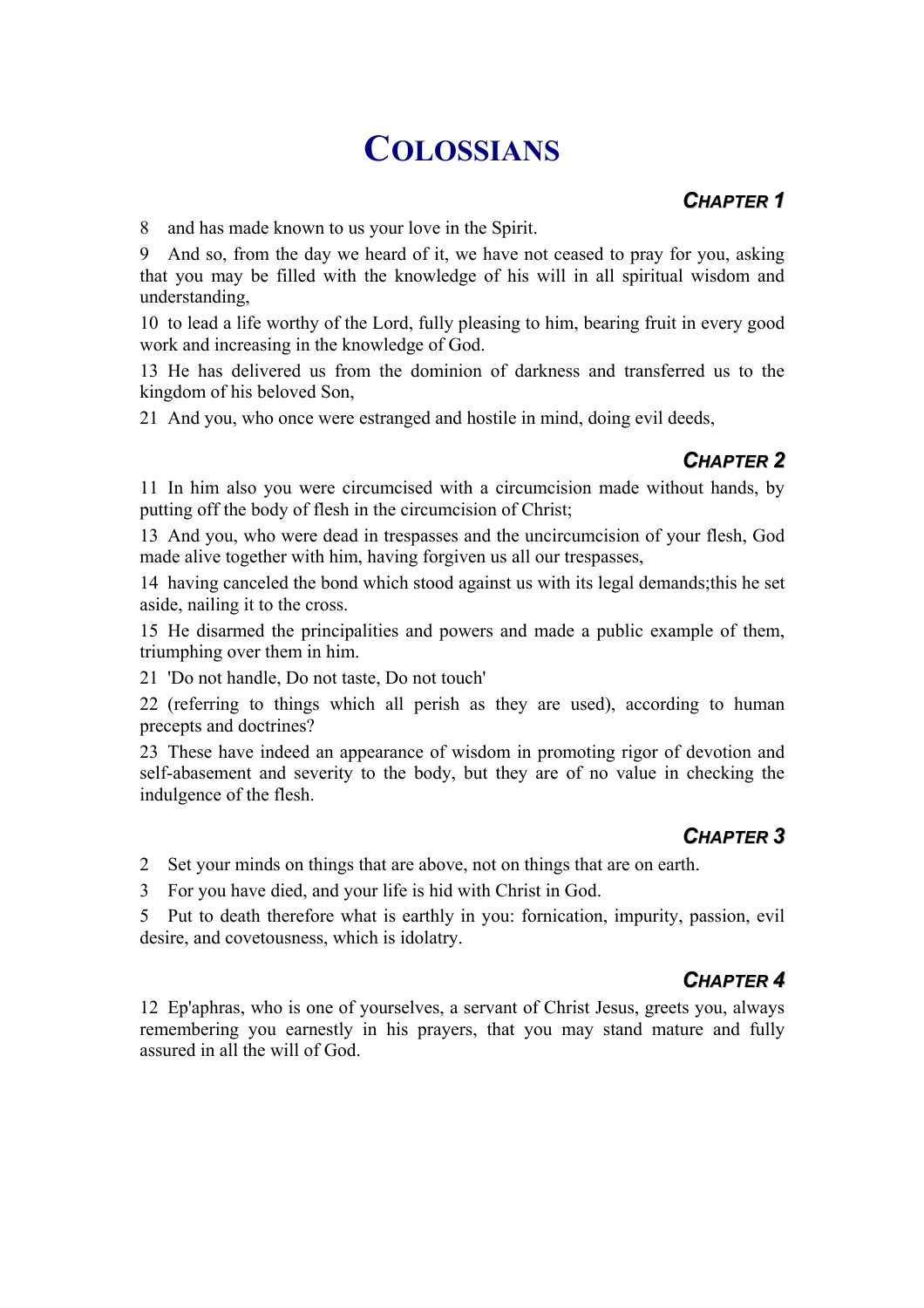# Colossians

## Chapter 1

8 and has made known to us your love in the Spirit.

9 And so, from the day we heard of it, we have not ceased to pray for you, asking that you may be filled with the knowledge of his will in all spiritual wisdom and understanding,

10 to lead a life worthy of the Lord, fully pleasing to him, bearing fruit in every good work and increasing in the knowledge of God.

13 He has delivered us from the dominion of darkness and transferred us to the kingdom of his beloved Son,

21 And you, who once were estranged and hostile in mind, doing evil deeds,

## Chapter 2

11 In him also you were circumcised with a circumcision made without hands, by putting off the body of flesh in the circumcision of Christ;

13 And you, who were dead in trespasses and the uncircumcision of your flesh, God made alive together with him, having forgiven us all our trespasses,

14 having canceled the bond which stood against us with its legal demands;this he set aside, nailing it to the cross.

15 He disarmed the principalities and powers and made a public example of them, triumphing over them in him.

21 'Do not handle, Do not taste, Do not touch'

22 (referring to things which all perish as they are used), according to human precepts and doctrines?

23 These have indeed an appearance of wisdom in promoting rigor of devotion and self-abasement and severity to the body, but they are of no value in checking the indulgence of the flesh.

## Chapter 3

2 Set your minds on things that are above, not on things that are on earth.

3 For you have died, and your life is hid with Christ in God.

5 Put to death therefore what is earthly in you: fornication, impurity, passion, evil desire, and covetousness, which is idolatry.

## Chapter 4

12 Ep'aphras, who is one of yourselves, a servant of Christ Jesus, greets you, always remembering you earnestly in his prayers, that you may stand mature and fully assured in all the will of God.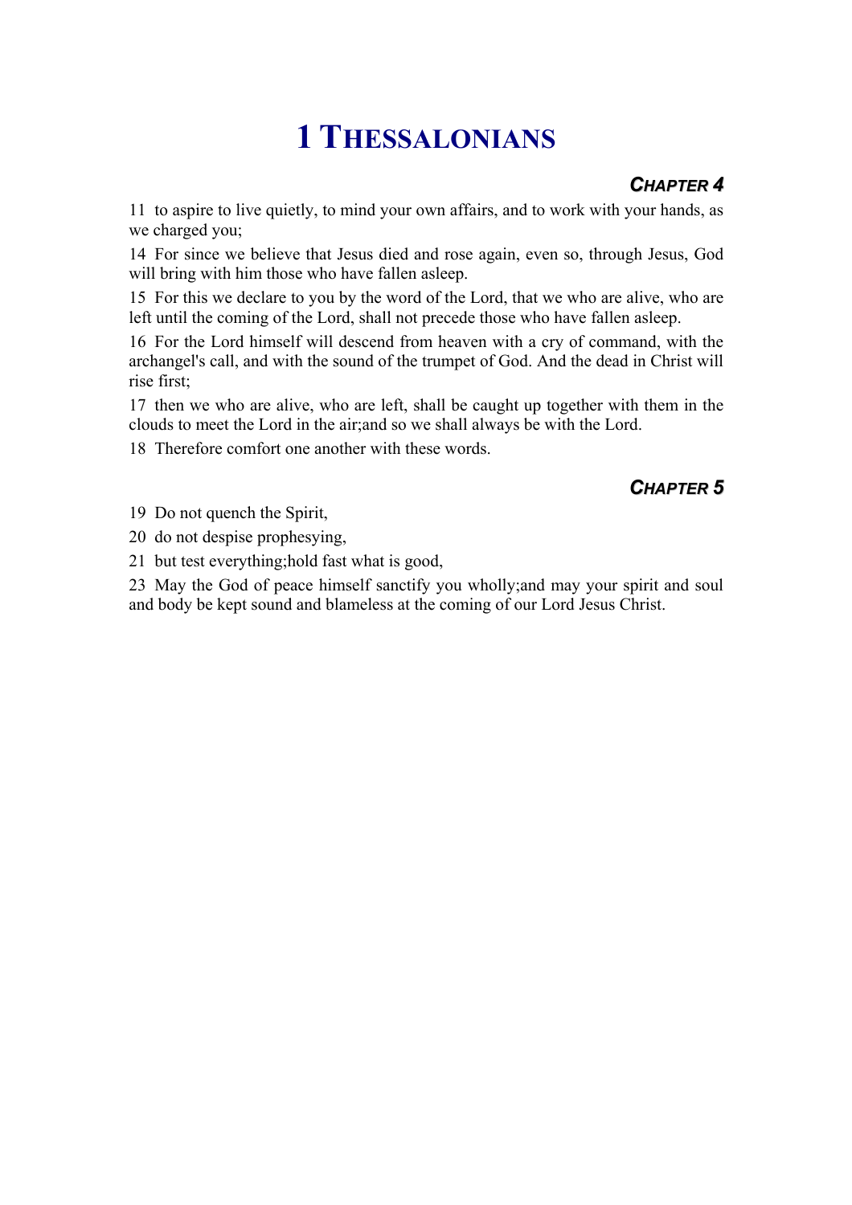# 1 Thessalonians

## *Chapter 4*

11  to aspire to live quietly, to mind your own affairs, and to work with your hands, as we charged you;

14  For since we believe that Jesus died and rose again, even so, through Jesus, God will bring with him those who have fallen asleep.

15  For this we declare to you by the word of the Lord, that we who are alive, who are left until the coming of the Lord, shall not precede those who have fallen asleep.

16  For the Lord himself will descend from heaven with a cry of command, with the archangel's call, and with the sound of the trumpet of God. And the dead in Christ will rise first;

17  then we who are alive, who are left, shall be caught up together with them in the clouds to meet the Lord in the air;and so we shall always be with the Lord.

18  Therefore comfort one another with these words.

## *Chapter 5*

19  Do not quench the Spirit,

20  do not despise prophesying,

21  but test everything;hold fast what is good,

23  May the God of peace himself sanctify you wholly;and may your spirit and soul and body be kept sound and blameless at the coming of our Lord Jesus Christ.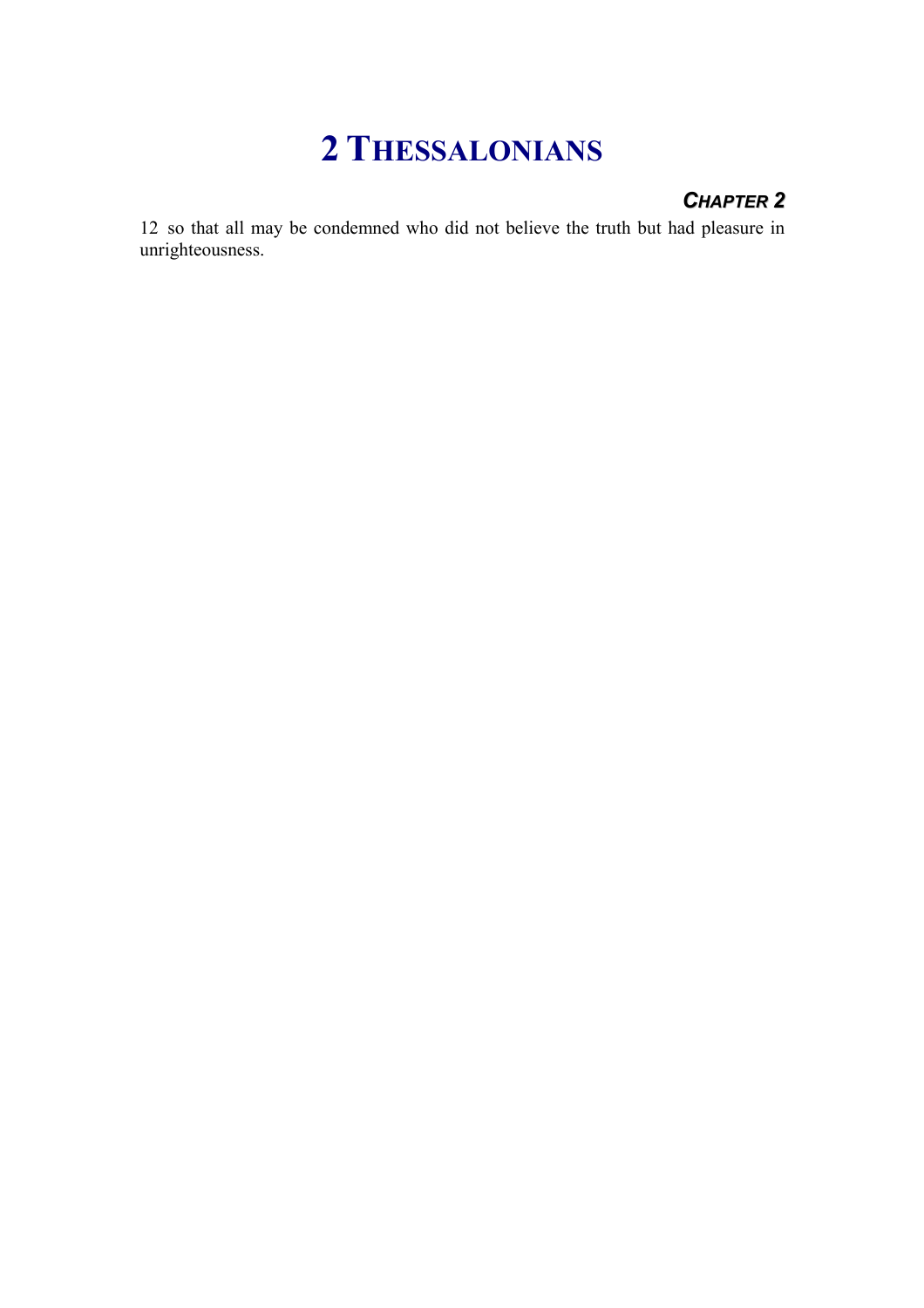# 2 THESSALONIANS

### *CHAPTER 2*

12 so that all may be condemned who did not believe the truth but had pleasure in unrighteousness.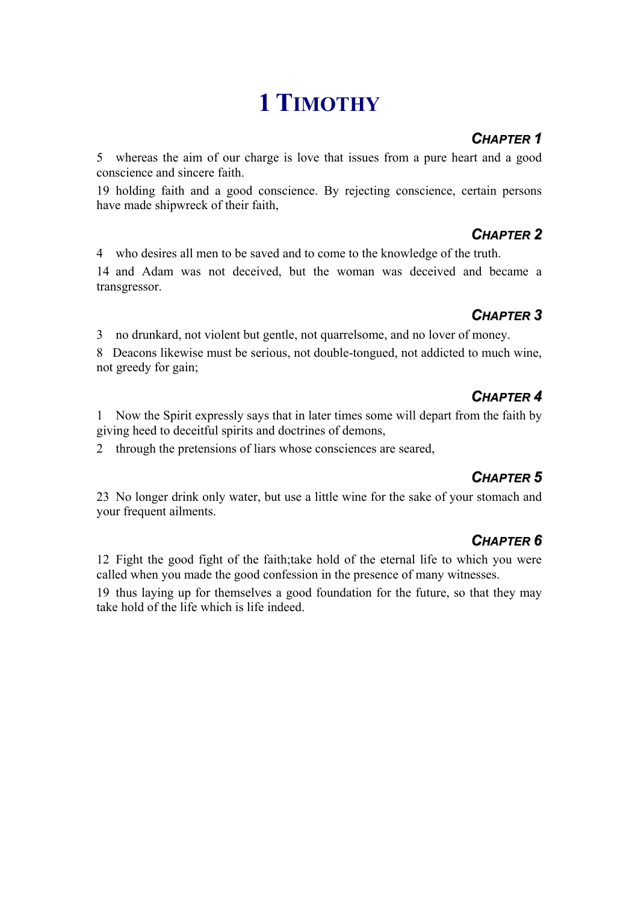# 1 Timothy

### *Chapter 1*

5 whereas the aim of our charge is love that issues from a pure heart and a good conscience and sincere faith.

19 holding faith and a good conscience. By rejecting conscience, certain persons have made shipwreck of their faith,

### *Chapter 2*

4 who desires all men to be saved and to come to the knowledge of the truth.

14 and Adam was not deceived, but the woman was deceived and became a transgressor.

### *Chapter 3*

3 no drunkard, not violent but gentle, not quarrelsome, and no lover of money.

8 Deacons likewise must be serious, not double-tongued, not addicted to much wine, not greedy for gain;

### *Chapter 4*

1 Now the Spirit expressly says that in later times some will depart from the faith by giving heed to deceitful spirits and doctrines of demons,

2 through the pretensions of liars whose consciences are seared,

### *Chapter 5*

23 No longer drink only water, but use a little wine for the sake of your stomach and your frequent ailments.

### *Chapter 6*

12 Fight the good fight of the faith;take hold of the eternal life to which you were called when you made the good confession in the presence of many witnesses.

19 thus laying up for themselves a good foundation for the future, so that they may take hold of the life which is life indeed.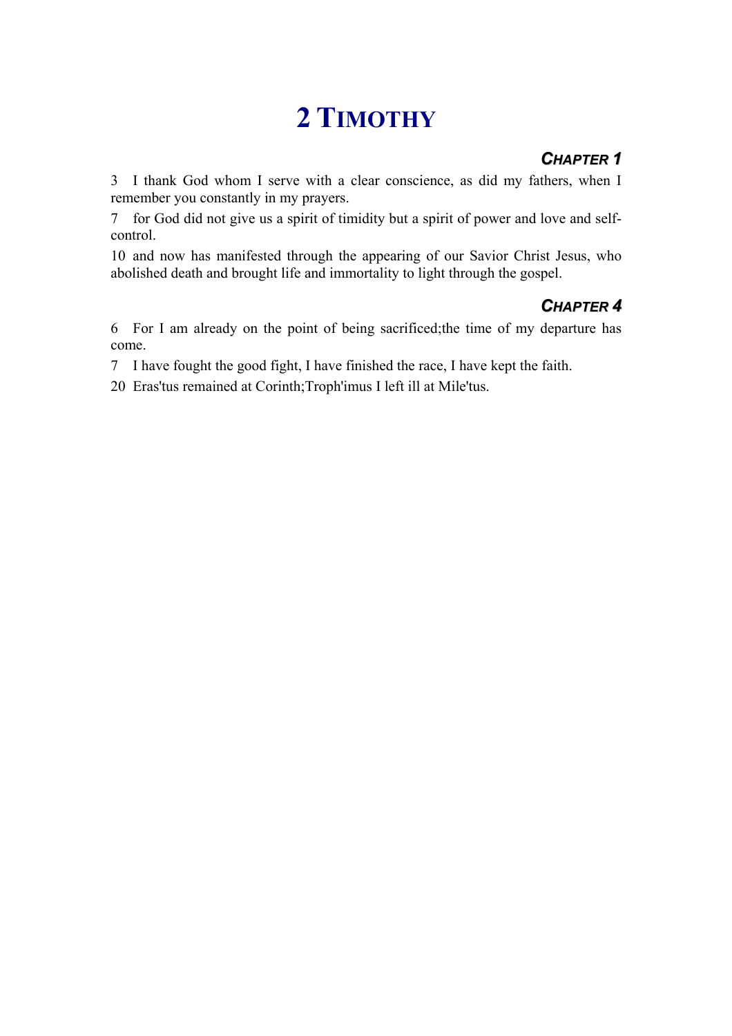# 2 TIMOTHY

### *CHAPTER 1*

3 I thank God whom I serve with a clear conscience, as did my fathers, when I remember you constantly in my prayers.

7 for God did not give us a spirit of timidity but a spirit of power and love and self-control.

10 and now has manifested through the appearing of our Savior Christ Jesus, who abolished death and brought life and immortality to light through the gospel.

### *CHAPTER 4*

6 For I am already on the point of being sacrificed;the time of my departure has come.

7 I have fought the good fight, I have finished the race, I have kept the faith.

20 Eras'tus remained at Corinth;Troph'imus I left ill at Mile'tus.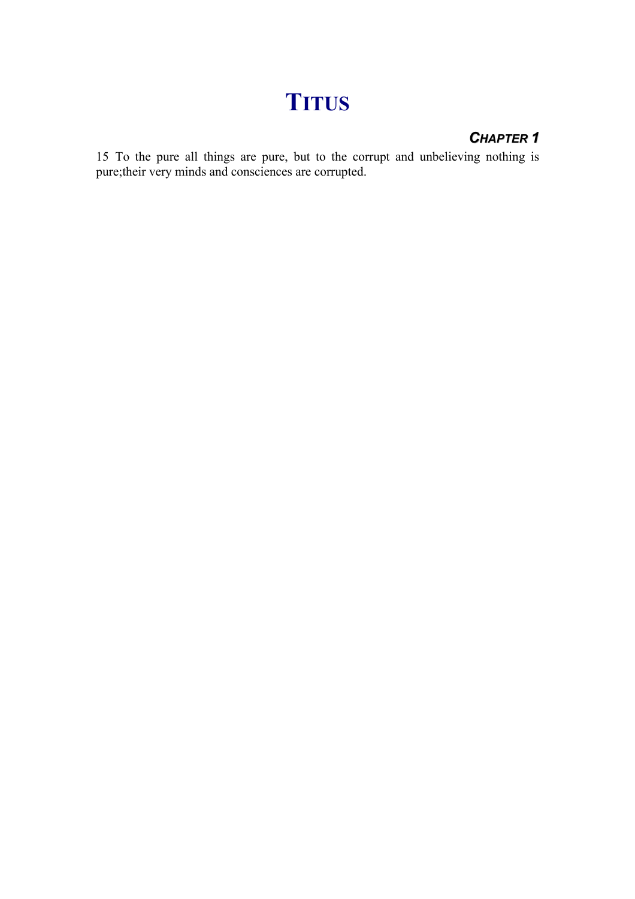# TITUS

### *CHAPTER 1*

15 To the pure all things are pure, but to the corrupt and unbelieving nothing is pure;their very minds and consciences are corrupted.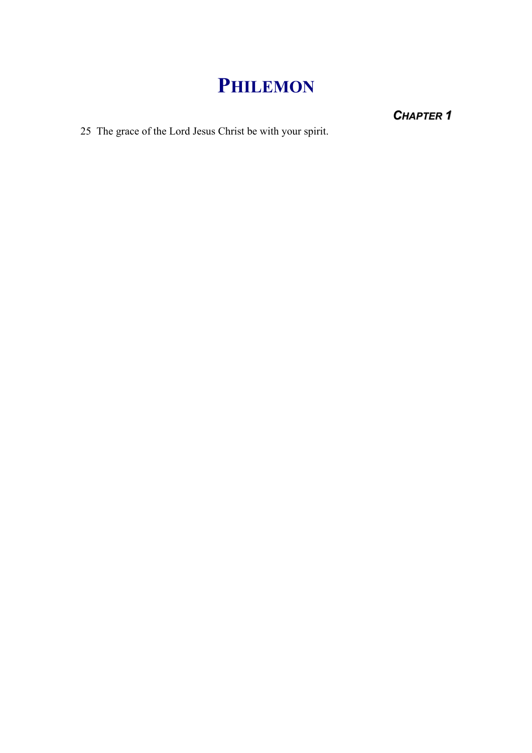# PHILEMON

## *CHAPTER 1*

25 The grace of the Lord Jesus Christ be with your spirit.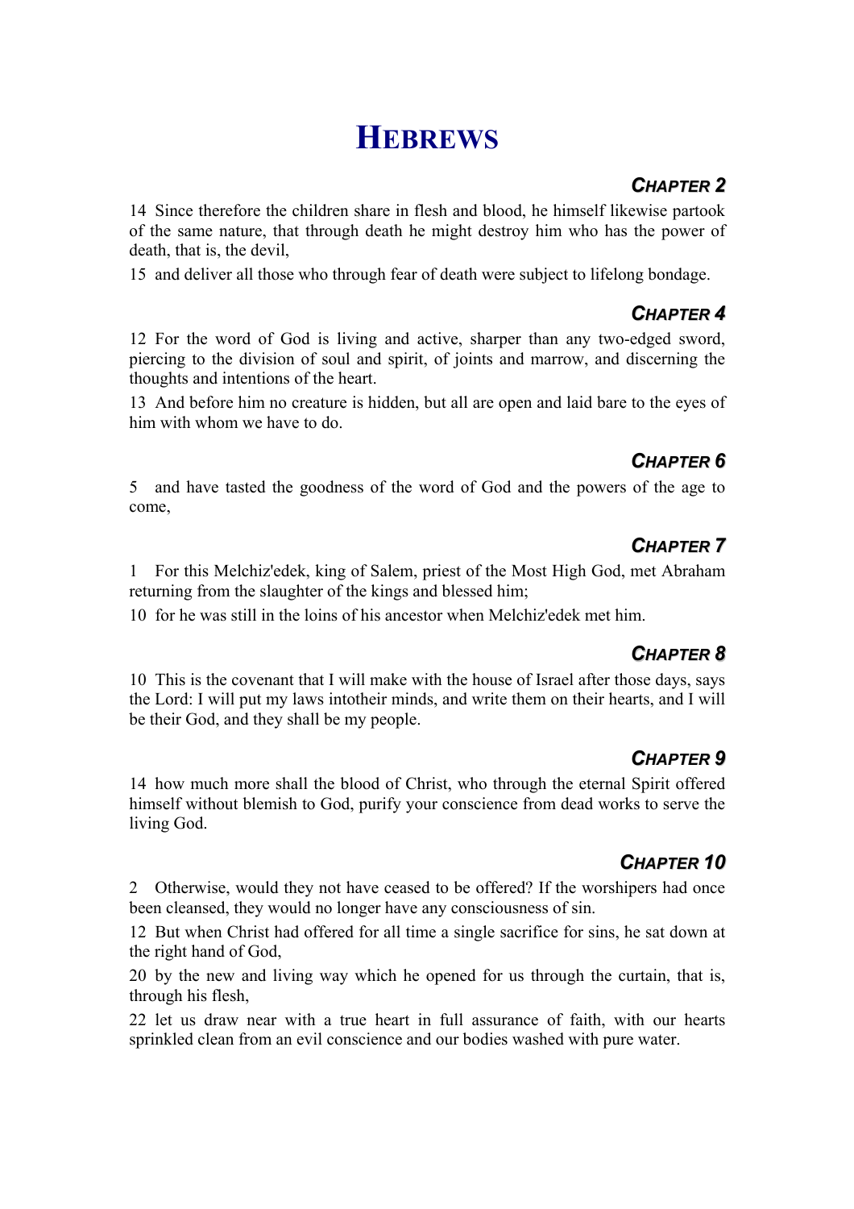# Hebrews

## Chapter 2

14 Since therefore the children share in flesh and blood, he himself likewise partook of the same nature, that through death he might destroy him who has the power of death, that is, the devil,

15 and deliver all those who through fear of death were subject to lifelong bondage.

## Chapter 4

12 For the word of God is living and active, sharper than any two-edged sword, piercing to the division of soul and spirit, of joints and marrow, and discerning the thoughts and intentions of the heart.

13 And before him no creature is hidden, but all are open and laid bare to the eyes of him with whom we have to do.

## Chapter 6

5 and have tasted the goodness of the word of God and the powers of the age to come,

## Chapter 7

1 For this Melchiz'edek, king of Salem, priest of the Most High God, met Abraham returning from the slaughter of the kings and blessed him;

10 for he was still in the loins of his ancestor when Melchiz'edek met him.

## Chapter 8

10 This is the covenant that I will make with the house of Israel after those days, says the Lord: I will put my laws intotheir minds, and write them on their hearts, and I will be their God, and they shall be my people.

## Chapter 9

14 how much more shall the blood of Christ, who through the eternal Spirit offered himself without blemish to God, purify your conscience from dead works to serve the living God.

## Chapter 10

2 Otherwise, would they not have ceased to be offered? If the worshipers had once been cleansed, they would no longer have any consciousness of sin.

12 But when Christ had offered for all time a single sacrifice for sins, he sat down at the right hand of God,

20 by the new and living way which he opened for us through the curtain, that is, through his flesh,

22 let us draw near with a true heart in full assurance of faith, with our hearts sprinkled clean from an evil conscience and our bodies washed with pure water.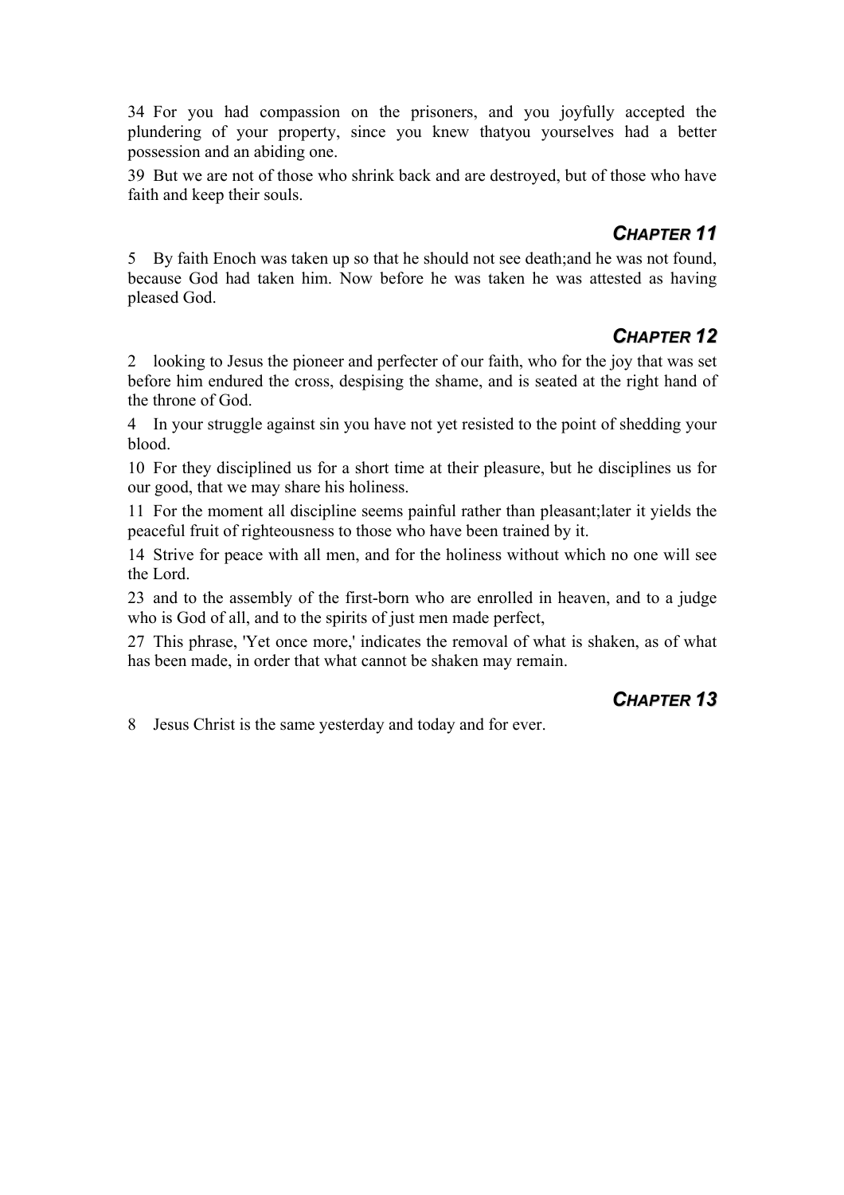34 For you had compassion on the prisoners, and you joyfully accepted the plundering of your property, since you knew thatyou yourselves had a better possession and an abiding one.

39 But we are not of those who shrink back and are destroyed, but of those who have faith and keep their souls.

## *CHAPTER 11*

5 By faith Enoch was taken up so that he should not see death;and he was not found, because God had taken him. Now before he was taken he was attested as having pleased God.

## *CHAPTER 12*

2 looking to Jesus the pioneer and perfecter of our faith, who for the joy that was set before him endured the cross, despising the shame, and is seated at the right hand of the throne of God.

4 In your struggle against sin you have not yet resisted to the point of shedding your blood.

10 For they disciplined us for a short time at their pleasure, but he disciplines us for our good, that we may share his holiness.

11 For the moment all discipline seems painful rather than pleasant;later it yields the peaceful fruit of righteousness to those who have been trained by it.

14 Strive for peace with all men, and for the holiness without which no one will see the Lord.

23 and to the assembly of the first-born who are enrolled in heaven, and to a judge who is God of all, and to the spirits of just men made perfect,

27 This phrase, 'Yet once more,' indicates the removal of what is shaken, as of what has been made, in order that what cannot be shaken may remain.

## *CHAPTER 13*

8 Jesus Christ is the same yesterday and today and for ever.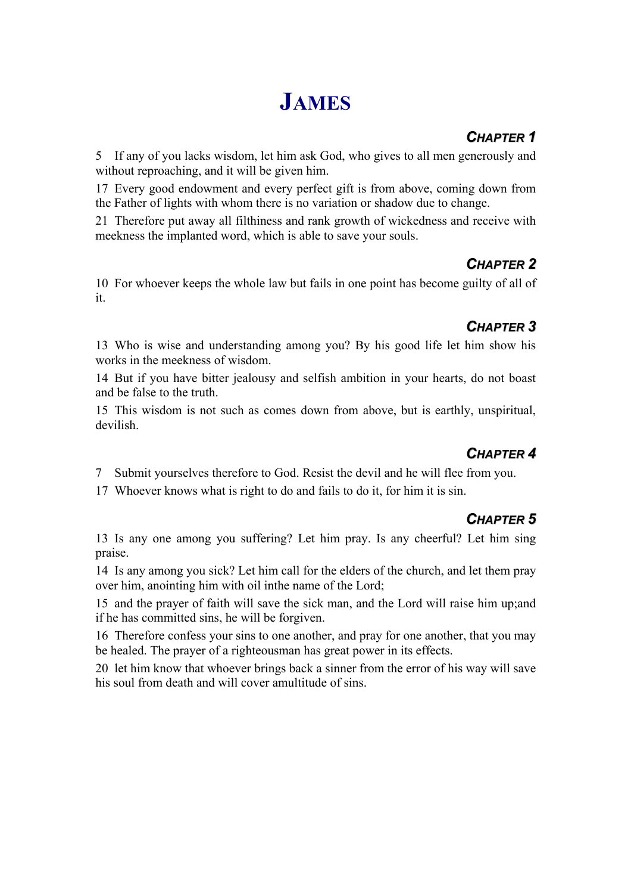# JAMES

## CHAPTER 1

5 If any of you lacks wisdom, let him ask God, who gives to all men generously and without reproaching, and it will be given him.

17 Every good endowment and every perfect gift is from above, coming down from the Father of lights with whom there is no variation or shadow due to change.

21 Therefore put away all filthiness and rank growth of wickedness and receive with meekness the implanted word, which is able to save your souls.

## CHAPTER 2

10 For whoever keeps the whole law but fails in one point has become guilty of all of it.

## CHAPTER 3

13 Who is wise and understanding among you? By his good life let him show his works in the meekness of wisdom.

14 But if you have bitter jealousy and selfish ambition in your hearts, do not boast and be false to the truth.

15 This wisdom is not such as comes down from above, but is earthly, unspiritual, devilish.

## CHAPTER 4

7 Submit yourselves therefore to God. Resist the devil and he will flee from you.

17 Whoever knows what is right to do and fails to do it, for him it is sin.

## CHAPTER 5

13 Is any one among you suffering? Let him pray. Is any cheerful? Let him sing praise.

14 Is any among you sick? Let him call for the elders of the church, and let them pray over him, anointing him with oil inthe name of the Lord;

15 and the prayer of faith will save the sick man, and the Lord will raise him up;and if he has committed sins, he will be forgiven.

16 Therefore confess your sins to one another, and pray for one another, that you may be healed. The prayer of a righteousman has great power in its effects.

20 let him know that whoever brings back a sinner from the error of his way will save his soul from death and will cover amultitude of sins.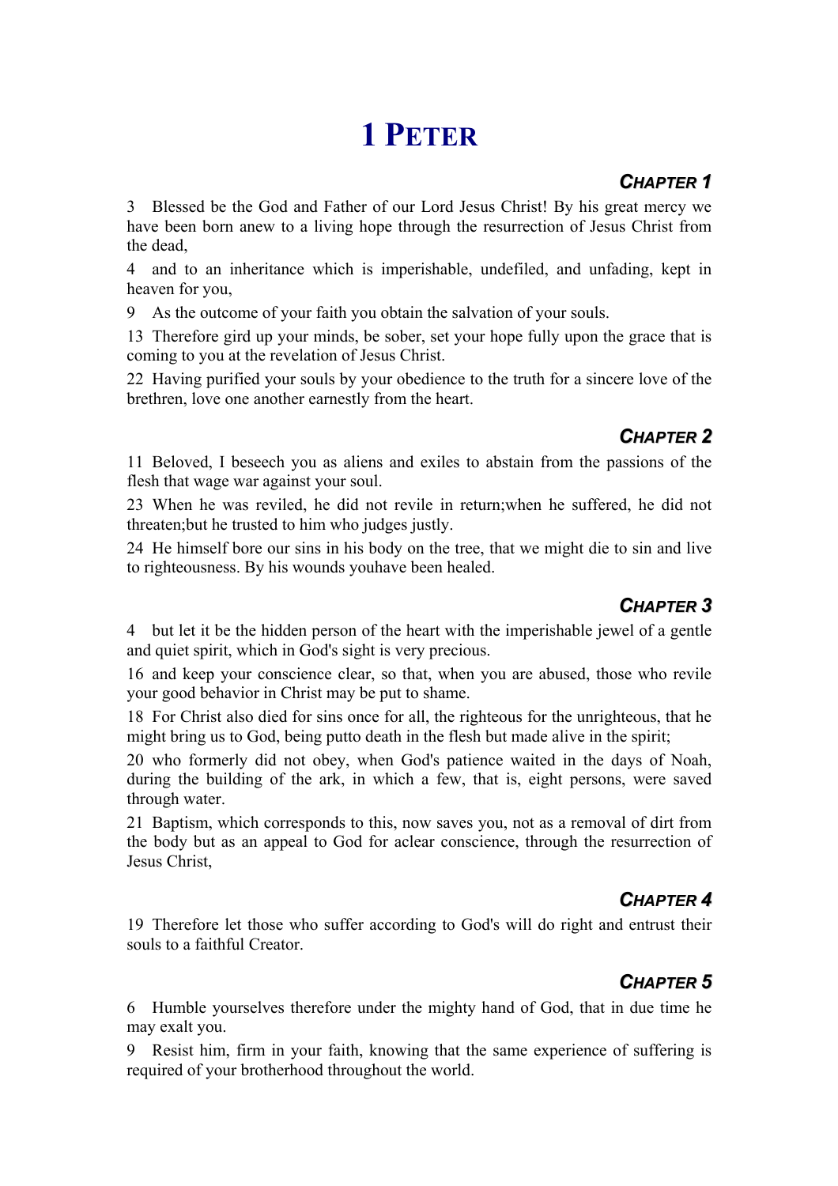# 1 PETER

## *CHAPTER 1*

3 Blessed be the God and Father of our Lord Jesus Christ! By his great mercy we have been born anew to a living hope through the resurrection of Jesus Christ from the dead,

4 and to an inheritance which is imperishable, undefiled, and unfading, kept in heaven for you,

9 As the outcome of your faith you obtain the salvation of your souls.

13 Therefore gird up your minds, be sober, set your hope fully upon the grace that is coming to you at the revelation of Jesus Christ.

22 Having purified your souls by your obedience to the truth for a sincere love of the brethren, love one another earnestly from the heart.

## *CHAPTER 2*

11 Beloved, I beseech you as aliens and exiles to abstain from the passions of the flesh that wage war against your soul.

23 When he was reviled, he did not revile in return;when he suffered, he did not threaten;but he trusted to him who judges justly.

24 He himself bore our sins in his body on the tree, that we might die to sin and live to righteousness. By his wounds youhave been healed.

## *CHAPTER 3*

4 but let it be the hidden person of the heart with the imperishable jewel of a gentle and quiet spirit, which in God's sight is very precious.

16 and keep your conscience clear, so that, when you are abused, those who revile your good behavior in Christ may be put to shame.

18 For Christ also died for sins once for all, the righteous for the unrighteous, that he might bring us to God, being putto death in the flesh but made alive in the spirit;

20 who formerly did not obey, when God's patience waited in the days of Noah, during the building of the ark, in which a few, that is, eight persons, were saved through water.

21 Baptism, which corresponds to this, now saves you, not as a removal of dirt from the body but as an appeal to God for aclear conscience, through the resurrection of Jesus Christ,

## *CHAPTER 4*

19 Therefore let those who suffer according to God's will do right and entrust their souls to a faithful Creator.

## *CHAPTER 5*

6 Humble yourselves therefore under the mighty hand of God, that in due time he may exalt you.

9 Resist him, firm in your faith, knowing that the same experience of suffering is required of your brotherhood throughout the world.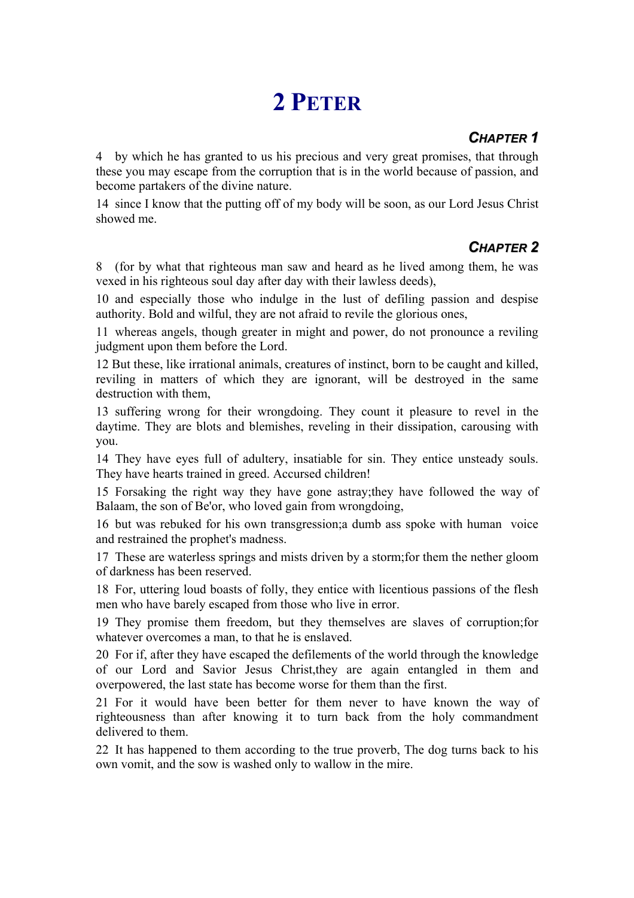# 2 PETER

### *CHAPTER 1*

4 by which he has granted to us his precious and very great promises, that through these you may escape from the corruption that is in the world because of passion, and become partakers of the divine nature.

14 since I know that the putting off of my body will be soon, as our Lord Jesus Christ showed me.

### *CHAPTER 2*

8 (for by what that righteous man saw and heard as he lived among them, he was vexed in his righteous soul day after day with their lawless deeds),

10 and especially those who indulge in the lust of defiling passion and despise authority. Bold and wilful, they are not afraid to revile the glorious ones,

11 whereas angels, though greater in might and power, do not pronounce a reviling judgment upon them before the Lord.

12 But these, like irrational animals, creatures of instinct, born to be caught and killed, reviling in matters of which they are ignorant, will be destroyed in the same destruction with them,

13 suffering wrong for their wrongdoing. They count it pleasure to revel in the daytime. They are blots and blemishes, reveling in their dissipation, carousing with you.

14 They have eyes full of adultery, insatiable for sin. They entice unsteady souls. They have hearts trained in greed. Accursed children!

15 Forsaking the right way they have gone astray;they have followed the way of Balaam, the son of Be'or, who loved gain from wrongdoing,

16 but was rebuked for his own transgression;a dumb ass spoke with human voice and restrained the prophet's madness.

17 These are waterless springs and mists driven by a storm;for them the nether gloom of darkness has been reserved.

18 For, uttering loud boasts of folly, they entice with licentious passions of the flesh men who have barely escaped from those who live in error.

19 They promise them freedom, but they themselves are slaves of corruption;for whatever overcomes a man, to that he is enslaved.

20 For if, after they have escaped the defilements of the world through the knowledge of our Lord and Savior Jesus Christ,they are again entangled in them and overpowered, the last state has become worse for them than the first.

21 For it would have been better for them never to have known the way of righteousness than after knowing it to turn back from the holy commandment delivered to them.

22 It has happened to them according to the true proverb, The dog turns back to his own vomit, and the sow is washed only to wallow in the mire.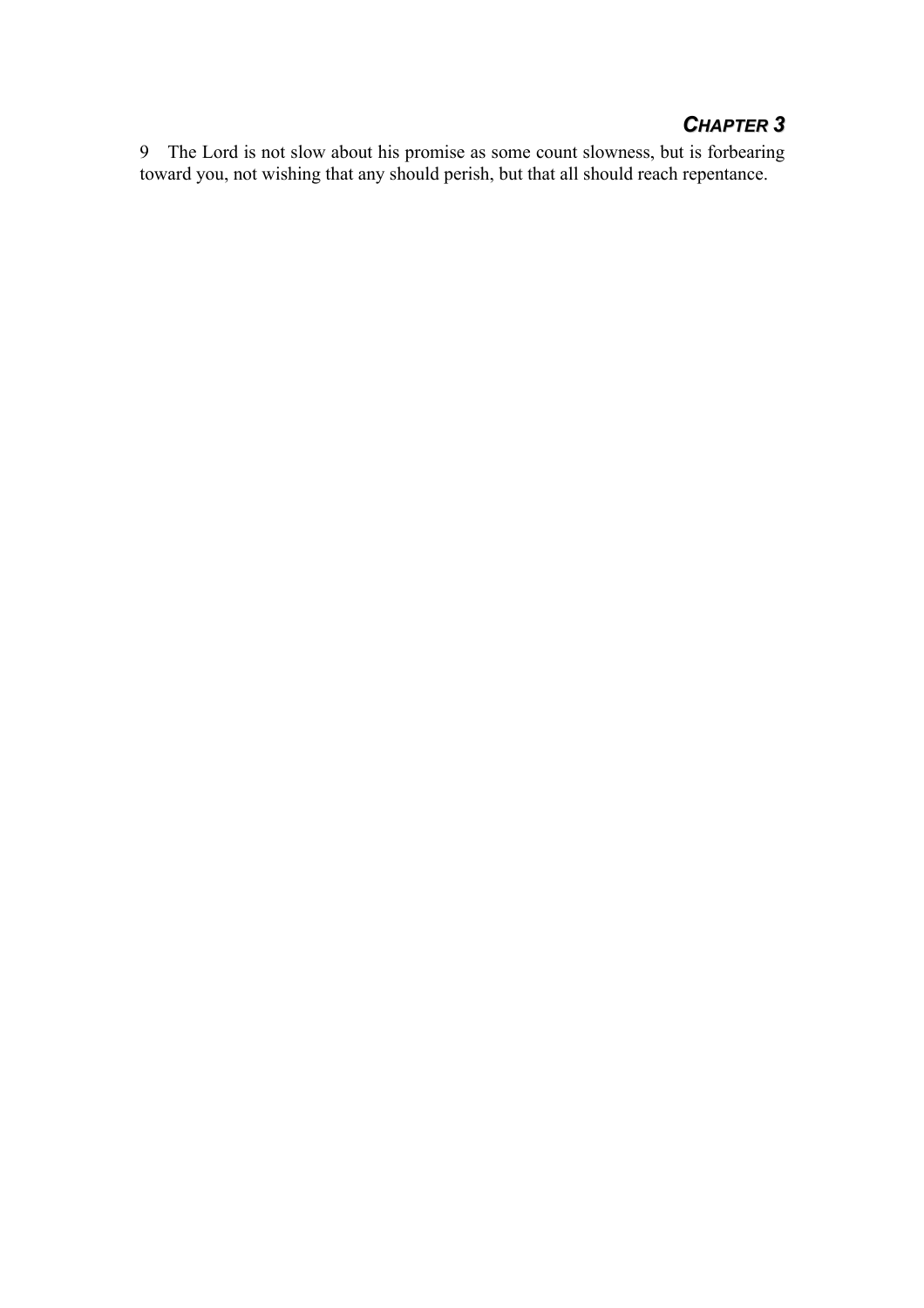## *CHAPTER 3*

9 The Lord is not slow about his promise as some count slowness, but is forbearing toward you, not wishing that any should perish, but that all should reach repentance.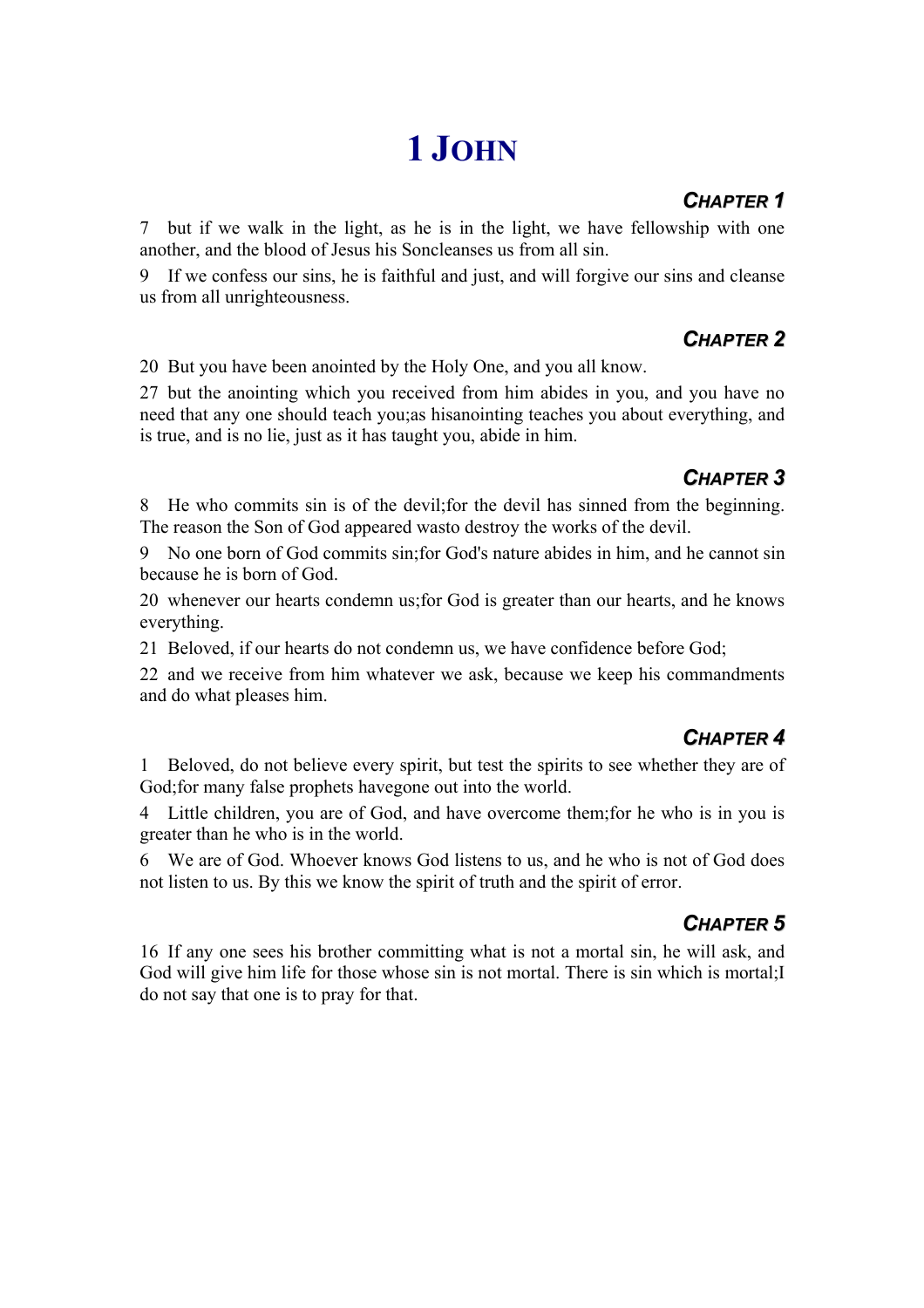# 1 John

## Chapter 1

7 but if we walk in the light, as he is in the light, we have fellowship with one another, and the blood of Jesus his Soncleanses us from all sin.

9 If we confess our sins, he is faithful and just, and will forgive our sins and cleanse us from all unrighteousness.

## Chapter 2

20 But you have been anointed by the Holy One, and you all know.

27 but the anointing which you received from him abides in you, and you have no need that any one should teach you;as hisanointing teaches you about everything, and is true, and is no lie, just as it has taught you, abide in him.

## Chapter 3

8 He who commits sin is of the devil;for the devil has sinned from the beginning. The reason the Son of God appeared wasto destroy the works of the devil.

9 No one born of God commits sin;for God's nature abides in him, and he cannot sin because he is born of God.

20 whenever our hearts condemn us;for God is greater than our hearts, and he knows everything.

21 Beloved, if our hearts do not condemn us, we have confidence before God;

22 and we receive from him whatever we ask, because we keep his commandments and do what pleases him.

## Chapter 4

1 Beloved, do not believe every spirit, but test the spirits to see whether they are of God;for many false prophets havegone out into the world.

4 Little children, you are of God, and have overcome them;for he who is in you is greater than he who is in the world.

6 We are of God. Whoever knows God listens to us, and he who is not of God does not listen to us. By this we know the spirit of truth and the spirit of error.

## Chapter 5

16 If any one sees his brother committing what is not a mortal sin, he will ask, and God will give him life for those whose sin is not mortal. There is sin which is mortal;I do not say that one is to pray for that.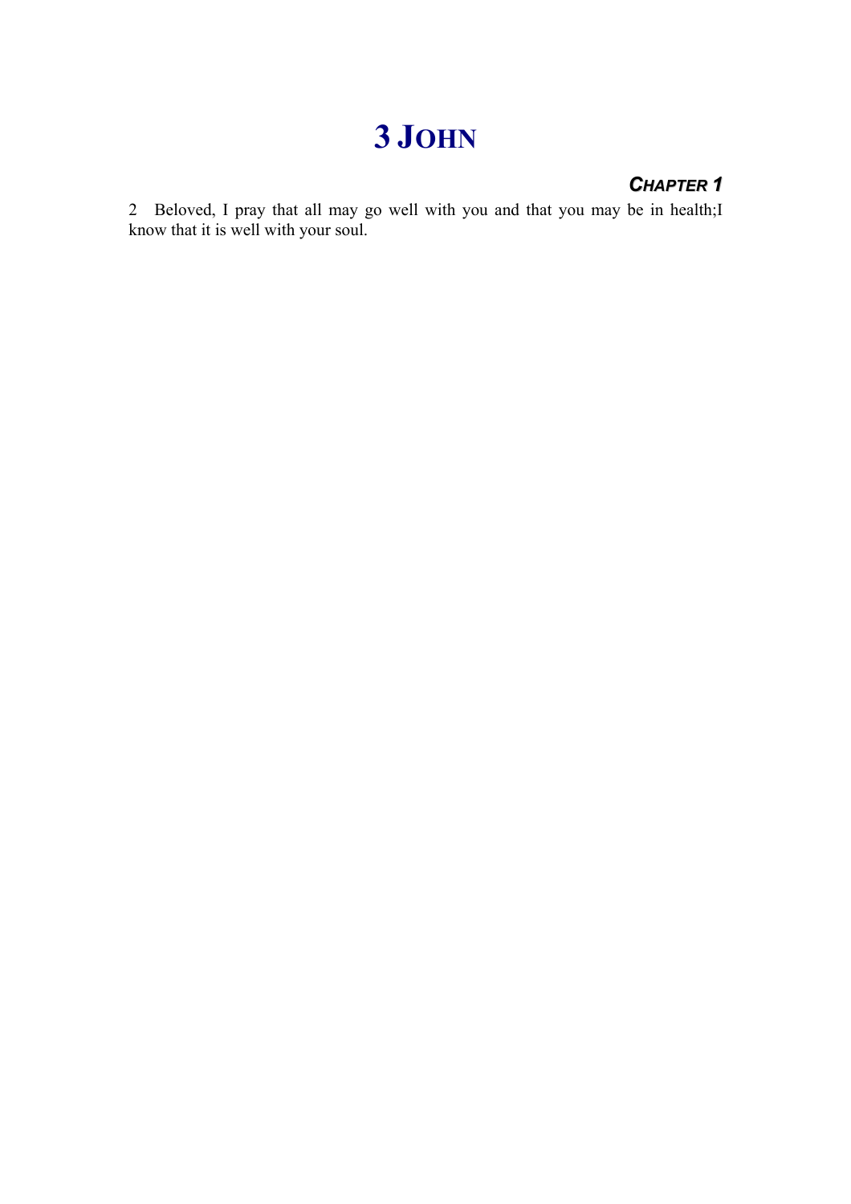# 3 JOHN

### *CHAPTER 1*

2 Beloved, I pray that all may go well with you and that you may be in health;I know that it is well with your soul.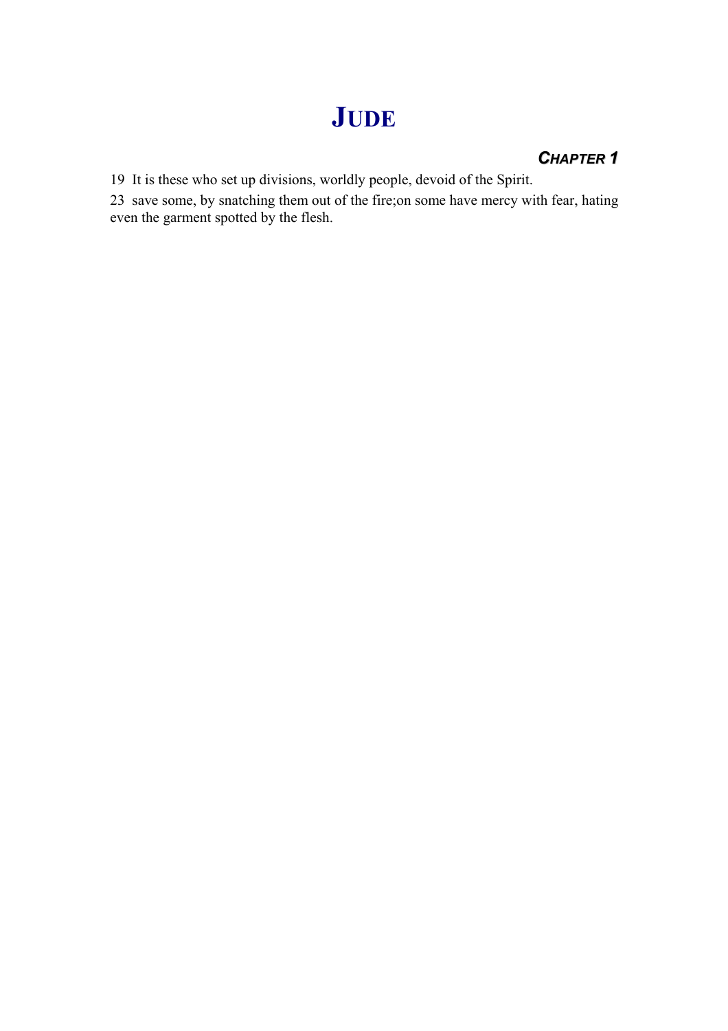# JUDE

### *CHAPTER 1*

19 It is these who set up divisions, worldly people, devoid of the Spirit.

23 save some, by snatching them out of the fire;on some have mercy with fear, hating even the garment spotted by the flesh.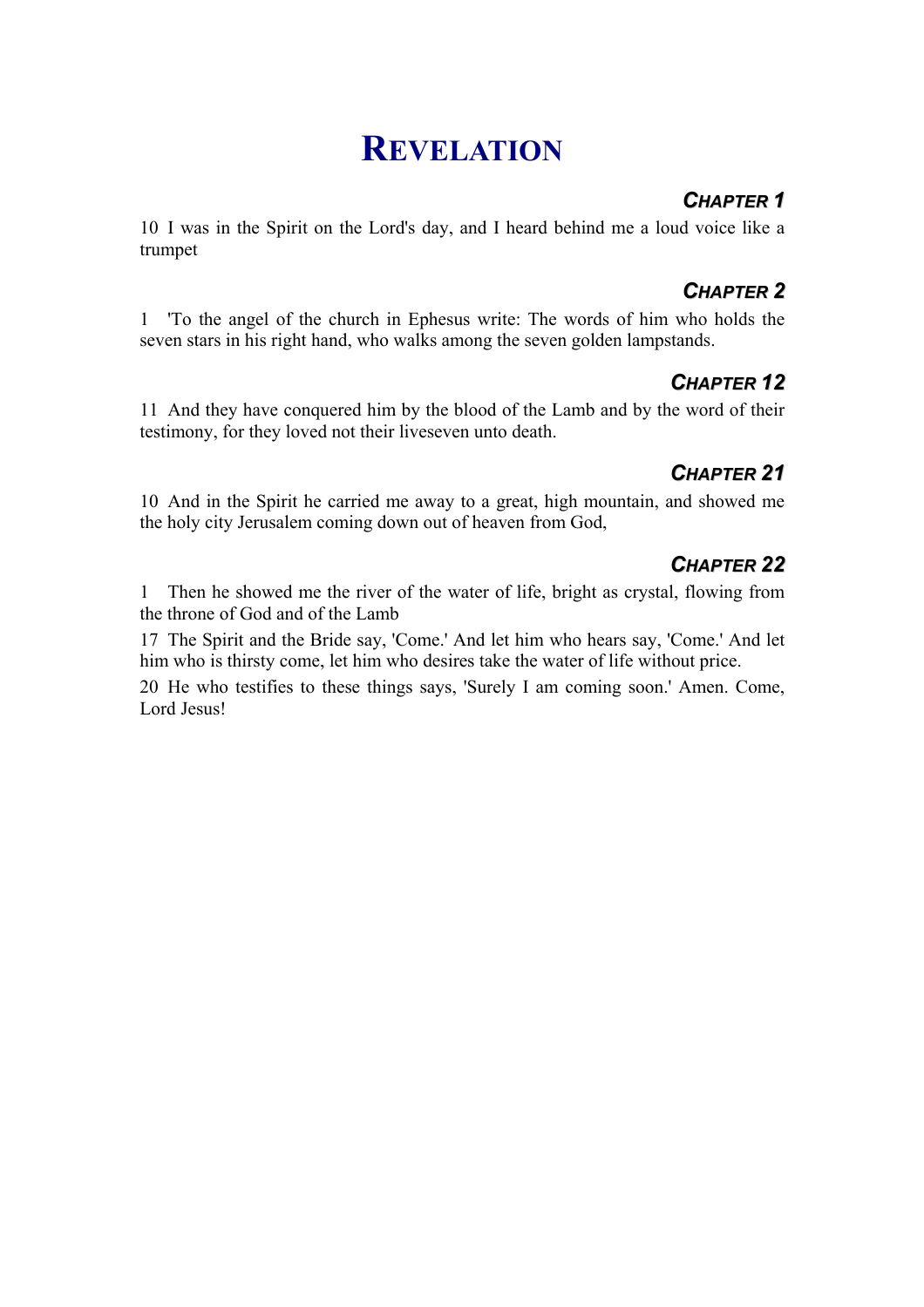# REVELATION

## *CHAPTER 1*

10 I was in the Spirit on the Lord's day, and I heard behind me a loud voice like a trumpet

## *CHAPTER 2*

1 'To the angel of the church in Ephesus write: The words of him who holds the seven stars in his right hand, who walks among the seven golden lampstands.

## *CHAPTER 12*

11 And they have conquered him by the blood of the Lamb and by the word of their testimony, for they loved not their liveseven unto death.

## *CHAPTER 21*

10 And in the Spirit he carried me away to a great, high mountain, and showed me the holy city Jerusalem coming down out of heaven from God,

## *CHAPTER 22*

1 Then he showed me the river of the water of life, bright as crystal, flowing from the throne of God and of the Lamb

17 The Spirit and the Bride say, 'Come.' And let him who hears say, 'Come.' And let him who is thirsty come, let him who desires take the water of life without price.

20 He who testifies to these things says, 'Surely I am coming soon.' Amen. Come, Lord Jesus!